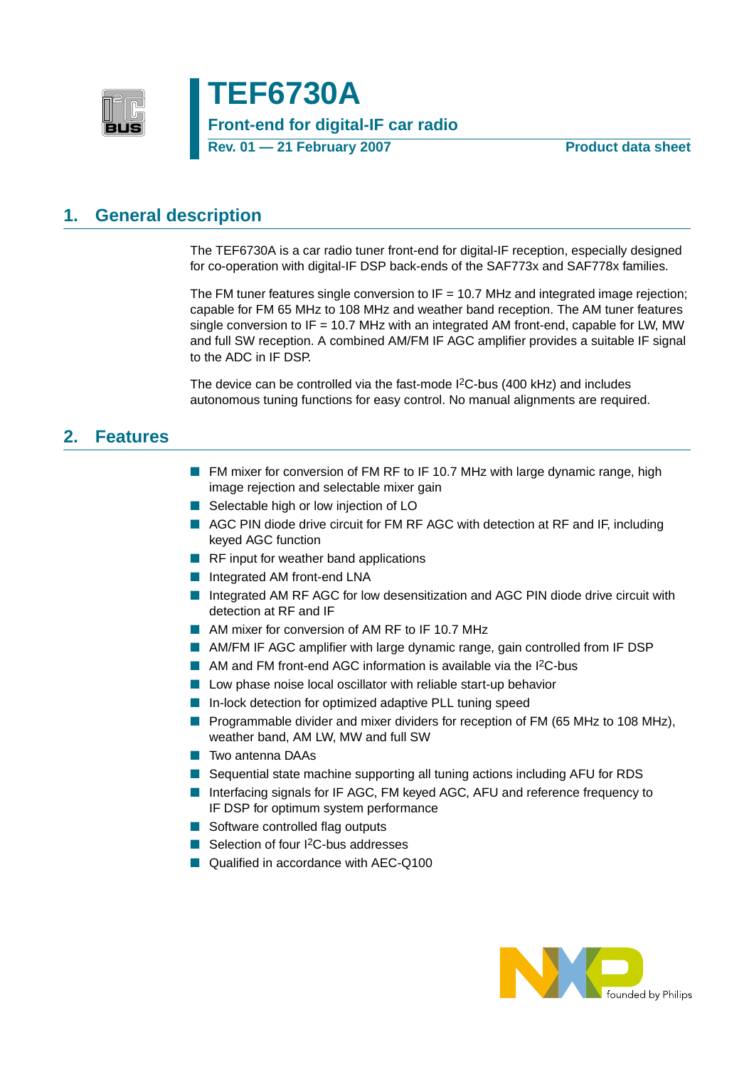# TEF6730A

## Front-end for digital-IF car radio

**Rev. 01 — 21 February 2007** **Product data sheet**

## 1. General description

The TEF6730A is a car radio tuner front-end for digital-IF reception, especially designed for co-operation with digital-IF DSP back-ends of the SAF773x and SAF778x families.

The FM tuner features single conversion to IF = 10.7 MHz and integrated image rejection; capable for FM 65 MHz to 108 MHz and weather band reception. The AM tuner features single conversion to IF = 10.7 MHz with an integrated AM front-end, capable for LW, MW and full SW reception. A combined AM/FM IF AGC amplifier provides a suitable IF signal to the ADC in IF DSP.

The device can be controlled via the fast-mode I$^2$C-bus (400 kHz) and includes autonomous tuning functions for easy control. No manual alignments are required.

## 2. Features

- FM mixer for conversion of FM RF to IF 10.7 MHz with large dynamic range, high image rejection and selectable mixer gain
- Selectable high or low injection of LO
- AGC PIN diode drive circuit for FM RF AGC with detection at RF and IF, including keyed AGC function
- RF input for weather band applications
- Integrated AM front-end LNA
- Integrated AM RF AGC for low desensitization and AGC PIN diode drive circuit with detection at RF and IF
- AM mixer for conversion of AM RF to IF 10.7 MHz
- AM/FM IF AGC amplifier with large dynamic range, gain controlled from IF DSP
- AM and FM front-end AGC information is available via the I$^2$C-bus
- Low phase noise local oscillator with reliable start-up behavior
- In-lock detection for optimized adaptive PLL tuning speed
- Programmable divider and mixer dividers for reception of FM (65 MHz to 108 MHz), weather band, AM LW, MW and full SW
- Two antenna DAAs
- Sequential state machine supporting all tuning actions including AFU for RDS
- Interfacing signals for IF AGC, FM keyed AGC, AFU and reference frequency to IF DSP for optimum system performance
- Software controlled flag outputs
- Selection of four I$^2$C-bus addresses
- Qualified in accordance with AEC-Q100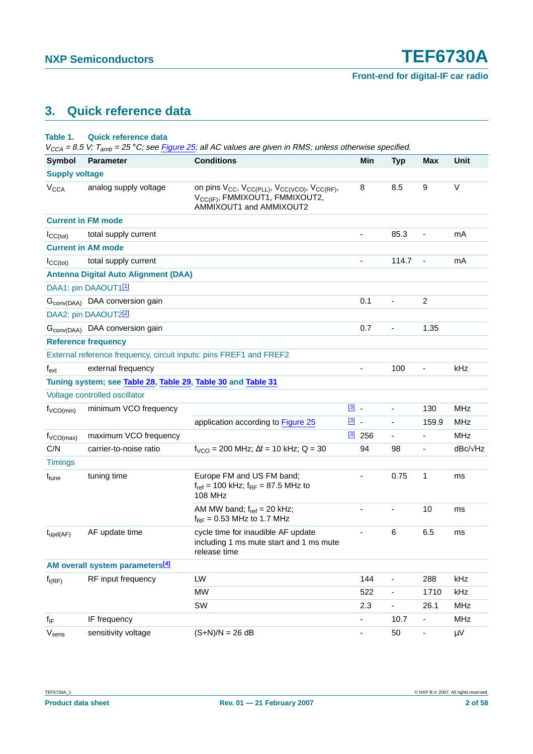## 3. Quick reference data

**Table 1. Quick reference data**

*$V_{CCA}$ = 8.5 V; $T_{amb}$ = 25 °C; see Figure 25; all AC values are given in RMS; unless otherwise specified.*

| Symbol | Parameter | Conditions | | Min | Typ | Max | Unit |
|---|---|---|---|---|---|---|---|
| **Supply voltage** | | | | | | | |
| $V_{CCA}$ | analog supply voltage | on pins $V_{CC}$, $V_{CC(PLL)}$, $V_{CC(VCO)}$, $V_{CC(RF)}$, $V_{CC(IF)}$, FMMIXOUT1, FMMIXOUT2, AMMIXOUT1 and AMMIXOUT2 | | 8 | 8.5 | 9 | V |
| **Current in FM mode** | | | | | | | |
| $I_{CC(tot)}$ | total supply current | | | - | 85.3 | - | mA |
| **Current in AM mode** | | | | | | | |
| $I_{CC(tot)}$ | total supply current | | | - | 114.7 | - | mA |
| **Antenna Digital Auto Alignment (DAA)** | | | | | | | |
| DAA1: pin DAAOUT1[1] | | | | | | | |
| $G_{conv(DAA)}$ | DAA conversion gain | | | 0.1 | - | 2 | |
| DAA2: pin DAAOUT2[2] | | | | | | | |
| $G_{conv(DAA)}$ | DAA conversion gain | | | 0.7 | - | 1.35 | |
| **Reference frequency** | | | | | | | |
| External reference frequency, circuit inputs: pins FREF1 and FREF2 | | | | | | | |
| $f_{ext}$ | external frequency | | | - | 100 | - | kHz |
| **Tuning system; see Table 28, Table 29, Table 30 and Table 31** | | | | | | | |
| Voltage controlled oscillator | | | | | | | |
| $f_{VCO(min)}$ | minimum VCO frequency | | [3] | - | - | 130 | MHz |
| | | application according to Figure 25 | [3] | - | - | 159.9 | MHz |
| $f_{VCO(max)}$ | maximum VCO frequency | | [3] | 256 | - | - | MHz |
| C/N | carrier-to-noise ratio | $f_{VCO}$ = 200 MHz; Δf = 10 kHz; Q = 30 | | 94 | 98 | - | dBc/√Hz |
| Timings | | | | | | | |
| $t_{tune}$ | tuning time | Europe FM and US FM band; $f_{ref}$ = 100 kHz; $f_{RF}$ = 87.5 MHz to 108 MHz | | - | 0.75 | 1 | ms |
| | | AM MW band; $f_{ref}$ = 20 kHz; $f_{RF}$ = 0.53 MHz to 1.7 MHz | | - | - | 10 | ms |
| $t_{upd(AF)}$ | AF update time | cycle time for inaudible AF update including 1 ms mute start and 1 ms mute release time | | - | 6 | 6.5 | ms |
| **AM overall system parameters[4]** | | | | | | | |
| $f_{i(RF)}$ | RF input frequency | LW | | 144 | - | 288 | kHz |
| | | MW | | 522 | - | 1710 | kHz |
| | | SW | | 2.3 | - | 26.1 | MHz |
| $f_{IF}$ | IF frequency | | | - | 10.7 | - | MHz |
| $V_{sens}$ | sensitivity voltage | (S+N)/N = 26 dB | | - | 50 | - | μV |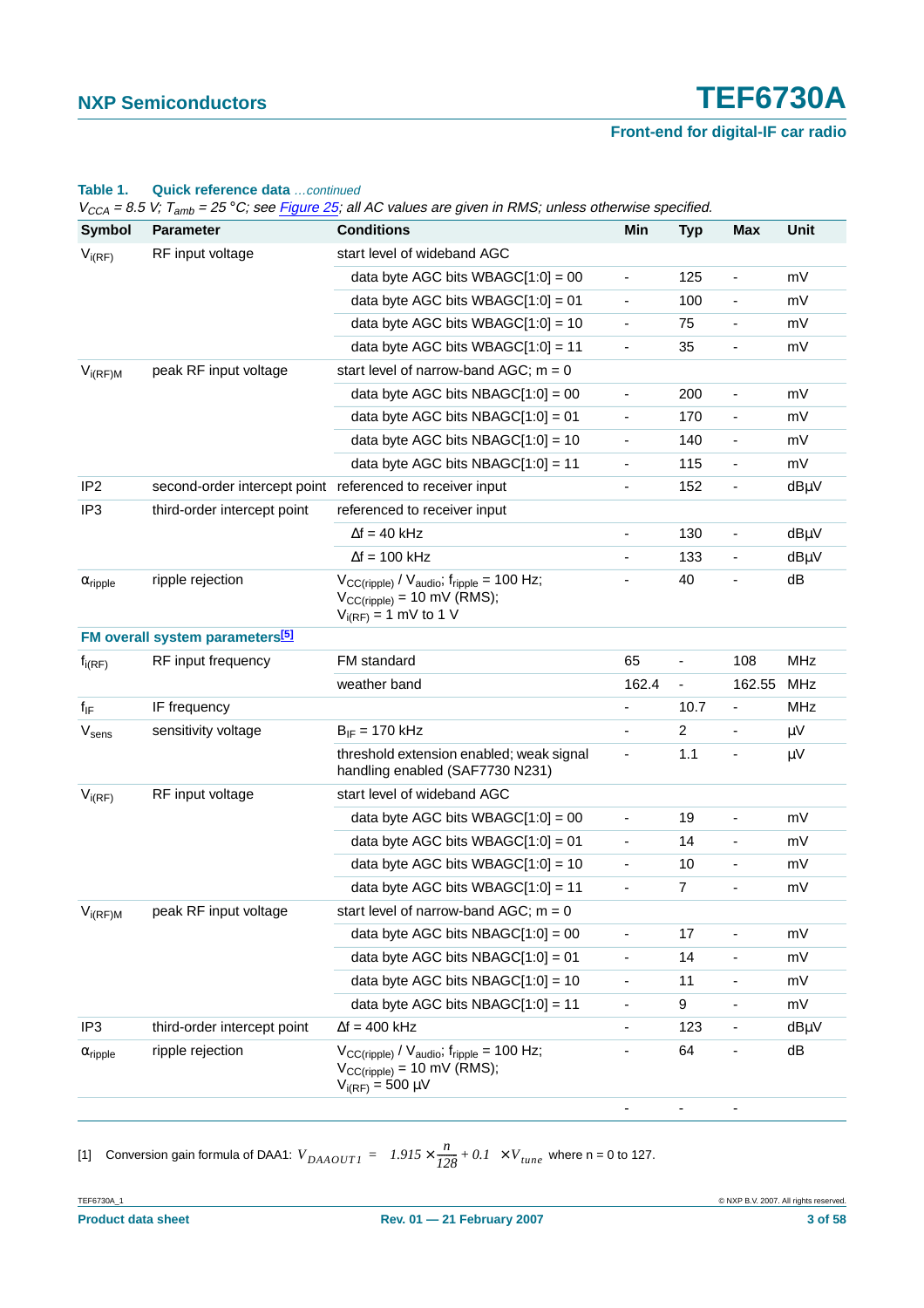**Table 1. Quick reference data** *…continued*

*$V_{CCA}$ = 8.5 V; $T_{amb}$ = 25 °C; see Figure 25; all AC values are given in RMS; unless otherwise specified.*

| Symbol | Parameter | Conditions | Min | Typ | Max | Unit |
|---|---|---|---|---|---|---|
| $V_{i(RF)}$ | RF input voltage | start level of wideband AGC | | | | |
| | | data byte AGC bits WBAGC[1:0] = 00 | - | 125 | - | mV |
| | | data byte AGC bits WBAGC[1:0] = 01 | - | 100 | - | mV |
| | | data byte AGC bits WBAGC[1:0] = 10 | - | 75 | - | mV |
| | | data byte AGC bits WBAGC[1:0] = 11 | - | 35 | - | mV |
| $V_{i(RF)M}$ | peak RF input voltage | start level of narrow-band AGC; m = 0 | | | | |
| | | data byte AGC bits NBAGC[1:0] = 00 | - | 200 | - | mV |
| | | data byte AGC bits NBAGC[1:0] = 01 | - | 170 | - | mV |
| | | data byte AGC bits NBAGC[1:0] = 10 | - | 140 | - | mV |
| | | data byte AGC bits NBAGC[1:0] = 11 | - | 115 | - | mV |
| IP2 | second-order intercept point | referenced to receiver input | - | 152 | - | dBμV |
| IP3 | third-order intercept point | referenced to receiver input | | | | |
| | | Δf = 40 kHz | - | 130 | - | dBμV |
| | | Δf = 100 kHz | - | 133 | - | dBμV |
| $\alpha_{ripple}$ | ripple rejection | $V_{CC(ripple)}$ / $V_{audio}$; $f_{ripple}$ = 100 Hz; $V_{CC(ripple)}$ = 10 mV (RMS); $V_{i(RF)}$ = 1 mV to 1 V | - | 40 | - | dB |
| **FM overall system parameters[5]** | | | | | | |
| $f_{i(RF)}$ | RF input frequency | FM standard | 65 | - | 108 | MHz |
| | | weather band | 162.4 | - | 162.55 | MHz |
| $f_{IF}$ | IF frequency | | - | 10.7 | - | MHz |
| $V_{sens}$ | sensitivity voltage | $B_{IF}$ = 170 kHz | - | 2 | - | μV |
| | | threshold extension enabled; weak signal handling enabled (SAF7730 N231) | - | 1.1 | - | μV |
| $V_{i(RF)}$ | RF input voltage | start level of wideband AGC | | | | |
| | | data byte AGC bits WBAGC[1:0] = 00 | - | 19 | - | mV |
| | | data byte AGC bits WBAGC[1:0] = 01 | - | 14 | - | mV |
| | | data byte AGC bits WBAGC[1:0] = 10 | - | 10 | - | mV |
| | | data byte AGC bits WBAGC[1:0] = 11 | - | 7 | - | mV |
| $V_{i(RF)M}$ | peak RF input voltage | start level of narrow-band AGC; m = 0 | | | | |
| | | data byte AGC bits NBAGC[1:0] = 00 | - | 17 | - | mV |
| | | data byte AGC bits NBAGC[1:0] = 01 | - | 14 | - | mV |
| | | data byte AGC bits NBAGC[1:0] = 10 | - | 11 | - | mV |
| | | data byte AGC bits NBAGC[1:0] = 11 | - | 9 | - | mV |
| IP3 | third-order intercept point | Δf = 400 kHz | - | 123 | - | dBμV |
| $\alpha_{ripple}$ | ripple rejection | $V_{CC(ripple)}$ / $V_{audio}$; $f_{ripple}$ = 100 Hz; $V_{CC(ripple)}$ = 10 mV (RMS); $V_{i(RF)}$ = 500 μV | - | 64 | - | dB |
| | | | - | - | - | |

[1] Conversion gain formula of DAA1: $V_{DAAOUT1} = \left(1.915 \times \frac{n}{128} + 0.1\right) \times V_{tune}$ where n = 0 to 127.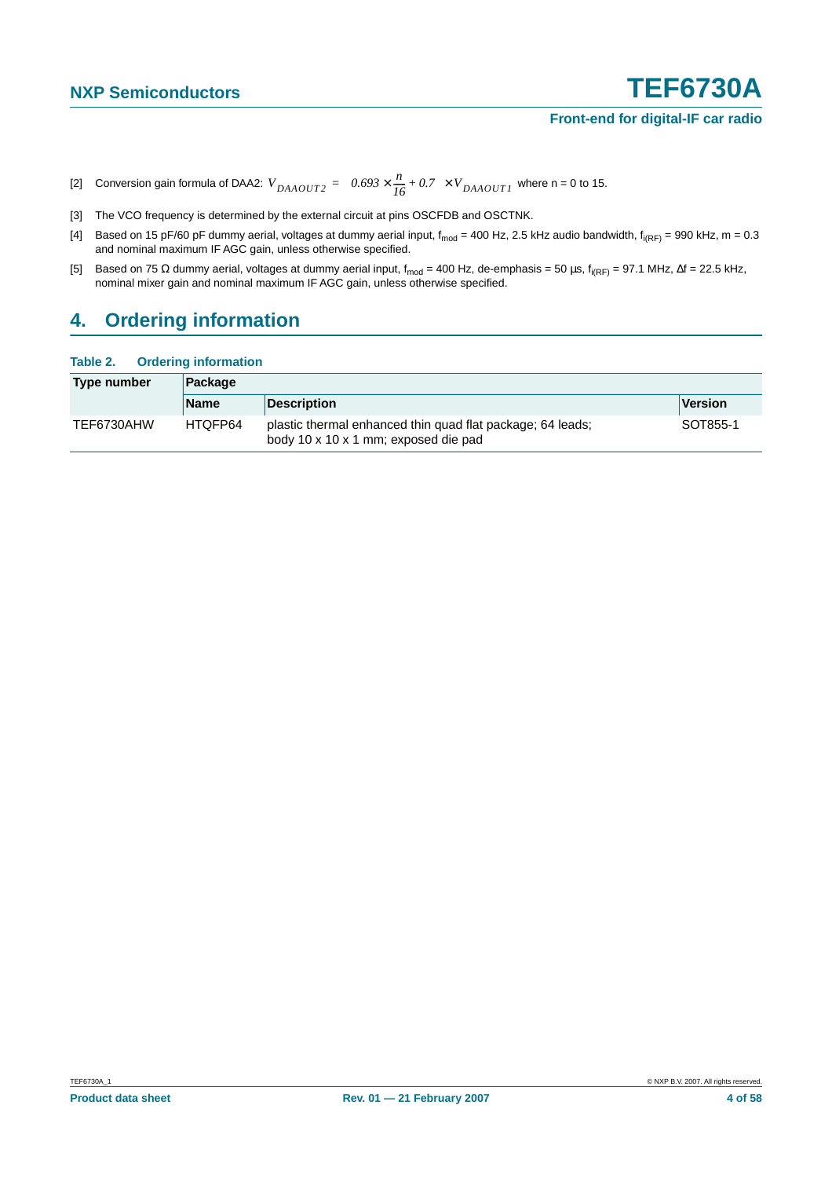[2] Conversion gain formula of DAA2: $V_{DAAOUT2} = \left(0.693 \times \frac{n}{16} + 0.7\right) \times V_{DAAOUT1}$ where n = 0 to 15.

[3] The VCO frequency is determined by the external circuit at pins OSCFDB and OSCTNK.

[4] Based on 15 pF/60 pF dummy aerial, voltages at dummy aerial input, $f_{mod}$ = 400 Hz, 2.5 kHz audio bandwidth, $f_{i(RF)}$ = 990 kHz, m = 0.3 and nominal maximum IF AGC gain, unless otherwise specified.

[5] Based on 75 Ω dummy aerial, voltages at dummy aerial input, $f_{mod}$ = 400 Hz, de-emphasis = 50 μs, $f_{i(RF)}$ = 97.1 MHz, Δf = 22.5 kHz, nominal mixer gain and nominal maximum IF AGC gain, unless otherwise specified.

## 4. Ordering information

**Table 2. Ordering information**

| Type number | Package | | |
|---|---|---|---|
| | **Name** | **Description** | **Version** |
| TEF6730AHW | HTQFP64 | plastic thermal enhanced thin quad flat package; 64 leads; body 10 x 10 x 1 mm; exposed die pad | SOT855-1 |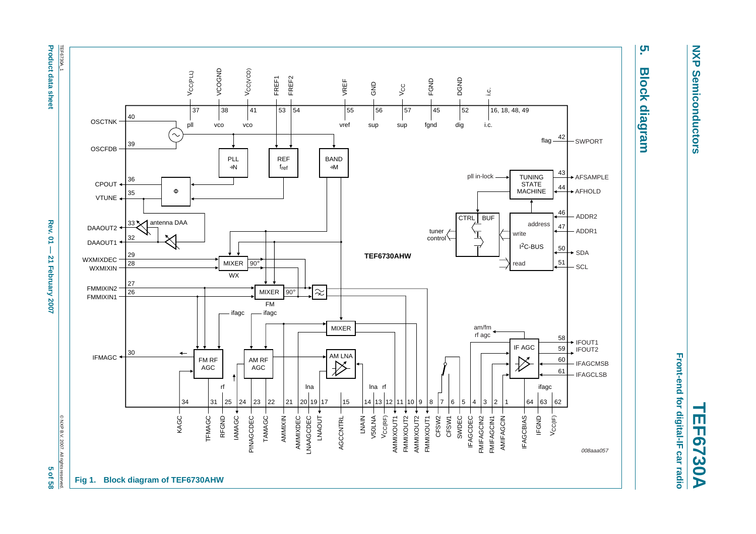## 5. Block diagram

Fig 1. Block diagram of TEF6730AHW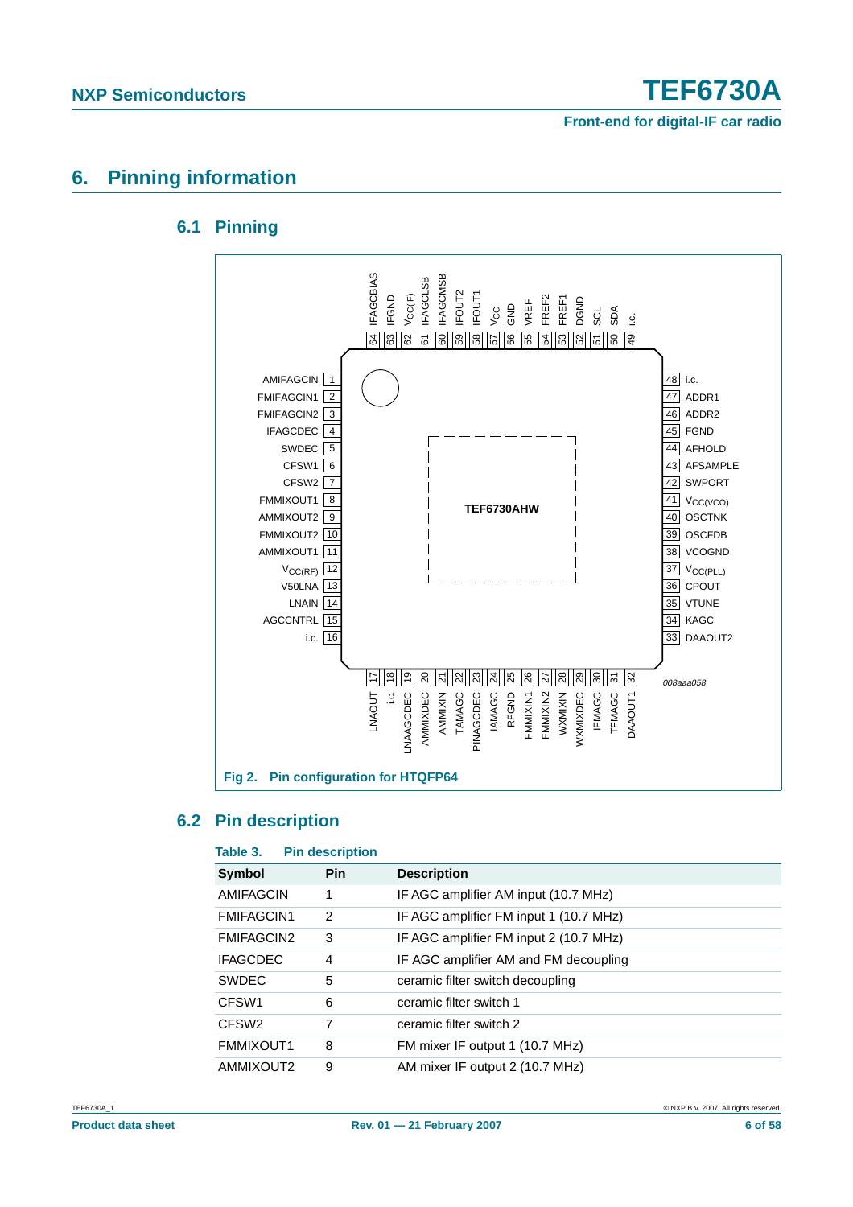# 6. Pinning information

## 6.1 Pinning

**Fig 2. Pin configuration for HTQFP64**

## 6.2 Pin description

**Table 3. Pin description**

| Symbol | Pin | Description |
|---|---|---|
| AMIFAGCIN | 1 | IF AGC amplifier AM input (10.7 MHz) |
| FMIFAGCIN1 | 2 | IF AGC amplifier FM input 1 (10.7 MHz) |
| FMIFAGCIN2 | 3 | IF AGC amplifier FM input 2 (10.7 MHz) |
| IFAGCDEC | 4 | IF AGC amplifier AM and FM decoupling |
| SWDEC | 5 | ceramic filter switch decoupling |
| CFSW1 | 6 | ceramic filter switch 1 |
| CFSW2 | 7 | ceramic filter switch 2 |
| FMMIXOUT1 | 8 | FM mixer IF output 1 (10.7 MHz) |
| AMMIXOUT2 | 9 | AM mixer IF output 2 (10.7 MHz) |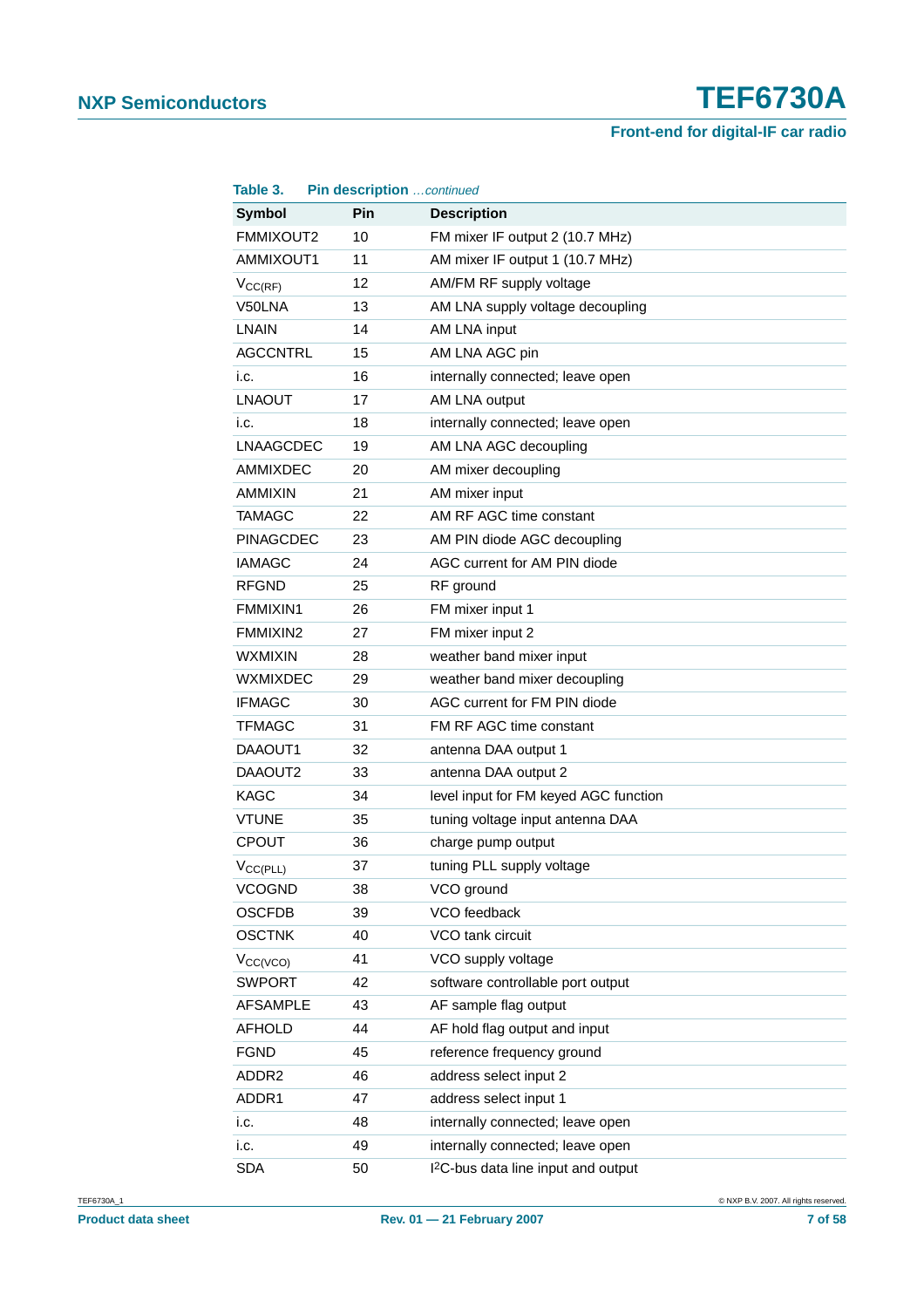**Table 3. Pin description** *…continued*

| Symbol | Pin | Description |
|---|---|---|
| FMMIXOUT2 | 10 | FM mixer IF output 2 (10.7 MHz) |
| AMMIXOUT1 | 11 | AM mixer IF output 1 (10.7 MHz) |
| $V_{CC(RF)}$ | 12 | AM/FM RF supply voltage |
| V50LNA | 13 | AM LNA supply voltage decoupling |
| LNAIN | 14 | AM LNA input |
| AGCCNTRL | 15 | AM LNA AGC pin |
| i.c. | 16 | internally connected; leave open |
| LNAOUT | 17 | AM LNA output |
| i.c. | 18 | internally connected; leave open |
| LNAAGCDEC | 19 | AM LNA AGC decoupling |
| AMMIXDEC | 20 | AM mixer decoupling |
| AMMIXIN | 21 | AM mixer input |
| TAMAGC | 22 | AM RF AGC time constant |
| PINAGCDEC | 23 | AM PIN diode AGC decoupling |
| IAMAGC | 24 | AGC current for AM PIN diode |
| RFGND | 25 | RF ground |
| FMMIXIN1 | 26 | FM mixer input 1 |
| FMMIXIN2 | 27 | FM mixer input 2 |
| WXMIXIN | 28 | weather band mixer input |
| WXMIXDEC | 29 | weather band mixer decoupling |
| IFMAGC | 30 | AGC current for FM PIN diode |
| TFMAGC | 31 | FM RF AGC time constant |
| DAAOUT1 | 32 | antenna DAA output 1 |
| DAAOUT2 | 33 | antenna DAA output 2 |
| KAGC | 34 | level input for FM keyed AGC function |
| VTUNE | 35 | tuning voltage input antenna DAA |
| CPOUT | 36 | charge pump output |
| $V_{CC(PLL)}$ | 37 | tuning PLL supply voltage |
| VCOGND | 38 | VCO ground |
| OSCFDB | 39 | VCO feedback |
| OSCTNK | 40 | VCO tank circuit |
| $V_{CC(VCO)}$ | 41 | VCO supply voltage |
| SWPORT | 42 | software controllable port output |
| AFSAMPLE | 43 | AF sample flag output |
| AFHOLD | 44 | AF hold flag output and input |
| FGND | 45 | reference frequency ground |
| ADDR2 | 46 | address select input 2 |
| ADDR1 | 47 | address select input 1 |
| i.c. | 48 | internally connected; leave open |
| i.c. | 49 | internally connected; leave open |
| SDA | 50 | I²C-bus data line input and output |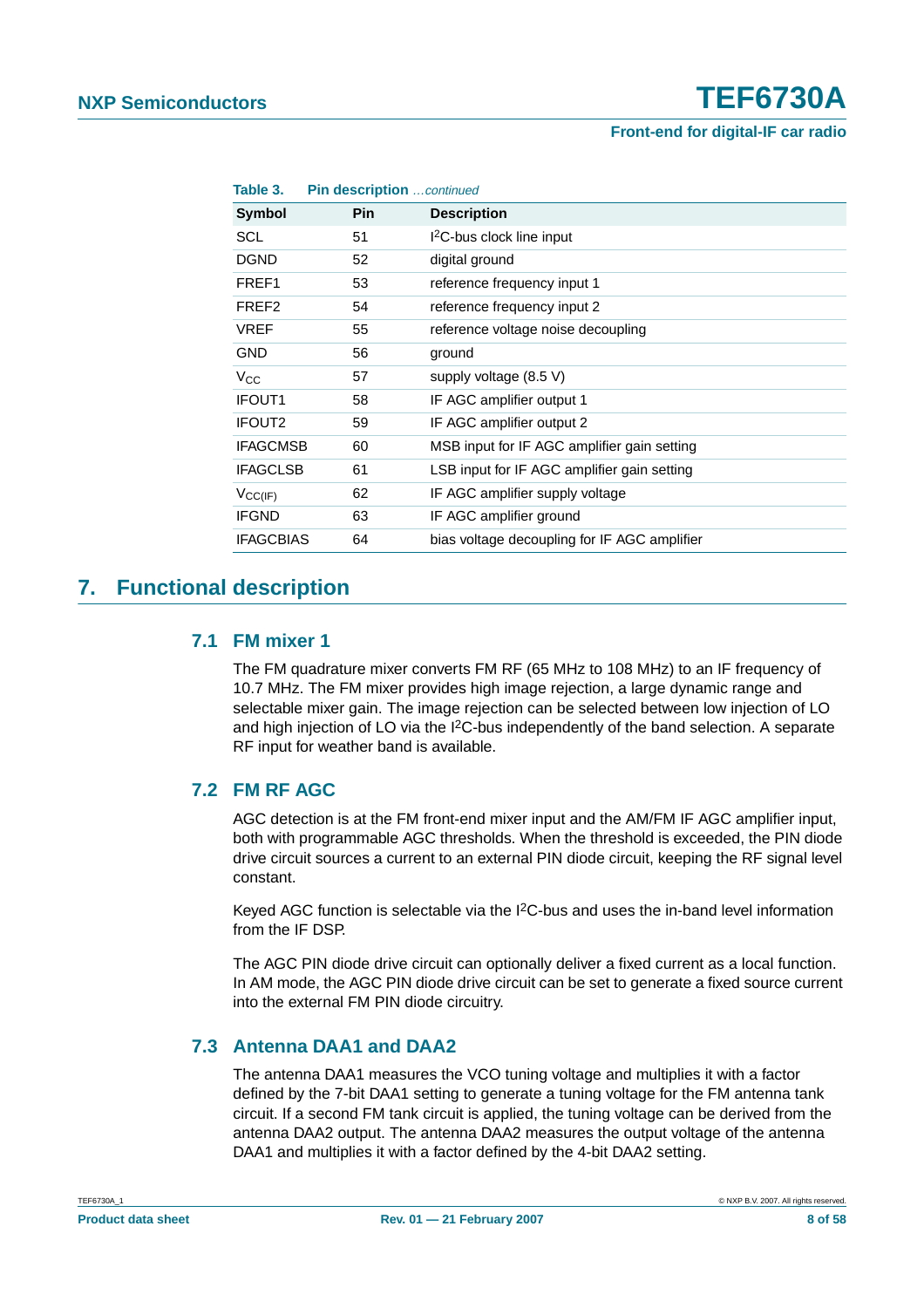**Table 3. Pin description** *…continued*

| Symbol | Pin | Description |
|---|---|---|
| SCL | 51 | $I^2C$-bus clock line input |
| DGND | 52 | digital ground |
| FREF1 | 53 | reference frequency input 1 |
| FREF2 | 54 | reference frequency input 2 |
| VREF | 55 | reference voltage noise decoupling |
| GND | 56 | ground |
| $V_{CC}$ | 57 | supply voltage (8.5 V) |
| IFOUT1 | 58 | IF AGC amplifier output 1 |
| IFOUT2 | 59 | IF AGC amplifier output 2 |
| IFAGCMSB | 60 | MSB input for IF AGC amplifier gain setting |
| IFAGCLSB | 61 | LSB input for IF AGC amplifier gain setting |
| $V_{CC(IF)}$ | 62 | IF AGC amplifier supply voltage |
| IFGND | 63 | IF AGC amplifier ground |
| IFAGCBIAS | 64 | bias voltage decoupling for IF AGC amplifier |

# 7. Functional description

## 7.1 FM mixer 1

The FM quadrature mixer converts FM RF (65 MHz to 108 MHz) to an IF frequency of 10.7 MHz. The FM mixer provides high image rejection, a large dynamic range and selectable mixer gain. The image rejection can be selected between low injection of LO and high injection of LO via the $I^2C$-bus independently of the band selection. A separate RF input for weather band is available.

## 7.2 FM RF AGC

AGC detection is at the FM front-end mixer input and the AM/FM IF AGC amplifier input, both with programmable AGC thresholds. When the threshold is exceeded, the PIN diode drive circuit sources a current to an external PIN diode circuit, keeping the RF signal level constant.

Keyed AGC function is selectable via the $I^2C$-bus and uses the in-band level information from the IF DSP.

The AGC PIN diode drive circuit can optionally deliver a fixed current as a local function. In AM mode, the AGC PIN diode drive circuit can be set to generate a fixed source current into the external FM PIN diode circuitry.

## 7.3 Antenna DAA1 and DAA2

The antenna DAA1 measures the VCO tuning voltage and multiplies it with a factor defined by the 7-bit DAA1 setting to generate a tuning voltage for the FM antenna tank circuit. If a second FM tank circuit is applied, the tuning voltage can be derived from the antenna DAA2 output. The antenna DAA2 measures the output voltage of the antenna DAA1 and multiplies it with a factor defined by the 4-bit DAA2 setting.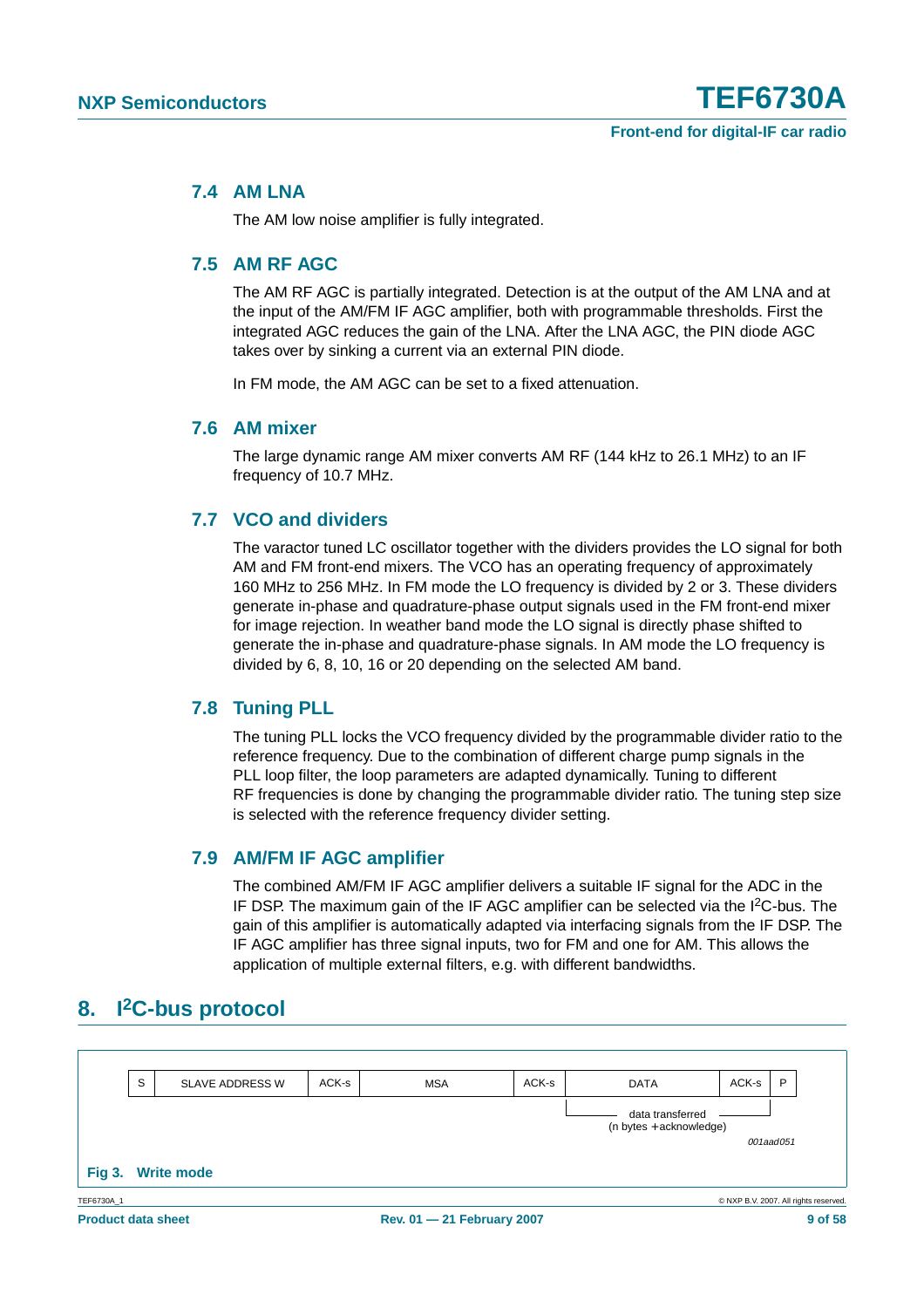### 7.4 AM LNA

The AM low noise amplifier is fully integrated.

### 7.5 AM RF AGC

The AM RF AGC is partially integrated. Detection is at the output of the AM LNA and at the input of the AM/FM IF AGC amplifier, both with programmable thresholds. First the integrated AGC reduces the gain of the LNA. After the LNA AGC, the PIN diode AGC takes over by sinking a current via an external PIN diode.

In FM mode, the AM AGC can be set to a fixed attenuation.

### 7.6 AM mixer

The large dynamic range AM mixer converts AM RF (144 kHz to 26.1 MHz) to an IF frequency of 10.7 MHz.

### 7.7 VCO and dividers

The varactor tuned LC oscillator together with the dividers provides the LO signal for both AM and FM front-end mixers. The VCO has an operating frequency of approximately 160 MHz to 256 MHz. In FM mode the LO frequency is divided by 2 or 3. These dividers generate in-phase and quadrature-phase output signals used in the FM front-end mixer for image rejection. In weather band mode the LO signal is directly phase shifted to generate the in-phase and quadrature-phase signals. In AM mode the LO frequency is divided by 6, 8, 10, 16 or 20 depending on the selected AM band.

### 7.8 Tuning PLL

The tuning PLL locks the VCO frequency divided by the programmable divider ratio to the reference frequency. Due to the combination of different charge pump signals in the PLL loop filter, the loop parameters are adapted dynamically. Tuning to different RF frequencies is done by changing the programmable divider ratio. The tuning step size is selected with the reference frequency divider setting.

### 7.9 AM/FM IF AGC amplifier

The combined AM/FM IF AGC amplifier delivers a suitable IF signal for the ADC in the IF DSP. The maximum gain of the IF AGC amplifier can be selected via the I$^2$C-bus. The gain of this amplifier is automatically adapted via interfacing signals from the IF DSP. The IF AGC amplifier has three signal inputs, two for FM and one for AM. This allows the application of multiple external filters, e.g. with different bandwidths.

## 8. I$^2$C-bus protocol

| S | SLAVE ADDRESS W | ACK-s | MSA | ACK-s | DATA | ACK-s | P |
|---|---|---|---|---|---|---|---|

data transferred (n bytes + acknowledge)

001aad051

Fig 3. Write mode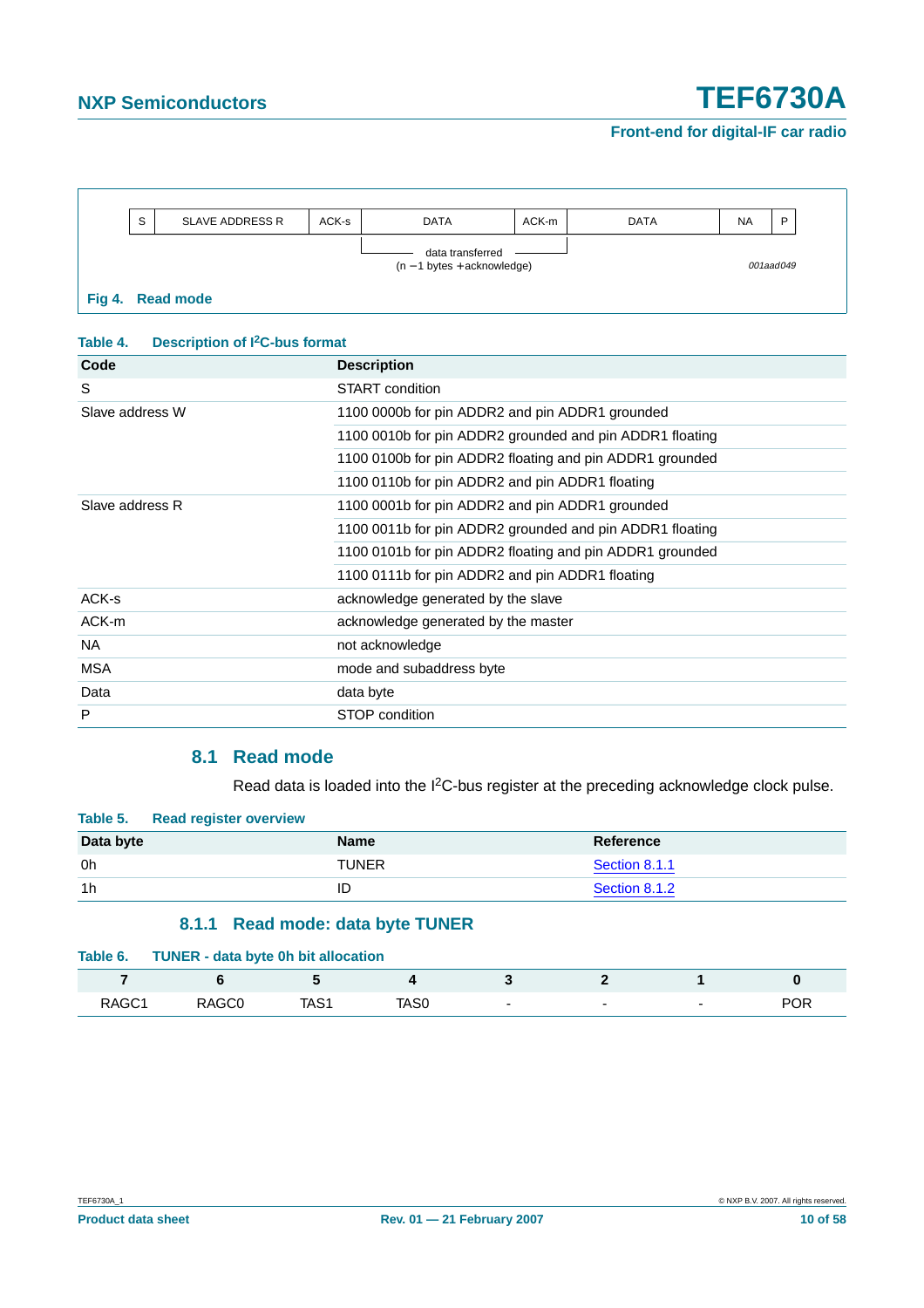| S | SLAVE ADDRESS R | ACK-s | DATA | ACK-m | DATA | NA | P |
|---|---|---|---|---|---|---|---|

data transferred (n − 1 bytes + acknowledge)

001aad049

**Fig 4. Read mode**

**Table 4. Description of I²C-bus format**

| Code | Description |
|---|---|
| S | START condition |
| Slave address W | 1100 0000b for pin ADDR2 and pin ADDR1 grounded |
| | 1100 0010b for pin ADDR2 grounded and pin ADDR1 floating |
| | 1100 0100b for pin ADDR2 floating and pin ADDR1 grounded |
| | 1100 0110b for pin ADDR2 and pin ADDR1 floating |
| Slave address R | 1100 0001b for pin ADDR2 and pin ADDR1 grounded |
| | 1100 0011b for pin ADDR2 grounded and pin ADDR1 floating |
| | 1100 0101b for pin ADDR2 floating and pin ADDR1 grounded |
| | 1100 0111b for pin ADDR2 and pin ADDR1 floating |
| ACK-s | acknowledge generated by the slave |
| ACK-m | acknowledge generated by the master |
| NA | not acknowledge |
| MSA | mode and subaddress byte |
| Data | data byte |
| P | STOP condition |

## 8.1 Read mode

Read data is loaded into the I²C-bus register at the preceding acknowledge clock pulse.

**Table 5. Read register overview**

| Data byte | Name | Reference |
|---|---|---|
| 0h | TUNER | Section 8.1.1 |
| 1h | ID | Section 8.1.2 |

### 8.1.1 Read mode: data byte TUNER

**Table 6. TUNER - data byte 0h bit allocation**

| 7 | 6 | 5 | 4 | 3 | 2 | 1 | 0 |
|---|---|---|---|---|---|---|---|
| RAGC1 | RAGC0 | TAS1 | TAS0 | - | - | - | POR |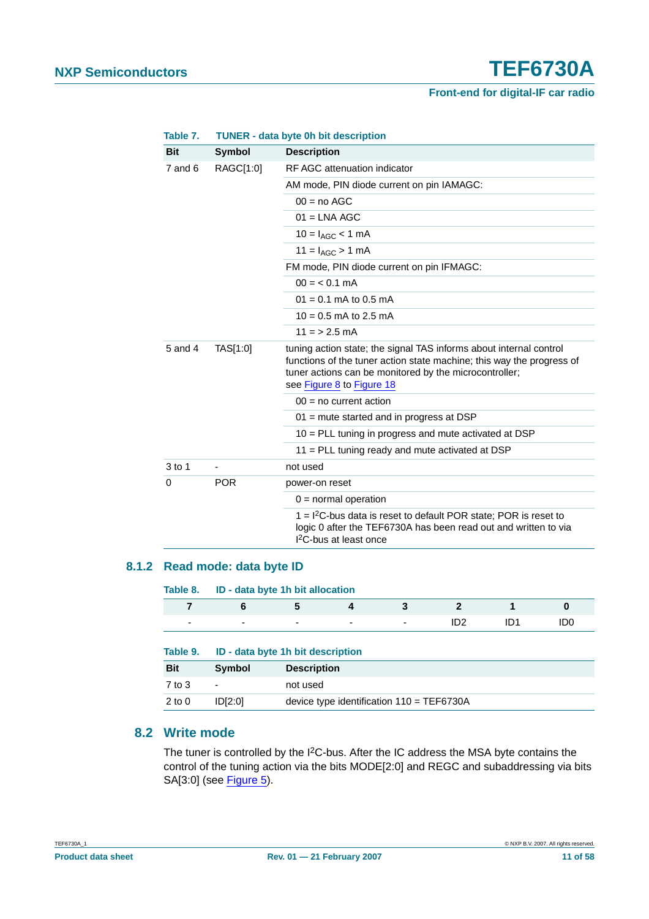Table 7. TUNER - data byte 0h bit description

| Bit | Symbol | Description |
|---|---|---|
| 7 and 6 | RAGC[1:0] | RF AGC attenuation indicator |
| | | AM mode, PIN diode current on pin IAMAGC: |
| | | 00 = no AGC |
| | | 01 = LNA AGC |
| | | 10 = $I_{AGC}$ < 1 mA |
| | | 11 = $I_{AGC}$ > 1 mA |
| | | FM mode, PIN diode current on pin IFMAGC: |
| | | 00 = < 0.1 mA |
| | | 01 = 0.1 mA to 0.5 mA |
| | | 10 = 0.5 mA to 2.5 mA |
| | | 11 = > 2.5 mA |
| 5 and 4 | TAS[1:0] | tuning action state; the signal TAS informs about internal control functions of the tuner action state machine; this way the progress of tuner actions can be monitored by the microcontroller; see Figure 8 to Figure 18 |
| | | 00 = no current action |
| | | 01 = mute started and in progress at DSP |
| | | 10 = PLL tuning in progress and mute activated at DSP |
| | | 11 = PLL tuning ready and mute activated at DSP |
| 3 to 1 | - | not used |
| 0 | POR | power-on reset |
| | | 0 = normal operation |
| | | 1 = $I^2C$-bus data is reset to default POR state; POR is reset to logic 0 after the TEF6730A has been read out and written to via $I^2C$-bus at least once |

### 8.1.2 Read mode: data byte ID

Table 8. ID - data byte 1h bit allocation

| 7 | 6 | 5 | 4 | 3 | 2 | 1 | 0 |
|---|---|---|---|---|---|---|---|
| - | - | - | - | - | ID2 | ID1 | ID0 |

Table 9. ID - data byte 1h bit description

| Bit | Symbol | Description |
|---|---|---|
| 7 to 3 | - | not used |
| 2 to 0 | ID[2:0] | device type identification 110 = TEF6730A |

## 8.2 Write mode

The tuner is controlled by the $I^2C$-bus. After the IC address the MSA byte contains the control of the tuning action via the bits MODE[2:0] and REGC and subaddressing via bits SA[3:0] (see Figure 5).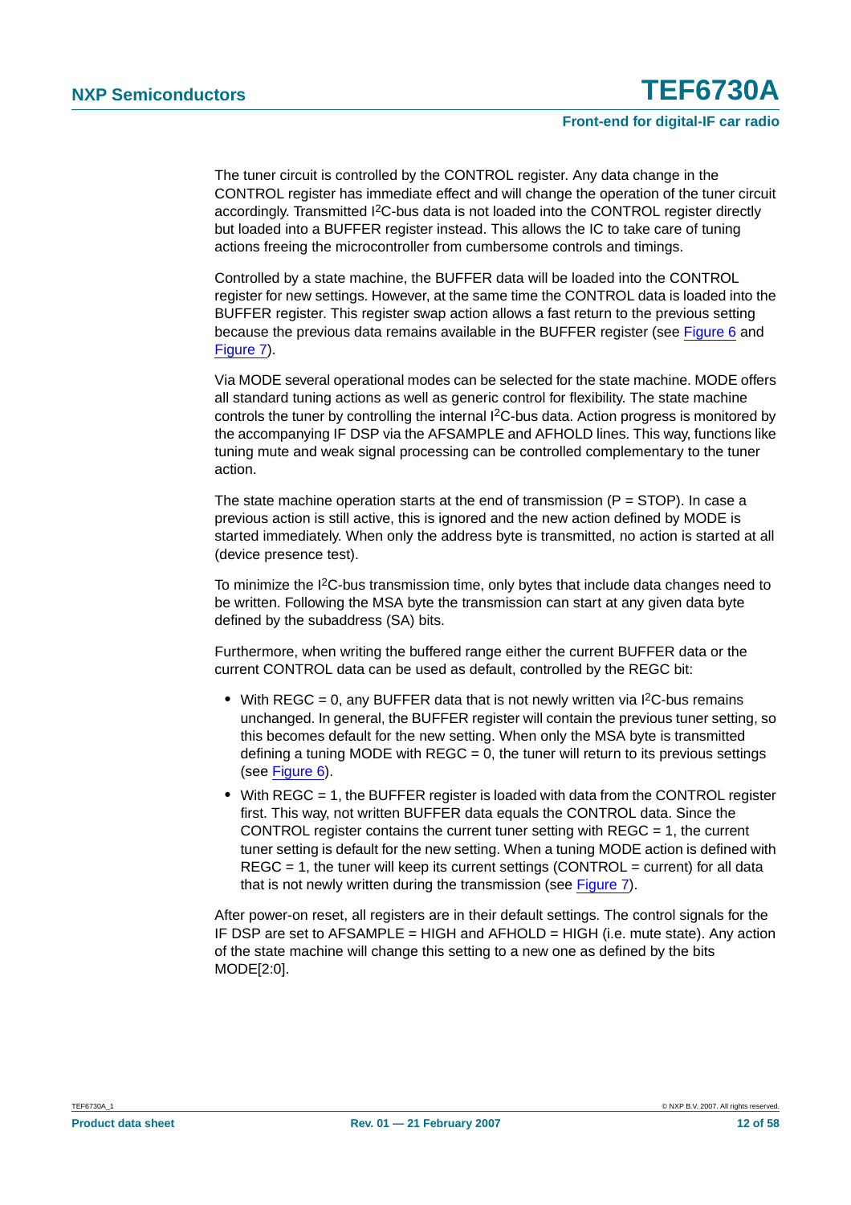The tuner circuit is controlled by the CONTROL register. Any data change in the CONTROL register has immediate effect and will change the operation of the tuner circuit accordingly. Transmitted I$^2$C-bus data is not loaded into the CONTROL register directly but loaded into a BUFFER register instead. This allows the IC to take care of tuning actions freeing the microcontroller from cumbersome controls and timings.

Controlled by a state machine, the BUFFER data will be loaded into the CONTROL register for new settings. However, at the same time the CONTROL data is loaded into the BUFFER register. This register swap action allows a fast return to the previous setting because the previous data remains available in the BUFFER register (see Figure 6 and Figure 7).

Via MODE several operational modes can be selected for the state machine. MODE offers all standard tuning actions as well as generic control for flexibility. The state machine controls the tuner by controlling the internal I$^2$C-bus data. Action progress is monitored by the accompanying IF DSP via the AFSAMPLE and AFHOLD lines. This way, functions like tuning mute and weak signal processing can be controlled complementary to the tuner action.

The state machine operation starts at the end of transmission (P = STOP). In case a previous action is still active, this is ignored and the new action defined by MODE is started immediately. When only the address byte is transmitted, no action is started at all (device presence test).

To minimize the I$^2$C-bus transmission time, only bytes that include data changes need to be written. Following the MSA byte the transmission can start at any given data byte defined by the subaddress (SA) bits.

Furthermore, when writing the buffered range either the current BUFFER data or the current CONTROL data can be used as default, controlled by the REGC bit:

- With REGC = 0, any BUFFER data that is not newly written via I$^2$C-bus remains unchanged. In general, the BUFFER register will contain the previous tuner setting, so this becomes default for the new setting. When only the MSA byte is transmitted defining a tuning MODE with REGC = 0, the tuner will return to its previous settings (see Figure 6).
- With REGC = 1, the BUFFER register is loaded with data from the CONTROL register first. This way, not written BUFFER data equals the CONTROL data. Since the CONTROL register contains the current tuner setting with REGC = 1, the current tuner setting is default for the new setting. When a tuning MODE action is defined with REGC = 1, the tuner will keep its current settings (CONTROL = current) for all data that is not newly written during the transmission (see Figure 7).

After power-on reset, all registers are in their default settings. The control signals for the IF DSP are set to AFSAMPLE = HIGH and AFHOLD = HIGH (i.e. mute state). Any action of the state machine will change this setting to a new one as defined by the bits MODE[2:0].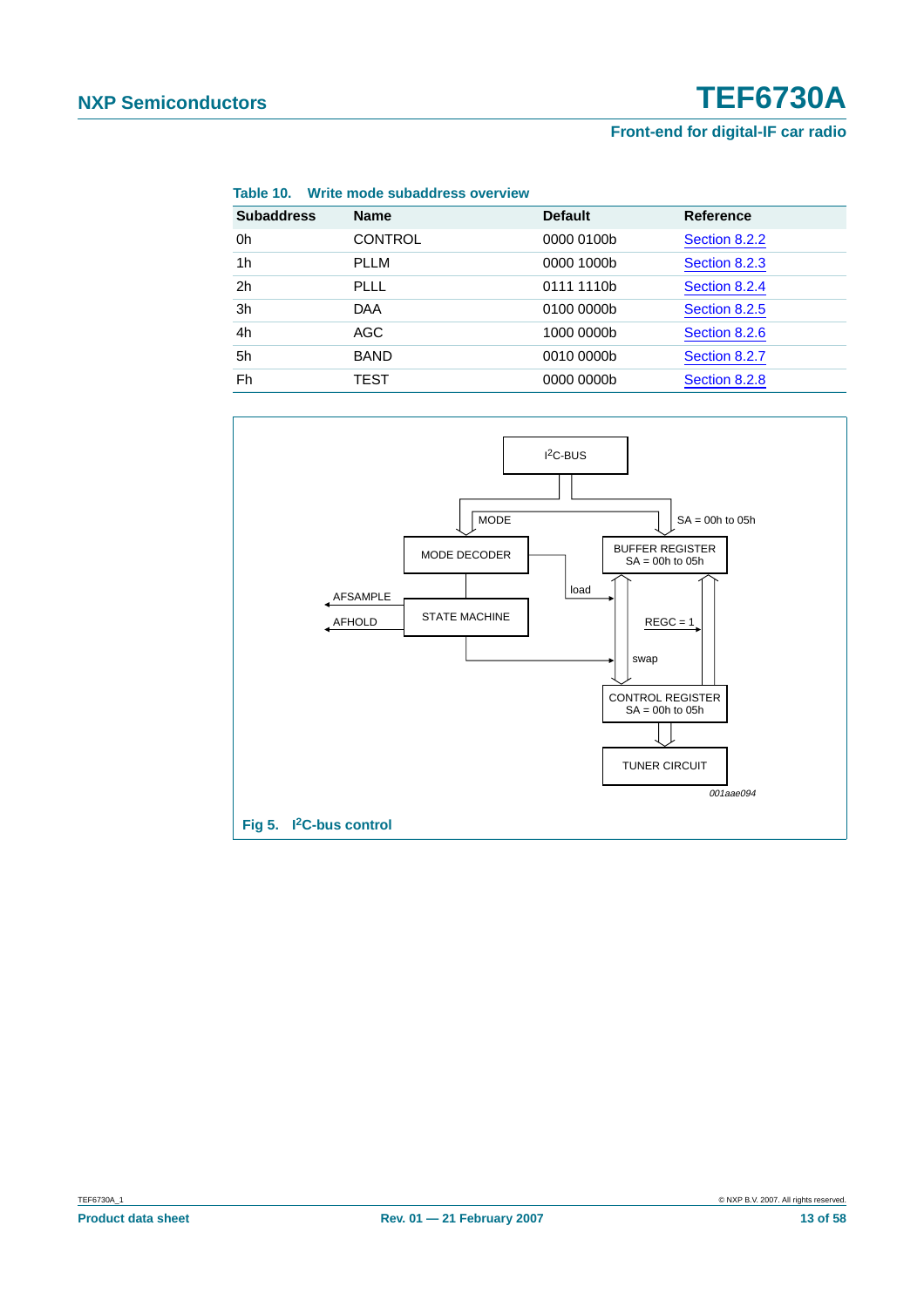**Table 10. Write mode subaddress overview**

| Subaddress | Name | Default | Reference |
|---|---|---|---|
| 0h | CONTROL | 0000 0100b | Section 8.2.2 |
| 1h | PLLM | 0000 1000b | Section 8.2.3 |
| 2h | PLLL | 0111 1110b | Section 8.2.4 |
| 3h | DAA | 0100 0000b | Section 8.2.5 |
| 4h | AGC | 1000 0000b | Section 8.2.6 |
| 5h | BAND | 0010 0000b | Section 8.2.7 |
| Fh | TEST | 0000 0000b | Section 8.2.8 |

I2C-BUS

MODE

SA = 00h to 05h

MODE DECODER

BUFFER REGISTER SA = 00h to 05h

load

AFSAMPLE

AFHOLD

STATE MACHINE

REGC = 1

swap

CONTROL REGISTER SA = 00h to 05h

TUNER CIRCUIT

001aae094

**Fig 5. I2C-bus control**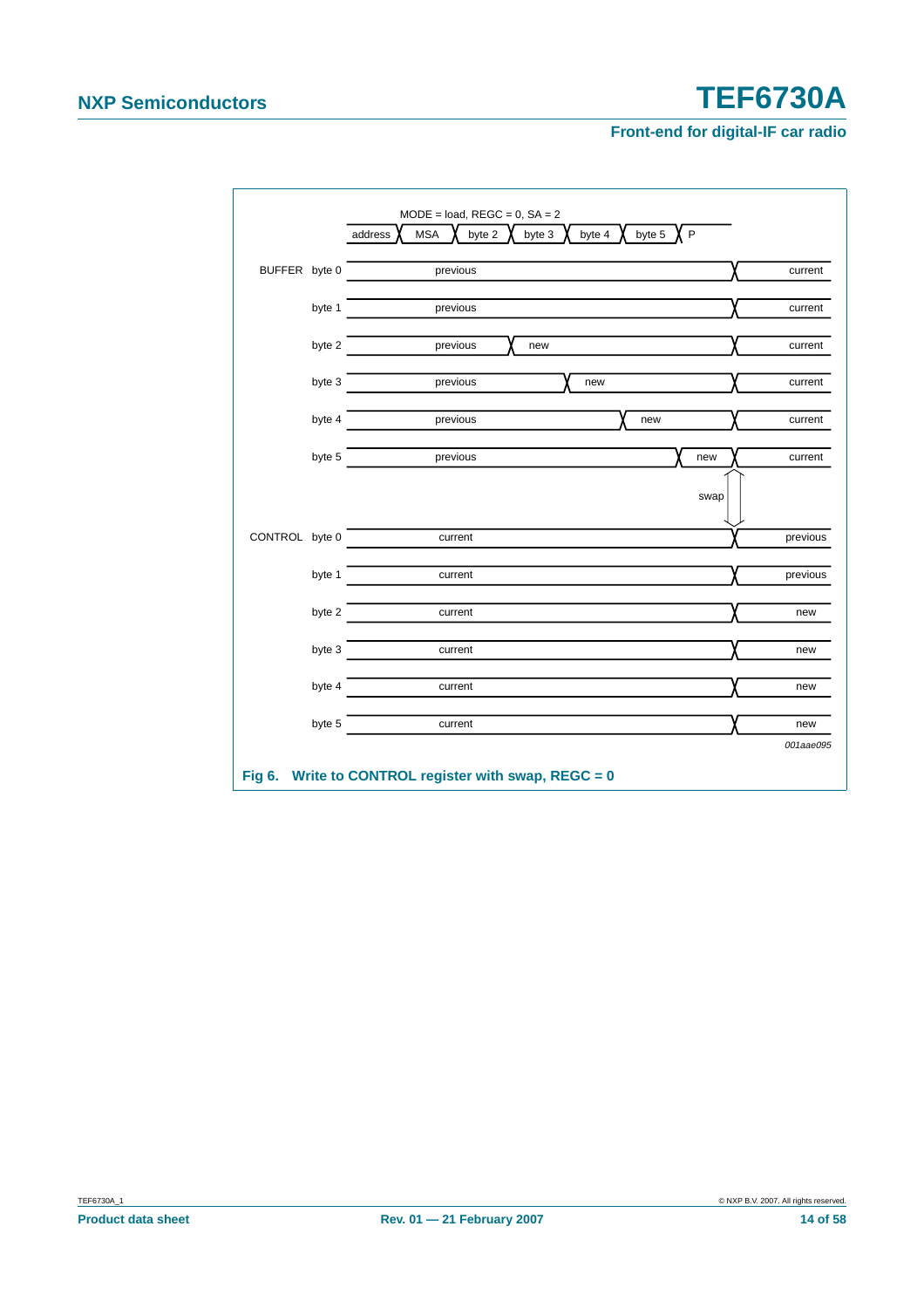MODE = load, REGC = 0, SA = 2

address | MSA | byte 2 | byte 3 | byte 4 | byte 5 | P

| | | | | | | |
|---|---|---|---|---|---|---|
| BUFFER byte 0 | previous | | | | | current |
| byte 1 | previous | | | | | current |
| byte 2 | previous | new | | | | current |
| byte 3 | previous | | new | | | current |
| byte 4 | previous | | | new | | current |
| byte 5 | previous | | | | new | current |
| | | | | | swap | |
| CONTROL byte 0 | current | | | | | previous |
| byte 1 | current | | | | | previous |
| byte 2 | current | | | | | new |
| byte 3 | current | | | | | new |
| byte 4 | current | | | | | new |
| byte 5 | current | | | | | new |

*001aae095*

**Fig 6. Write to CONTROL register with swap, REGC = 0**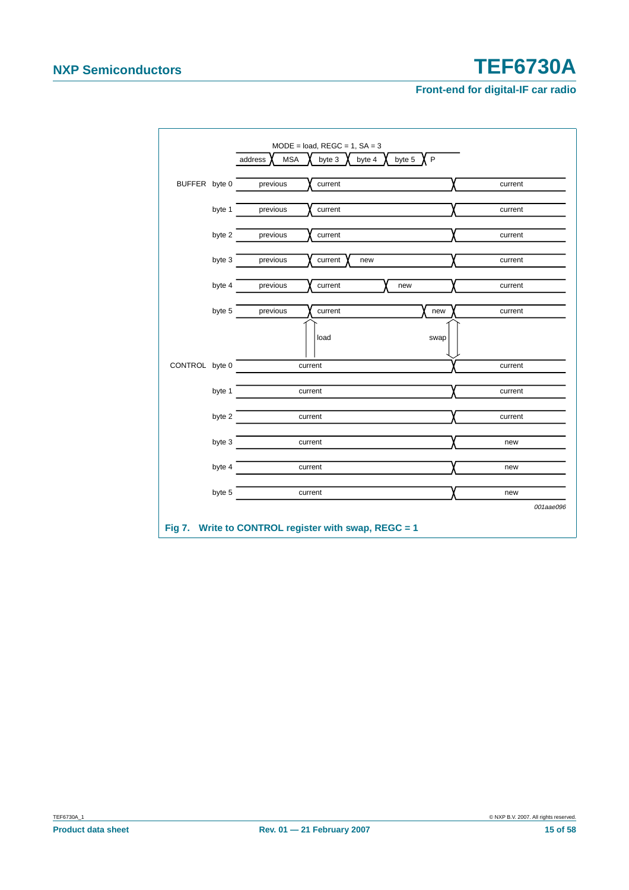MODE = load, REGC = 1, SA = 3

address | MSA | byte 3 | byte 4 | byte 5 | P

BUFFER byte 0: previous | current | current

byte 1: previous | current | current

byte 2: previous | current | current

byte 3: previous | current | new | current

byte 4: previous | current | new | current

byte 5: previous | current | new | current

load — swap

CONTROL byte 0: current | current

byte 1: current | current

byte 2: current | current

byte 3: current | new

byte 4: current | new

byte 5: current | new

*001aae096*

**Fig 7. Write to CONTROL register with swap, REGC = 1**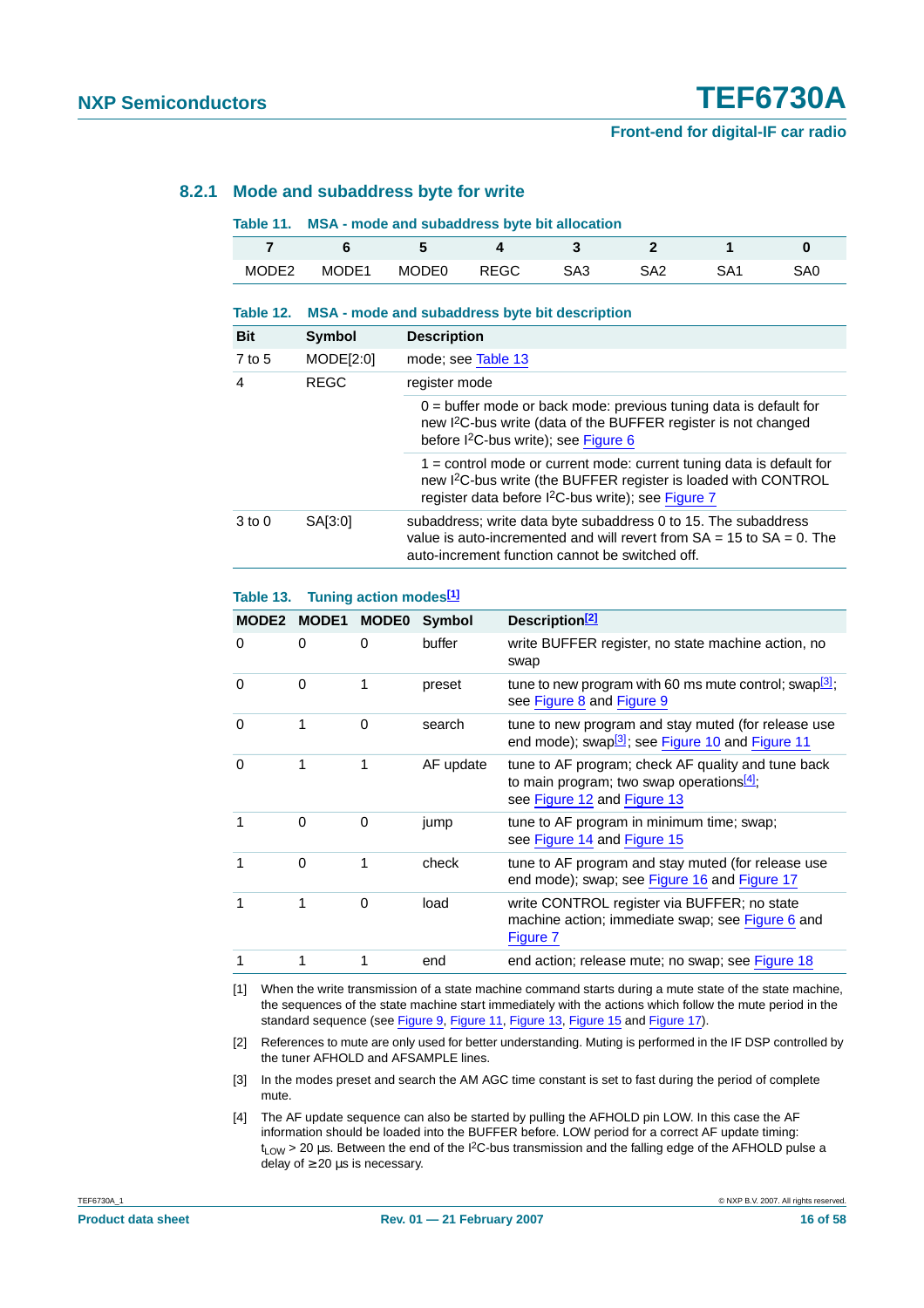### 8.2.1 Mode and subaddress byte for write

**Table 11. MSA - mode and subaddress byte bit allocation**

| 7 | 6 | 5 | 4 | 3 | 2 | 1 | 0 |
|---|---|---|---|---|---|---|---|
| MODE2 | MODE1 | MODE0 | REGC | SA3 | SA2 | SA1 | SA0 |

**Table 12. MSA - mode and subaddress byte bit description**

| Bit | Symbol | Description |
|---|---|---|
| 7 to 5 | MODE[2:0] | mode; see Table 13 |
| 4 | REGC | register mode |
| | | 0 = buffer mode or back mode: previous tuning data is default for new I²C-bus write (data of the BUFFER register is not changed before I²C-bus write); see Figure 6 |
| | | 1 = control mode or current mode: current tuning data is default for new I²C-bus write (the BUFFER register is loaded with CONTROL register data before I²C-bus write); see Figure 7 |
| 3 to 0 | SA[3:0] | subaddress; write data byte subaddress 0 to 15. The subaddress value is auto-incremented and will revert from SA = 15 to SA = 0. The auto-increment function cannot be switched off. |

**Table 13. Tuning action modes[1]**

| MODE2 | MODE1 | MODE0 | Symbol | Description[2] |
|---|---|---|---|---|
| 0 | 0 | 0 | buffer | write BUFFER register, no state machine action, no swap |
| 0 | 0 | 1 | preset | tune to new program with 60 ms mute control; swap[3]; see Figure 8 and Figure 9 |
| 0 | 1 | 0 | search | tune to new program and stay muted (for release use end mode); swap[3]; see Figure 10 and Figure 11 |
| 0 | 1 | 1 | AF update | tune to AF program; check AF quality and tune back to main program; two swap operations[4]; see Figure 12 and Figure 13 |
| 1 | 0 | 0 | jump | tune to AF program in minimum time; swap; see Figure 14 and Figure 15 |
| 1 | 0 | 1 | check | tune to AF program and stay muted (for release use end mode); swap; see Figure 16 and Figure 17 |
| 1 | 1 | 0 | load | write CONTROL register via BUFFER; no state machine action; immediate swap; see Figure 6 and Figure 7 |
| 1 | 1 | 1 | end | end action; release mute; no swap; see Figure 18 |

[1] When the write transmission of a state machine command starts during a mute state of the state machine, the sequences of the state machine start immediately with the actions which follow the mute period in the standard sequence (see Figure 9, Figure 11, Figure 13, Figure 15 and Figure 17).

[2] References to mute are only used for better understanding. Muting is performed in the IF DSP controlled by the tuner AFHOLD and AFSAMPLE lines.

[3] In the modes preset and search the AM AGC time constant is set to fast during the period of complete mute.

[4] The AF update sequence can also be started by pulling the AFHOLD pin LOW. In this case the AF information should be loaded into the BUFFER before. LOW period for a correct AF update timing: $t_{LOW} > 20$ µs. Between the end of the I²C-bus transmission and the falling edge of the AFHOLD pulse a delay of $\geq 20$ µs is necessary.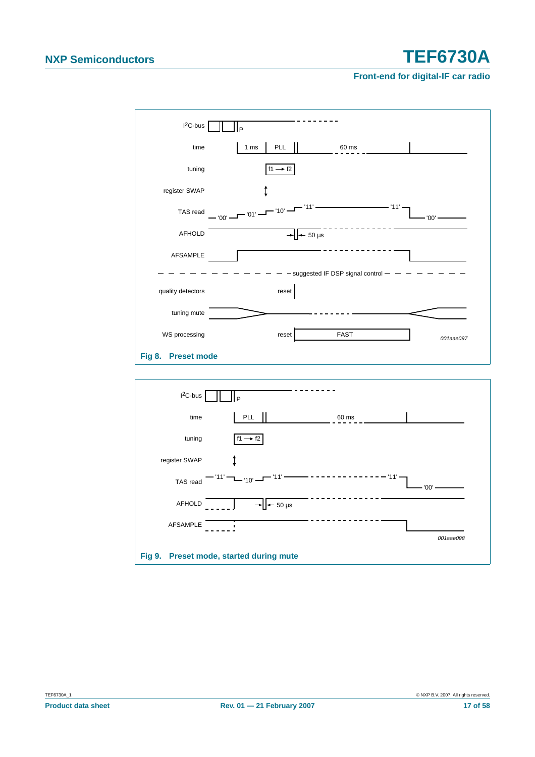Fig 8. Preset mode

Fig 9. Preset mode, started during mute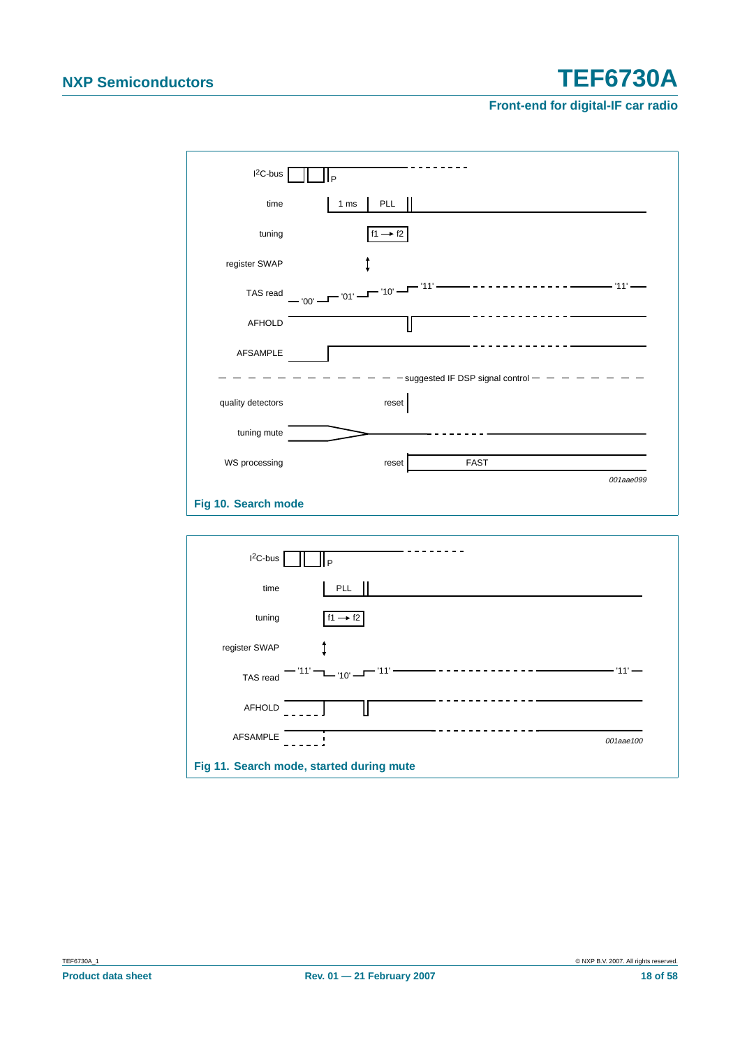| | | | | |
|---|---|---|---|---|
| $I^2C$-bus | P | | | |
| time | 1 ms | PLL | | |
| tuning | | f1 → f2 | | |
| register SWAP | | ↕ | | |
| TAS read | '00' | '01' | '10' | '11' ... '11' |
| AFHOLD | | | | |
| AFSAMPLE | | | | |

suggested IF DSP signal control

| | | |
|---|---|---|
| quality detectors | reset | |
| tuning mute | | |
| WS processing | reset | FAST |

001aae099

**Fig 10. Search mode**

| | | | |
|---|---|---|---|
| $I^2C$-bus | P | | |
| time | PLL | | |
| tuning | f1 → f2 | | |
| register SWAP | ↕ | | |
| TAS read | '11' | '10' | '11' ... '11' |
| AFHOLD | | | |
| AFSAMPLE | | | |

001aae100

**Fig 11. Search mode, started during mute**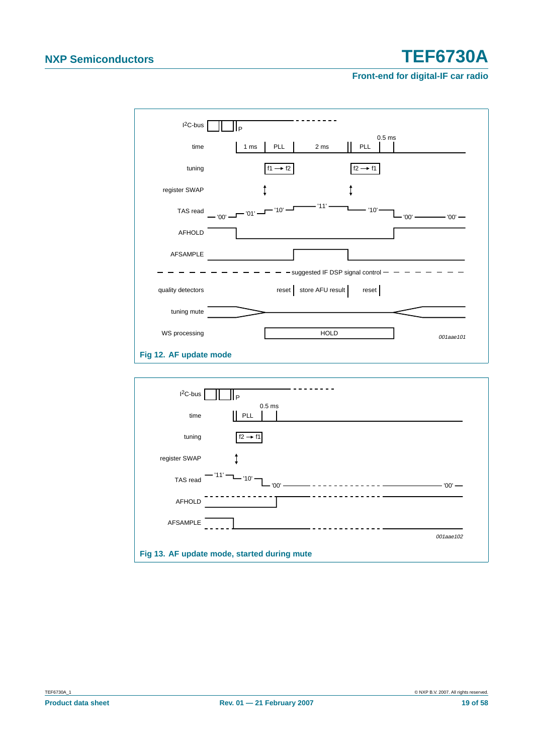I²C-bus P

time: 1 ms | PLL | 2 ms | PLL | 0.5 ms

tuning: f1 → f2 | f2 → f1

register SWAP

TAS read: '00' '01' '10' '11' '10' '00' '00'

AFHOLD

AFSAMPLE

suggested IF DSP signal control

quality detectors: reset | store AFU result | reset

tuning mute

WS processing: HOLD

*001aae101*

**Fig 12. AF update mode**

I²C-bus P

time: PLL | 0.5 ms

tuning: f2 → f1

register SWAP

TAS read: '11' '10' '00' '00'

AFHOLD

AFSAMPLE

*001aae102*

**Fig 13. AF update mode, started during mute**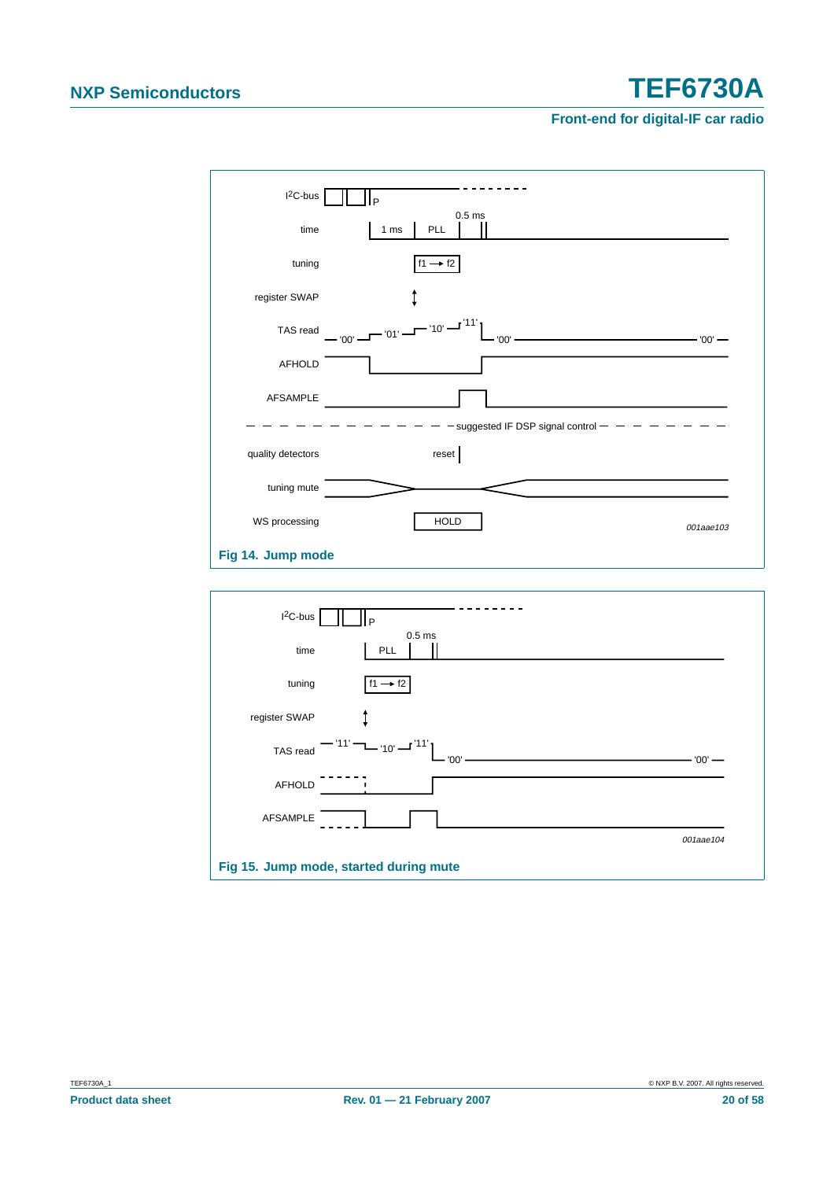Fig 14. Jump mode

Fig 15. Jump mode, started during mute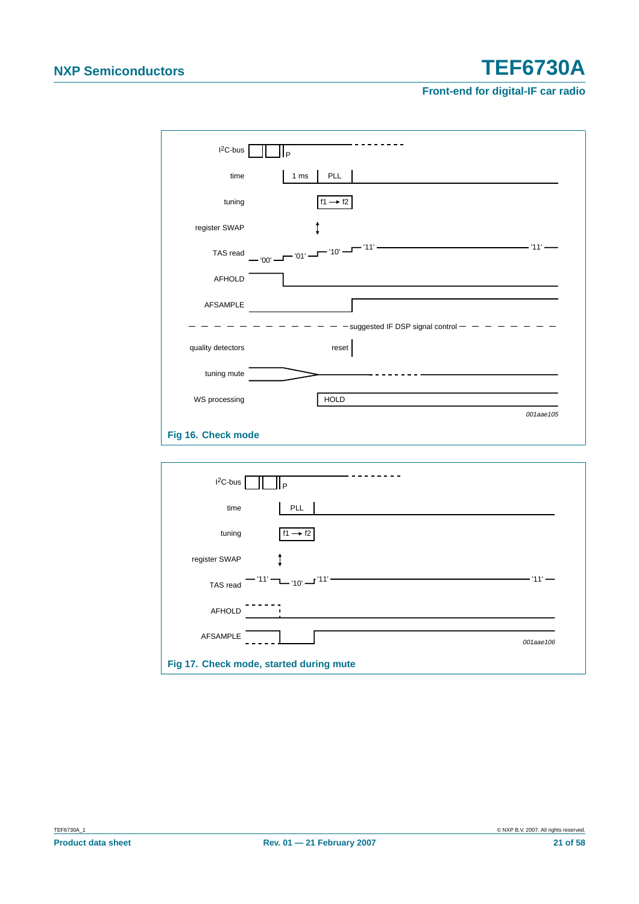I²C-bus | P

time | 1 ms | PLL

tuning | f1 → f2

register SWAP

TAS read '00' '01' '10' '11' '11'

AFHOLD

AFSAMPLE

suggested IF DSP signal control

quality detectors | reset

tuning mute

WS processing | HOLD

001aae105

**Fig 16. Check mode**

I²C-bus | P

time | PLL

tuning | f1 → f2

register SWAP

TAS read '11' '10' '11' '11'

AFHOLD

AFSAMPLE

001aae106

**Fig 17. Check mode, started during mute**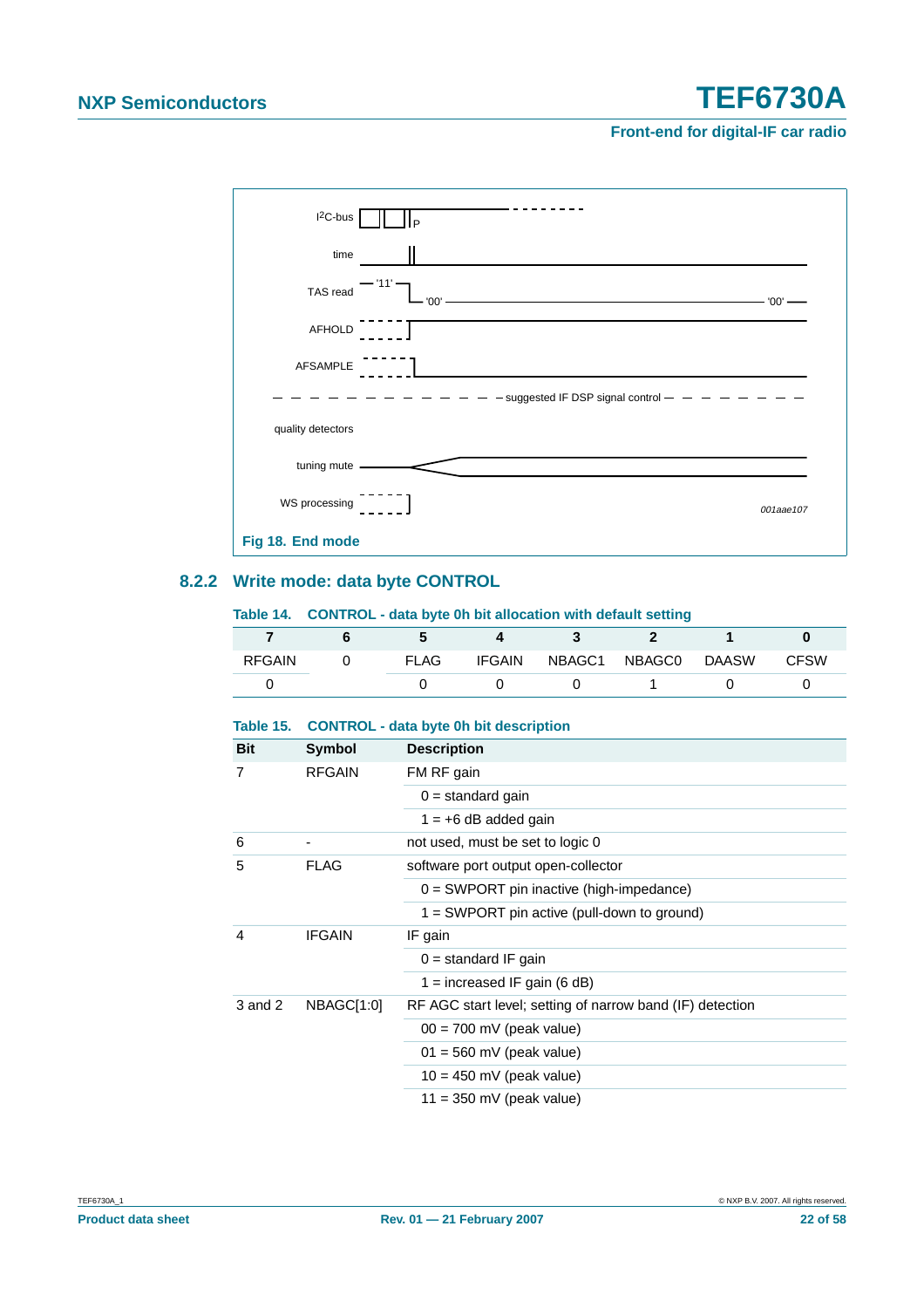Fig 18. End mode

### 8.2.2 Write mode: data byte CONTROL

**Table 14. CONTROL - data byte 0h bit allocation with default setting**

| 7 | 6 | 5 | 4 | 3 | 2 | 1 | 0 |
|---|---|---|---|---|---|---|---|
| RFGAIN | 0 | FLAG | IFGAIN | NBAGC1 | NBAGC0 | DAASW | CFSW |
| 0 | | 0 | 0 | 0 | 1 | 0 | 0 |

**Table 15. CONTROL - data byte 0h bit description**

| Bit | Symbol | Description |
|---|---|---|
| 7 | RFGAIN | FM RF gain |
| | | 0 = standard gain |
| | | 1 = +6 dB added gain |
| 6 | - | not used, must be set to logic 0 |
| 5 | FLAG | software port output open-collector |
| | | 0 = SWPORT pin inactive (high-impedance) |
| | | 1 = SWPORT pin active (pull-down to ground) |
| 4 | IFGAIN | IF gain |
| | | 0 = standard IF gain |
| | | 1 = increased IF gain (6 dB) |
| 3 and 2 | NBAGC[1:0] | RF AGC start level; setting of narrow band (IF) detection |
| | | 00 = 700 mV (peak value) |
| | | 01 = 560 mV (peak value) |
| | | 10 = 450 mV (peak value) |
| | | 11 = 350 mV (peak value) |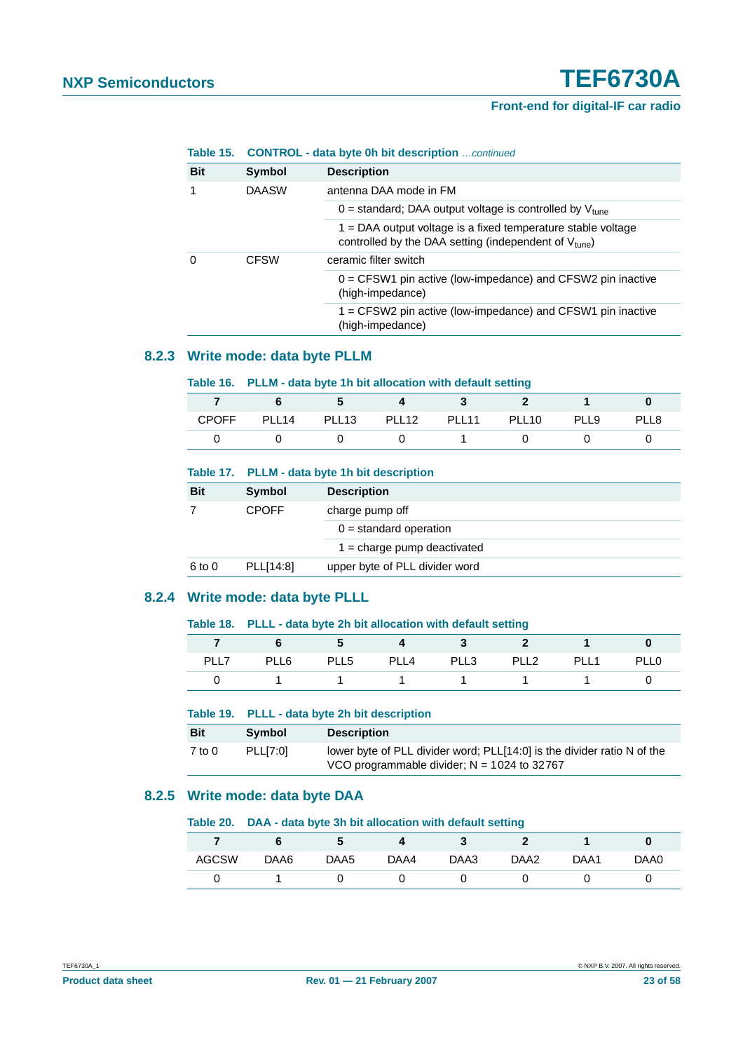**Table 15. CONTROL - data byte 0h bit description** *…continued*

| Bit | Symbol | Description |
|---|---|---|
| 1 | DAASW | antenna DAA mode in FM |
| | | 0 = standard; DAA output voltage is controlled by $V_{tune}$ |
| | | 1 = DAA output voltage is a fixed temperature stable voltage controlled by the DAA setting (independent of $V_{tune}$) |
| 0 | CFSW | ceramic filter switch |
| | | 0 = CFSW1 pin active (low-impedance) and CFSW2 pin inactive (high-impedance) |
| | | 1 = CFSW2 pin active (low-impedance) and CFSW1 pin inactive (high-impedance) |

### 8.2.3 Write mode: data byte PLLM

**Table 16. PLLM - data byte 1h bit allocation with default setting**

| 7 | 6 | 5 | 4 | 3 | 2 | 1 | 0 |
|---|---|---|---|---|---|---|---|
| CPOFF | PLL14 | PLL13 | PLL12 | PLL11 | PLL10 | PLL9 | PLL8 |
| 0 | 0 | 0 | 0 | 1 | 0 | 0 | 0 |

**Table 17. PLLM - data byte 1h bit description**

| Bit | Symbol | Description |
|---|---|---|
| 7 | CPOFF | charge pump off |
| | | 0 = standard operation |
| | | 1 = charge pump deactivated |
| 6 to 0 | PLL[14:8] | upper byte of PLL divider word |

### 8.2.4 Write mode: data byte PLLL

**Table 18. PLLL - data byte 2h bit allocation with default setting**

| 7 | 6 | 5 | 4 | 3 | 2 | 1 | 0 |
|---|---|---|---|---|---|---|---|
| PLL7 | PLL6 | PLL5 | PLL4 | PLL3 | PLL2 | PLL1 | PLL0 |
| 0 | 1 | 1 | 1 | 1 | 1 | 1 | 0 |

**Table 19. PLLL - data byte 2h bit description**

| Bit | Symbol | Description |
|---|---|---|
| 7 to 0 | PLL[7:0] | lower byte of PLL divider word; PLL[14:0] is the divider ratio N of the VCO programmable divider; N = 1024 to 32767 |

### 8.2.5 Write mode: data byte DAA

**Table 20. DAA - data byte 3h bit allocation with default setting**

| 7 | 6 | 5 | 4 | 3 | 2 | 1 | 0 |
|---|---|---|---|---|---|---|---|
| AGCSW | DAA6 | DAA5 | DAA4 | DAA3 | DAA2 | DAA1 | DAA0 |
| 0 | 1 | 0 | 0 | 0 | 0 | 0 | 0 |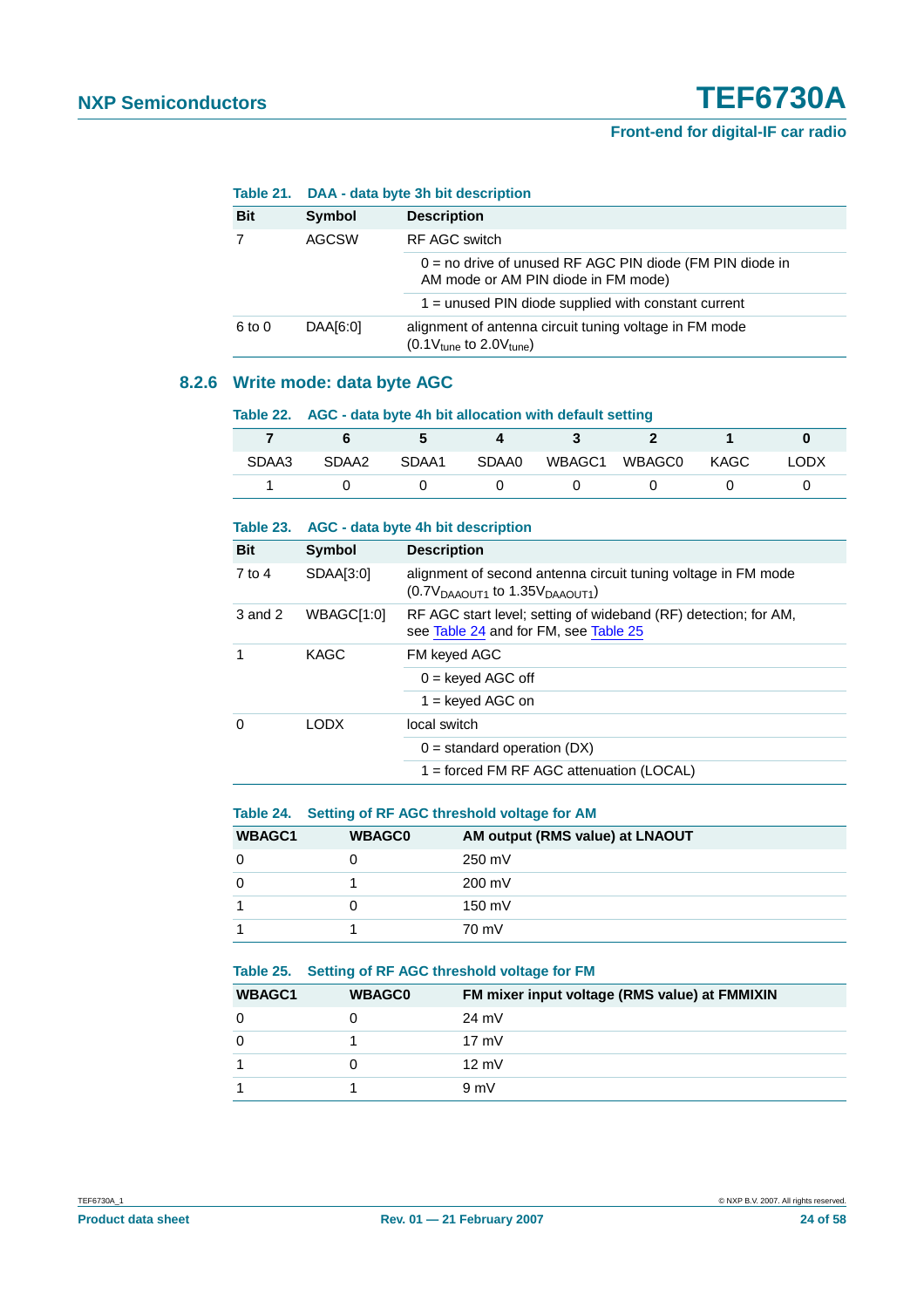**Table 21. DAA - data byte 3h bit description**

| Bit | Symbol | Description |
|---|---|---|
| 7 | AGCSW | RF AGC switch |
| | | 0 = no drive of unused RF AGC PIN diode (FM PIN diode in AM mode or AM PIN diode in FM mode) |
| | | 1 = unused PIN diode supplied with constant current |
| 6 to 0 | DAA[6:0] | alignment of antenna circuit tuning voltage in FM mode ($0.1V_{tune}$ to $2.0V_{tune}$) |

### 8.2.6 Write mode: data byte AGC

**Table 22. AGC - data byte 4h bit allocation with default setting**

| 7 | 6 | 5 | 4 | 3 | 2 | 1 | 0 |
|---|---|---|---|---|---|---|---|
| SDAA3 | SDAA2 | SDAA1 | SDAA0 | WBAGC1 | WBAGC0 | KAGC | LODX |
| 1 | 0 | 0 | 0 | 0 | 0 | 0 | 0 |

**Table 23. AGC - data byte 4h bit description**

| Bit | Symbol | Description |
|---|---|---|
| 7 to 4 | SDAA[3:0] | alignment of second antenna circuit tuning voltage in FM mode ($0.7V_{DAAOUT1}$ to $1.35V_{DAAOUT1}$) |
| 3 and 2 | WBAGC[1:0] | RF AGC start level; setting of wideband (RF) detection; for AM, see Table 24 and for FM, see Table 25 |
| 1 | KAGC | FM keyed AGC |
| | | 0 = keyed AGC off |
| | | 1 = keyed AGC on |
| 0 | LODX | local switch |
| | | 0 = standard operation (DX) |
| | | 1 = forced FM RF AGC attenuation (LOCAL) |

**Table 24. Setting of RF AGC threshold voltage for AM**

| WBAGC1 | WBAGC0 | AM output (RMS value) at LNAOUT |
|---|---|---|
| 0 | 0 | 250 mV |
| 0 | 1 | 200 mV |
| 1 | 0 | 150 mV |
| 1 | 1 | 70 mV |

**Table 25. Setting of RF AGC threshold voltage for FM**

| WBAGC1 | WBAGC0 | FM mixer input voltage (RMS value) at FMMIXIN |
|---|---|---|
| 0 | 0 | 24 mV |
| 0 | 1 | 17 mV |
| 1 | 0 | 12 mV |
| 1 | 1 | 9 mV |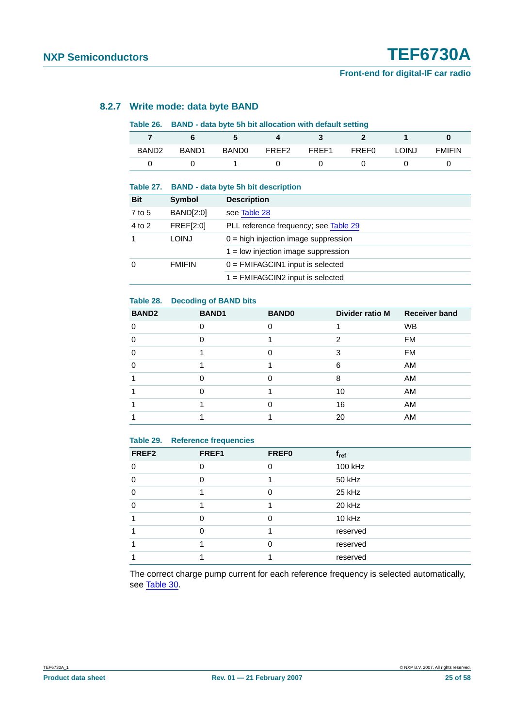### 8.2.7 Write mode: data byte BAND

**Table 26. BAND - data byte 5h bit allocation with default setting**

| 7 | 6 | 5 | 4 | 3 | 2 | 1 | 0 |
|---|---|---|---|---|---|---|---|
| BAND2 | BAND1 | BAND0 | FREF2 | FREF1 | FREF0 | LOINJ | FMIFIN |
| 0 | 0 | 1 | 0 | 0 | 0 | 0 | 0 |

**Table 27. BAND - data byte 5h bit description**

| Bit | Symbol | Description |
|---|---|---|
| 7 to 5 | BAND[2:0] | see Table 28 |
| 4 to 2 | FREF[2:0] | PLL reference frequency; see Table 29 |
| 1 | LOINJ | 0 = high injection image suppression |
| | | 1 = low injection image suppression |
| 0 | FMIFIN | 0 = FMIFAGCIN1 input is selected |
| | | 1 = FMIFAGCIN2 input is selected |

**Table 28. Decoding of BAND bits**

| BAND2 | BAND1 | BAND0 | Divider ratio M | Receiver band |
|---|---|---|---|---|
| 0 | 0 | 0 | 1 | WB |
| 0 | 0 | 1 | 2 | FM |
| 0 | 1 | 0 | 3 | FM |
| 0 | 1 | 1 | 6 | AM |
| 1 | 0 | 0 | 8 | AM |
| 1 | 0 | 1 | 10 | AM |
| 1 | 1 | 0 | 16 | AM |
| 1 | 1 | 1 | 20 | AM |

**Table 29. Reference frequencies**

| FREF2 | FREF1 | FREF0 | $f_{ref}$ |
|---|---|---|---|
| 0 | 0 | 0 | 100 kHz |
| 0 | 0 | 1 | 50 kHz |
| 0 | 1 | 0 | 25 kHz |
| 0 | 1 | 1 | 20 kHz |
| 1 | 0 | 0 | 10 kHz |
| 1 | 0 | 1 | reserved |
| 1 | 1 | 0 | reserved |
| 1 | 1 | 1 | reserved |

The correct charge pump current for each reference frequency is selected automatically, see Table 30.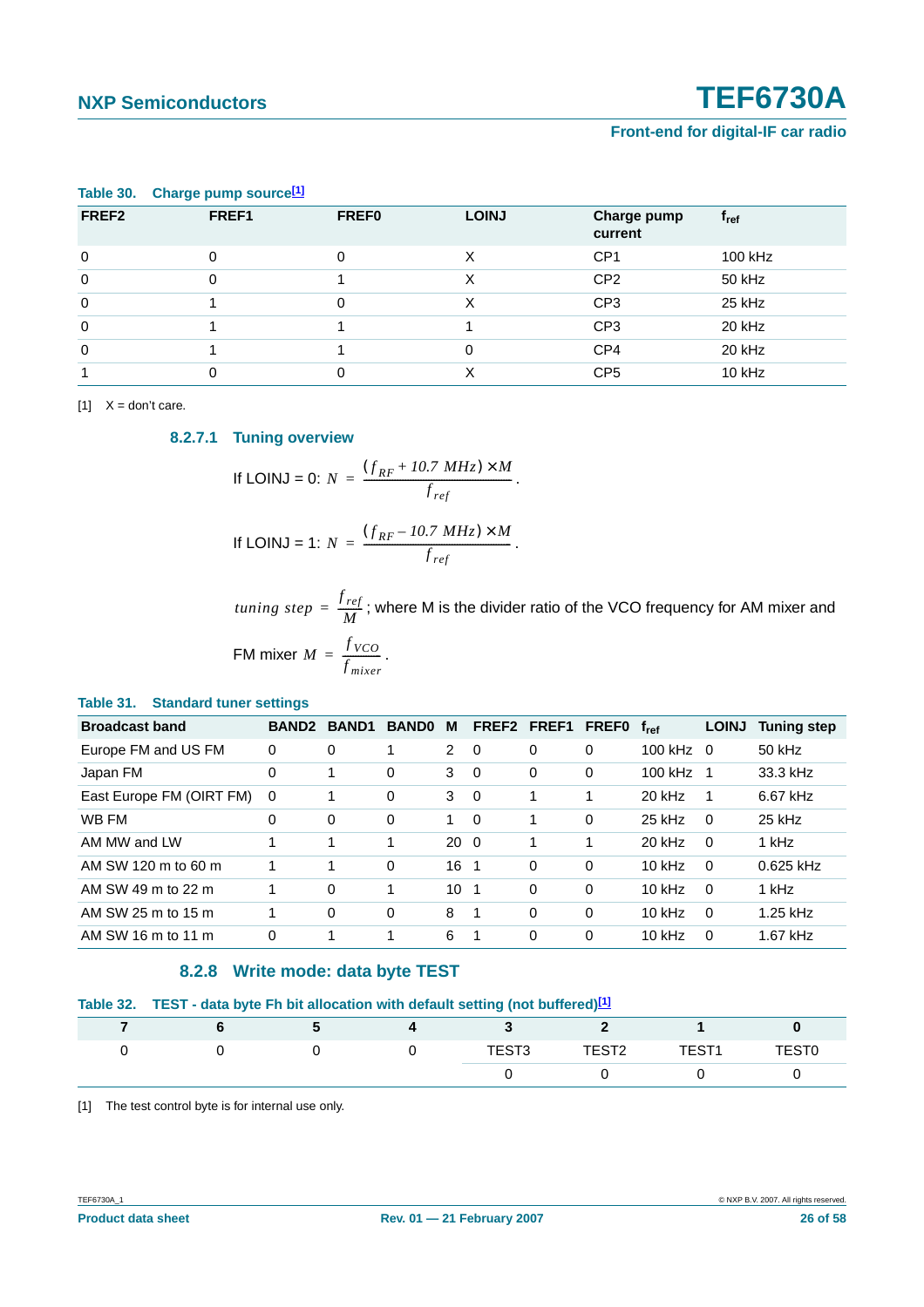**Table 30. Charge pump source[1]**

| FREF2 | FREF1 | FREF0 | LOINJ | Charge pump current | $f_{ref}$ |
|---|---|---|---|---|---|
| 0 | 0 | 0 | X | CP1 | 100 kHz |
| 0 | 0 | 1 | X | CP2 | 50 kHz |
| 0 | 1 | 0 | X | CP3 | 25 kHz |
| 0 | 1 | 1 | 1 | CP3 | 20 kHz |
| 0 | 1 | 1 | 0 | CP4 | 20 kHz |
| 1 | 0 | 0 | X | CP5 | 10 kHz |

[1] X = don't care.

#### 8.2.7.1 Tuning overview

If LOINJ = 0: $N = \frac{(f_{RF} + 10.7\ MHz) \times M}{f_{ref}}$.

If LOINJ = 1: $N = \frac{(f_{RF} - 10.7\ MHz) \times M}{f_{ref}}$.

$tuning\ step = \frac{f_{ref}}{M}$; where M is the divider ratio of the VCO frequency for AM mixer and FM mixer $M = \frac{f_{VCO}}{f_{mixer}}$.

**Table 31. Standard tuner settings**

| Broadcast band | BAND2 | BAND1 | BAND0 | M | FREF2 | FREF1 | FREF0 | $f_{ref}$ | LOINJ | Tuning step |
|---|---|---|---|---|---|---|---|---|---|---|
| Europe FM and US FM | 0 | 0 | 1 | 2 | 0 | 0 | 0 | 100 kHz | 0 | 50 kHz |
| Japan FM | 0 | 1 | 0 | 3 | 0 | 0 | 0 | 100 kHz | 1 | 33.3 kHz |
| East Europe FM (OIRT FM) | 0 | 1 | 0 | 3 | 0 | 1 | 1 | 20 kHz | 1 | 6.67 kHz |
| WB FM | 0 | 0 | 0 | 1 | 0 | 1 | 0 | 25 kHz | 0 | 25 kHz |
| AM MW and LW | 1 | 1 | 1 | 20 | 0 | 1 | 1 | 20 kHz | 0 | 1 kHz |
| AM SW 120 m to 60 m | 1 | 1 | 0 | 16 | 1 | 0 | 0 | 10 kHz | 0 | 0.625 kHz |
| AM SW 49 m to 22 m | 1 | 0 | 1 | 10 | 1 | 0 | 0 | 10 kHz | 0 | 1 kHz |
| AM SW 25 m to 15 m | 1 | 0 | 0 | 8 | 1 | 0 | 0 | 10 kHz | 0 | 1.25 kHz |
| AM SW 16 m to 11 m | 0 | 1 | 1 | 6 | 1 | 0 | 0 | 10 kHz | 0 | 1.67 kHz |

### 8.2.8 Write mode: data byte TEST

**Table 32. TEST - data byte Fh bit allocation with default setting (not buffered)[1]**

| 7 | 6 | 5 | 4 | 3 | 2 | 1 | 0 |
|---|---|---|---|---|---|---|---|
| 0 | 0 | 0 | 0 | TEST3 | TEST2 | TEST1 | TEST0 |
| | | | | 0 | 0 | 0 | 0 |

[1] The test control byte is for internal use only.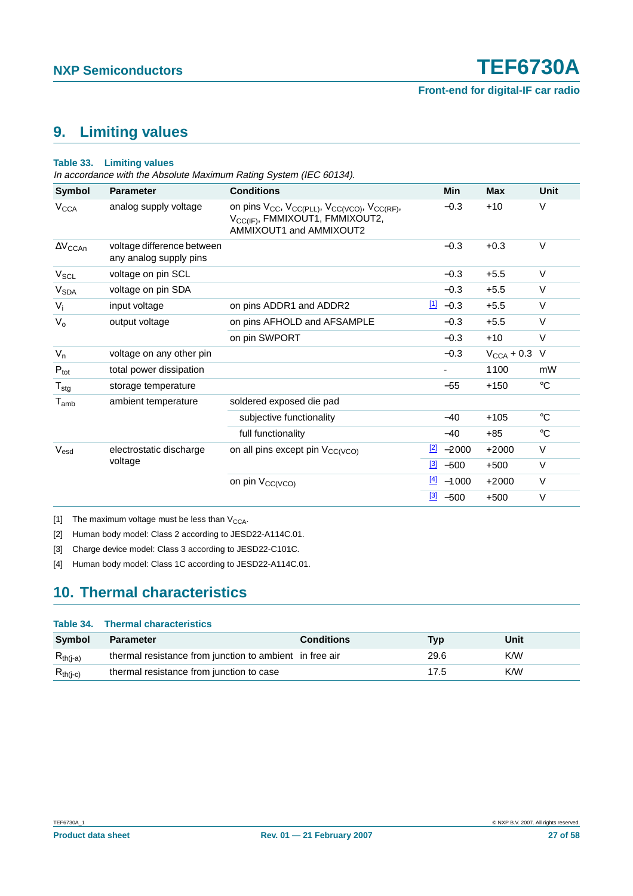## 9. Limiting values

**Table 33. Limiting values**

*In accordance with the Absolute Maximum Rating System (IEC 60134).*

| Symbol | Parameter | Conditions | | Min | Max | Unit |
|---|---|---|---|---|---|---|
| $V_{CCA}$ | analog supply voltage | on pins $V_{CC}$, $V_{CC(PLL)}$, $V_{CC(VCO)}$, $V_{CC(RF)}$, $V_{CC(IF)}$, FMMIXOUT1, FMMIXOUT2, AMMIXOUT1 and AMMIXOUT2 | | −0.3 | +10 | V |
| $\Delta V_{CCAn}$ | voltage difference between any analog supply pins | | | −0.3 | +0.3 | V |
| $V_{SCL}$ | voltage on pin SCL | | | −0.3 | +5.5 | V |
| $V_{SDA}$ | voltage on pin SDA | | | −0.3 | +5.5 | V |
| $V_i$ | input voltage | on pins ADDR1 and ADDR2 | [1] | −0.3 | +5.5 | V |
| $V_o$ | output voltage | on pins AFHOLD and AFSAMPLE | | −0.3 | +5.5 | V |
| | | on pin SWPORT | | −0.3 | +10 | V |
| $V_n$ | voltage on any other pin | | | −0.3 | $V_{CCA} + 0.3$ | V |
| $P_{tot}$ | total power dissipation | | | - | 1100 | mW |
| $T_{stg}$ | storage temperature | | | −55 | +150 | °C |
| $T_{amb}$ | ambient temperature | soldered exposed die pad | | | | |
| | | subjective functionality | | −40 | +105 | °C |
| | | full functionality | | −40 | +85 | °C |
| $V_{esd}$ | electrostatic discharge voltage | on all pins except pin $V_{CC(VCO)}$ | [2] | −2000 | +2000 | V |
| | | | [3] | −500 | +500 | V |
| | | on pin $V_{CC(VCO)}$ | [4] | −1000 | +2000 | V |
| | | | [3] | −500 | +500 | V |

[1] The maximum voltage must be less than $V_{CCA}$.

[2] Human body model: Class 2 according to JESD22-A114C.01.

[3] Charge device model: Class 3 according to JESD22-C101C.

[4] Human body model: Class 1C according to JESD22-A114C.01.

## 10. Thermal characteristics

**Table 34. Thermal characteristics**

| Symbol | Parameter | Conditions | Typ | Unit |
|---|---|---|---|---|
| $R_{th(j-a)}$ | thermal resistance from junction to ambient | in free air | 29.6 | K/W |
| $R_{th(j-c)}$ | thermal resistance from junction to case | | 17.5 | K/W |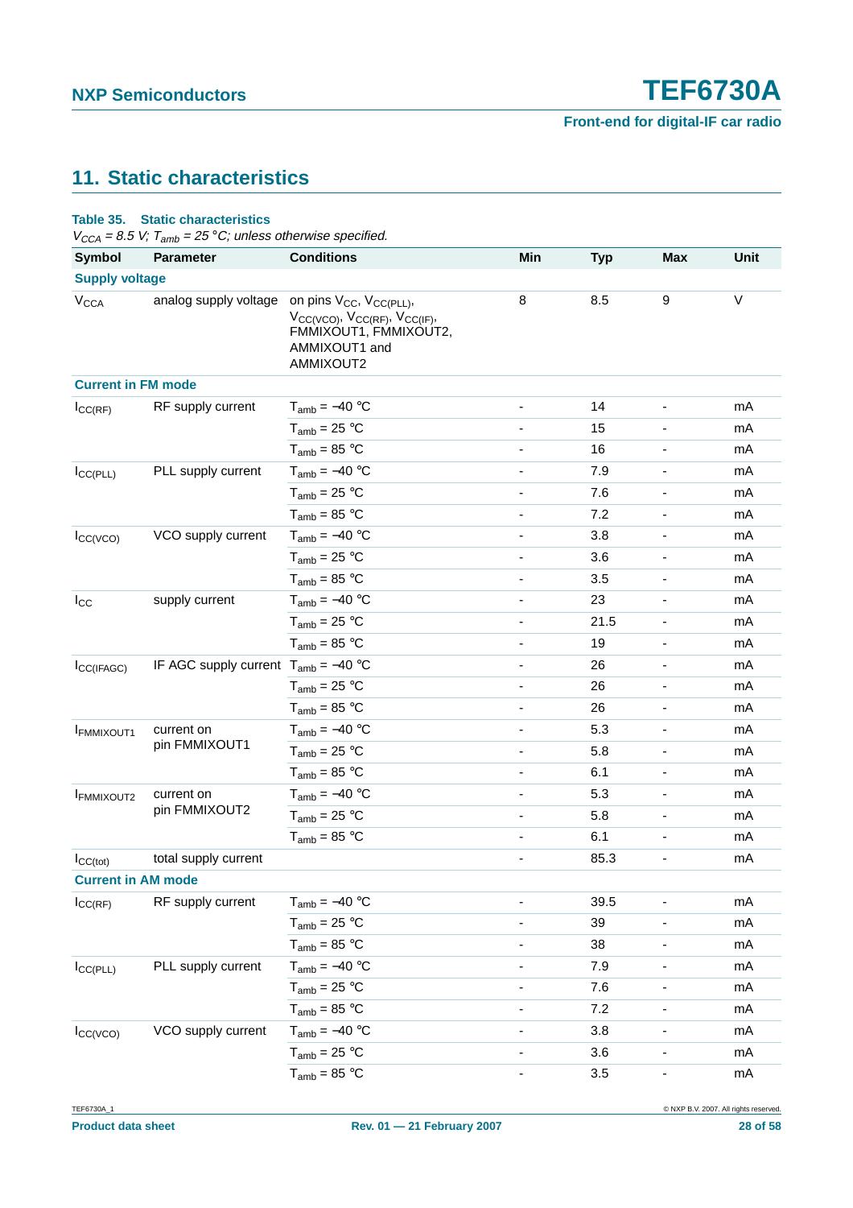## 11. Static characteristics

**Table 35. Static characteristics**

*$V_{CCA}$ = 8.5 V; $T_{amb}$ = 25 °C; unless otherwise specified.*

| Symbol | Parameter | Conditions | Min | Typ | Max | Unit |
|---|---|---|---|---|---|---|
| **Supply voltage** | | | | | | |
| $V_{CCA}$ | analog supply voltage | on pins $V_{CC}$, $V_{CC(PLL)}$, $V_{CC(VCO)}$, $V_{CC(RF)}$, $V_{CC(IF)}$, FMMIXOUT1, FMMIXOUT2, AMMIXOUT1 and AMMIXOUT2 | 8 | 8.5 | 9 | V |
| **Current in FM mode** | | | | | | |
| $I_{CC(RF)}$ | RF supply current | $T_{amb}$ = −40 °C | - | 14 | - | mA |
| | | $T_{amb}$ = 25 °C | - | 15 | - | mA |
| | | $T_{amb}$ = 85 °C | - | 16 | - | mA |
| $I_{CC(PLL)}$ | PLL supply current | $T_{amb}$ = −40 °C | - | 7.9 | - | mA |
| | | $T_{amb}$ = 25 °C | - | 7.6 | - | mA |
| | | $T_{amb}$ = 85 °C | - | 7.2 | - | mA |
| $I_{CC(VCO)}$ | VCO supply current | $T_{amb}$ = −40 °C | - | 3.8 | - | mA |
| | | $T_{amb}$ = 25 °C | - | 3.6 | - | mA |
| | | $T_{amb}$ = 85 °C | - | 3.5 | - | mA |
| $I_{CC}$ | supply current | $T_{amb}$ = −40 °C | - | 23 | - | mA |
| | | $T_{amb}$ = 25 °C | - | 21.5 | - | mA |
| | | $T_{amb}$ = 85 °C | - | 19 | - | mA |
| $I_{CC(IFAGC)}$ | IF AGC supply current | $T_{amb}$ = −40 °C | - | 26 | - | mA |
| | | $T_{amb}$ = 25 °C | - | 26 | - | mA |
| | | $T_{amb}$ = 85 °C | - | 26 | - | mA |
| $I_{FMMIXOUT1}$ | current on pin FMMIXOUT1 | $T_{amb}$ = −40 °C | - | 5.3 | - | mA |
| | | $T_{amb}$ = 25 °C | - | 5.8 | - | mA |
| | | $T_{amb}$ = 85 °C | - | 6.1 | - | mA |
| $I_{FMMIXOUT2}$ | current on pin FMMIXOUT2 | $T_{amb}$ = −40 °C | - | 5.3 | - | mA |
| | | $T_{amb}$ = 25 °C | - | 5.8 | - | mA |
| | | $T_{amb}$ = 85 °C | - | 6.1 | - | mA |
| $I_{CC(tot)}$ | total supply current | | - | 85.3 | - | mA |
| **Current in AM mode** | | | | | | |
| $I_{CC(RF)}$ | RF supply current | $T_{amb}$ = −40 °C | - | 39.5 | - | mA |
| | | $T_{amb}$ = 25 °C | - | 39 | - | mA |
| | | $T_{amb}$ = 85 °C | - | 38 | - | mA |
| $I_{CC(PLL)}$ | PLL supply current | $T_{amb}$ = −40 °C | - | 7.9 | - | mA |
| | | $T_{amb}$ = 25 °C | - | 7.6 | - | mA |
| | | $T_{amb}$ = 85 °C | - | 7.2 | - | mA |
| $I_{CC(VCO)}$ | VCO supply current | $T_{amb}$ = −40 °C | - | 3.8 | - | mA |
| | | $T_{amb}$ = 25 °C | - | 3.6 | - | mA |
| | | $T_{amb}$ = 85 °C | - | 3.5 | - | mA |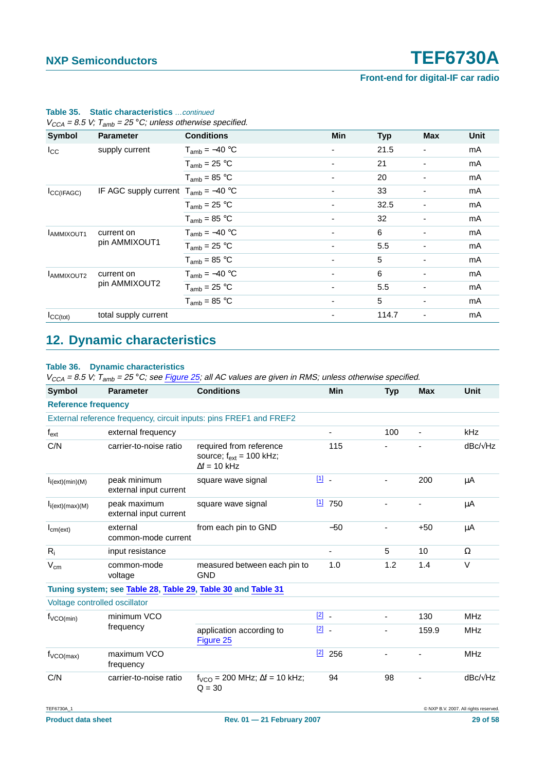**Table 35. Static characteristics** *...continued*

*$V_{CCA}$ = 8.5 V; $T_{amb}$ = 25 °C; unless otherwise specified.*

| Symbol | Parameter | Conditions | Min | Typ | Max | Unit |
|---|---|---|---|---|---|---|
| $I_{CC}$ | supply current | $T_{amb}$ = −40 °C | - | 21.5 | - | mA |
| | | $T_{amb}$ = 25 °C | - | 21 | - | mA |
| | | $T_{amb}$ = 85 °C | - | 20 | - | mA |
| $I_{CC(IFAGC)}$ | IF AGC supply current | $T_{amb}$ = −40 °C | - | 33 | - | mA |
| | | $T_{amb}$ = 25 °C | - | 32.5 | - | mA |
| | | $T_{amb}$ = 85 °C | - | 32 | - | mA |
| $I_{AMMIXOUT1}$ | current on pin AMMIXOUT1 | $T_{amb}$ = −40 °C | - | 6 | - | mA |
| | | $T_{amb}$ = 25 °C | - | 5.5 | - | mA |
| | | $T_{amb}$ = 85 °C | - | 5 | - | mA |
| $I_{AMMIXOUT2}$ | current on pin AMMIXOUT2 | $T_{amb}$ = −40 °C | - | 6 | - | mA |
| | | $T_{amb}$ = 25 °C | - | 5.5 | - | mA |
| | | $T_{amb}$ = 85 °C | - | 5 | - | mA |
| $I_{CC(tot)}$ | total supply current | | - | 114.7 | - | mA |

## 12. Dynamic characteristics

**Table 36. Dynamic characteristics**

*$V_{CCA}$ = 8.5 V; $T_{amb}$ = 25 °C; see Figure 25; all AC values are given in RMS; unless otherwise specified.*

| Symbol | Parameter | Conditions | | Min | Typ | Max | Unit |
|---|---|---|---|---|---|---|---|
| **Reference frequency** | | | | | | | |
| External reference frequency, circuit inputs: pins FREF1 and FREF2 | | | | | | | |
| $f_{ext}$ | external frequency | | | - | 100 | - | kHz |
| C/N | carrier-to-noise ratio | required from reference source; $f_{ext}$ = 100 kHz; Δf = 10 kHz | | 115 | - | - | dBc/√Hz |
| $I_{i(ext)(min)(M)}$ | peak minimum external input current | square wave signal | [1] | - | - | 200 | μA |
| $I_{i(ext)(max)(M)}$ | peak maximum external input current | square wave signal | [1] | 750 | - | - | μA |
| $I_{cm(ext)}$ | external common-mode current | from each pin to GND | | −50 | - | +50 | μA |
| $R_i$ | input resistance | | | - | 5 | 10 | Ω |
| $V_{cm}$ | common-mode voltage | measured between each pin to GND | | 1.0 | 1.2 | 1.4 | V |
| **Tuning system; see Table 28, Table 29, Table 30 and Table 31** | | | | | | | |
| Voltage controlled oscillator | | | | | | | |
| $f_{VCO(min)}$ | minimum VCO frequency | | [2] | - | - | 130 | MHz |
| | | application according to Figure 25 | [2] | - | - | 159.9 | MHz |
| $f_{VCO(max)}$ | maximum VCO frequency | | [2] | 256 | - | - | MHz |
| C/N | carrier-to-noise ratio | $f_{VCO}$ = 200 MHz; Δf = 10 kHz; Q = 30 | | 94 | 98 | - | dBc/√Hz |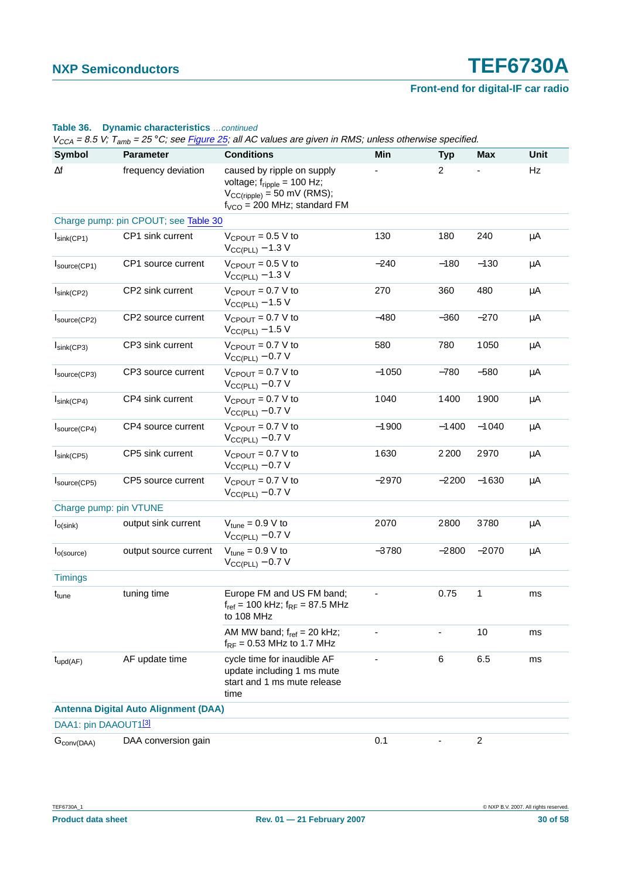**Table 36. Dynamic characteristics** *…continued*

*$V_{CCA}$ = 8.5 V; $T_{amb}$ = 25 °C; see Figure 25; all AC values are given in RMS; unless otherwise specified.*

| Symbol | Parameter | Conditions | Min | Typ | Max | Unit |
|---|---|---|---|---|---|---|
| $\Delta f$ | frequency deviation | caused by ripple on supply voltage; $f_{ripple}$ = 100 Hz; $V_{CC(ripple)}$ = 50 mV (RMS); $f_{VCO}$ = 200 MHz; standard FM | - | 2 | - | Hz |
| Charge pump: pin CPOUT; see Table 30 | | | | | | |
| $I_{sink(CP1)}$ | CP1 sink current | $V_{CPOUT}$ = 0.5 V to $V_{CC(PLL)}$ − 1.3 V | 130 | 180 | 240 | μA |
| $I_{source(CP1)}$ | CP1 source current | $V_{CPOUT}$ = 0.5 V to $V_{CC(PLL)}$ − 1.3 V | −240 | −180 | −130 | μA |
| $I_{sink(CP2)}$ | CP2 sink current | $V_{CPOUT}$ = 0.7 V to $V_{CC(PLL)}$ − 1.5 V | 270 | 360 | 480 | μA |
| $I_{source(CP2)}$ | CP2 source current | $V_{CPOUT}$ = 0.7 V to $V_{CC(PLL)}$ − 1.5 V | −480 | −360 | −270 | μA |
| $I_{sink(CP3)}$ | CP3 sink current | $V_{CPOUT}$ = 0.7 V to $V_{CC(PLL)}$ − 0.7 V | 580 | 780 | 1050 | μA |
| $I_{source(CP3)}$ | CP3 source current | $V_{CPOUT}$ = 0.7 V to $V_{CC(PLL)}$ − 0.7 V | −1050 | −780 | −580 | μA |
| $I_{sink(CP4)}$ | CP4 sink current | $V_{CPOUT}$ = 0.7 V to $V_{CC(PLL)}$ − 0.7 V | 1040 | 1400 | 1900 | μA |
| $I_{source(CP4)}$ | CP4 source current | $V_{CPOUT}$ = 0.7 V to $V_{CC(PLL)}$ − 0.7 V | −1900 | −1400 | −1040 | μA |
| $I_{sink(CP5)}$ | CP5 sink current | $V_{CPOUT}$ = 0.7 V to $V_{CC(PLL)}$ − 0.7 V | 1630 | 2200 | 2970 | μA |
| $I_{source(CP5)}$ | CP5 source current | $V_{CPOUT}$ = 0.7 V to $V_{CC(PLL)}$ − 0.7 V | −2970 | −2200 | −1630 | μA |
| Charge pump: pin VTUNE | | | | | | |
| $I_{o(sink)}$ | output sink current | $V_{tune}$ = 0.9 V to $V_{CC(PLL)}$ − 0.7 V | 2070 | 2800 | 3780 | μA |
| $I_{o(source)}$ | output source current | $V_{tune}$ = 0.9 V to $V_{CC(PLL)}$ − 0.7 V | −3780 | −2800 | −2070 | μA |
| Timings | | | | | | |
| $t_{tune}$ | tuning time | Europe FM and US FM band; $f_{ref}$ = 100 kHz; $f_{RF}$ = 87.5 MHz to 108 MHz | - | 0.75 | 1 | ms |
| | | AM MW band; $f_{ref}$ = 20 kHz; $f_{RF}$ = 0.53 MHz to 1.7 MHz | - | - | 10 | ms |
| $t_{upd(AF)}$ | AF update time | cycle time for inaudible AF update including 1 ms mute start and 1 ms mute release time | - | 6 | 6.5 | ms |
| **Antenna Digital Auto Alignment (DAA)** | | | | | | |
| DAA1: pin DAAOUT1[3] | | | | | | |
| $G_{conv(DAA)}$ | DAA conversion gain | | 0.1 | - | 2 | |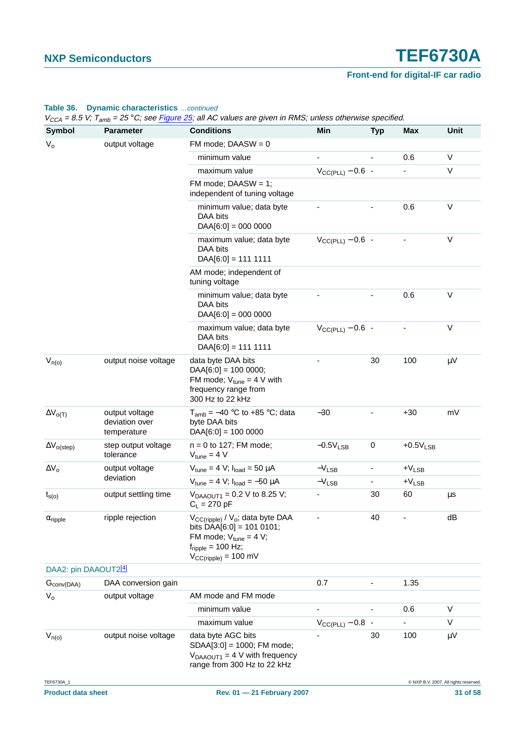**Table 36. Dynamic characteristics** *...continued*

*$V_{CCA}$ = 8.5 V; $T_{amb}$ = 25 °C; see Figure 25; all AC values are given in RMS; unless otherwise specified.*

| Symbol | Parameter | Conditions | Min | Typ | Max | Unit |
|---|---|---|---|---|---|---|
| $V_o$ | output voltage | FM mode; DAASW = 0 | | | | |
| | | minimum value | - | - | 0.6 | V |
| | | maximum value | $V_{CC(PLL)}$ − 0.6 | - | - | V |
| | | FM mode; DAASW = 1; independent of tuning voltage | | | | |
| | | minimum value; data byte DAA bits DAA[6:0] = 000 0000 | - | - | 0.6 | V |
| | | maximum value; data byte DAA bits DAA[6:0] = 111 1111 | $V_{CC(PLL)}$ − 0.6 | - | - | V |
| | | AM mode; independent of tuning voltage | | | | |
| | | minimum value; data byte DAA bits DAA[6:0] = 000 0000 | - | - | 0.6 | V |
| | | maximum value; data byte DAA bits DAA[6:0] = 111 1111 | $V_{CC(PLL)}$ − 0.6 | - | - | V |
| $V_{n(o)}$ | output noise voltage | data byte DAA bits DAA[6:0] = 100 0000; FM mode; $V_{tune}$ = 4 V with frequency range from 300 Hz to 22 kHz | - | 30 | 100 | μV |
| $\Delta V_{o(T)}$ | output voltage deviation over temperature | $T_{amb}$ = −40 °C to +85 °C; data byte DAA bits DAA[6:0] = 100 0000 | −30 | - | +30 | mV |
| $\Delta V_{o(step)}$ | step output voltage tolerance | n = 0 to 127; FM mode; $V_{tune}$ = 4 V | $-0.5V_{LSB}$ | 0 | $+0.5V_{LSB}$ | |
| $\Delta V_o$ | output voltage deviation | $V_{tune}$ = 4 V; $I_{load}$ = 50 μA | $-V_{LSB}$ | - | $+V_{LSB}$ | |
| | | $V_{tune}$ = 4 V; $I_{load}$ = −50 μA | $-V_{LSB}$ | - | $+V_{LSB}$ | |
| $t_{s(o)}$ | output settling time | $V_{DAAOUT1}$ = 0.2 V to 8.25 V; $C_L$ = 270 pF | - | 30 | 60 | μs |
| $\alpha_{ripple}$ | ripple rejection | $V_{CC(ripple)}$ / $V_o$; data byte DAA bits DAA[6:0] = 101 0101; FM mode; $V_{tune}$ = 4 V; $f_{ripple}$ = 100 Hz; $V_{CC(ripple)}$ = 100 mV | - | 40 | - | dB |
| DAA2: pin DAAOUT2[4] | | | | | | |
| $G_{conv(DAA)}$ | DAA conversion gain | | 0.7 | - | 1.35 | |
| $V_o$ | output voltage | AM mode and FM mode | | | | |
| | | minimum value | - | - | 0.6 | V |
| | | maximum value | $V_{CC(PLL)}$ − 0.8 | - | - | V |
| $V_{n(o)}$ | output noise voltage | data byte AGC bits SDAA[3:0] = 1000; FM mode; $V_{DAAOUT1}$ = 4 V with frequency range from 300 Hz to 22 kHz | - | 30 | 100 | μV |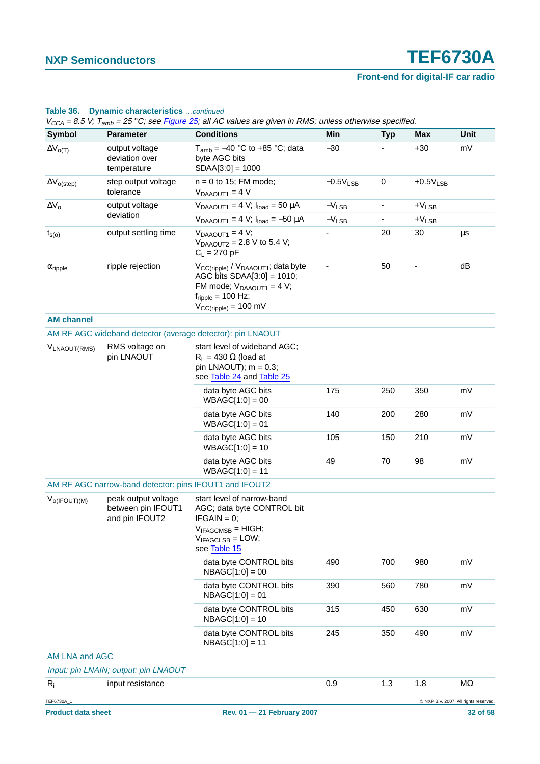**Table 36. Dynamic characteristics** *...continued*

*$V_{CCA}$ = 8.5 V; $T_{amb}$ = 25 °C; see Figure 25; all AC values are given in RMS; unless otherwise specified.*

| Symbol | Parameter | Conditions | Min | Typ | Max | Unit |
|---|---|---|---|---|---|---|
| $\Delta V_{o(T)}$ | output voltage deviation over temperature | $T_{amb}$ = −40 °C to +85 °C; data byte AGC bits SDAA[3:0] = 1000 | −30 | - | +30 | mV |
| $\Delta V_{o(step)}$ | step output voltage tolerance | n = 0 to 15; FM mode; $V_{DAAOUT1}$ = 4 V | $-0.5V_{LSB}$ | 0 | $+0.5V_{LSB}$ | |
| $\Delta V_o$ | output voltage deviation | $V_{DAAOUT1}$ = 4 V; $I_{load}$ = 50 μA | $-V_{LSB}$ | - | $+V_{LSB}$ | |
| | | $V_{DAAOUT1}$ = 4 V; $I_{load}$ = −50 μA | $-V_{LSB}$ | - | $+V_{LSB}$ | |
| $t_{s(o)}$ | output settling time | $V_{DAAOUT1}$ = 4 V; $V_{DAAOUT2}$ = 2.8 V to 5.4 V; $C_L$ = 270 pF | - | 20 | 30 | μs |
| $\alpha_{ripple}$ | ripple rejection | $V_{CC(ripple)}$ / $V_{DAAOUT1}$; data byte AGC bits SDAA[3:0] = 1010; FM mode; $V_{DAAOUT1}$ = 4 V; $f_{ripple}$ = 100 Hz; $V_{CC(ripple)}$ = 100 mV | - | 50 | - | dB |
| **AM channel** | | | | | | |
| AM RF AGC wideband detector (average detector): pin LNAOUT | | | | | | |
| $V_{LNAOUT(RMS)}$ | RMS voltage on pin LNAOUT | start level of wideband AGC; $R_L$ = 430 Ω (load at pin LNAOUT); m = 0.3; see Table 24 and Table 25 | | | | |
| | | data byte AGC bits WBAGC[1:0] = 00 | 175 | 250 | 350 | mV |
| | | data byte AGC bits WBAGC[1:0] = 01 | 140 | 200 | 280 | mV |
| | | data byte AGC bits WBAGC[1:0] = 10 | 105 | 150 | 210 | mV |
| | | data byte AGC bits WBAGC[1:0] = 11 | 49 | 70 | 98 | mV |
| AM RF AGC narrow-band detector: pins IFOUT1 and IFOUT2 | | | | | | |
| $V_{o(IFOUT)(M)}$ | peak output voltage between pin IFOUT1 and pin IFOUT2 | start level of narrow-band AGC; data byte CONTROL bit IFGAIN = 0; $V_{IFAGCMSB}$ = HIGH; $V_{IFAGCLSB}$ = LOW; see Table 15 | | | | |
| | | data byte CONTROL bits NBAGC[1:0] = 00 | 490 | 700 | 980 | mV |
| | | data byte CONTROL bits NBAGC[1:0] = 01 | 390 | 560 | 780 | mV |
| | | data byte CONTROL bits NBAGC[1:0] = 10 | 315 | 450 | 630 | mV |
| | | data byte CONTROL bits NBAGC[1:0] = 11 | 245 | 350 | 490 | mV |
| AM LNA and AGC | | | | | | |
| *Input: pin LNAIN; output: pin LNAOUT* | | | | | | |
| $R_i$ | input resistance | | 0.9 | 1.3 | 1.8 | MΩ |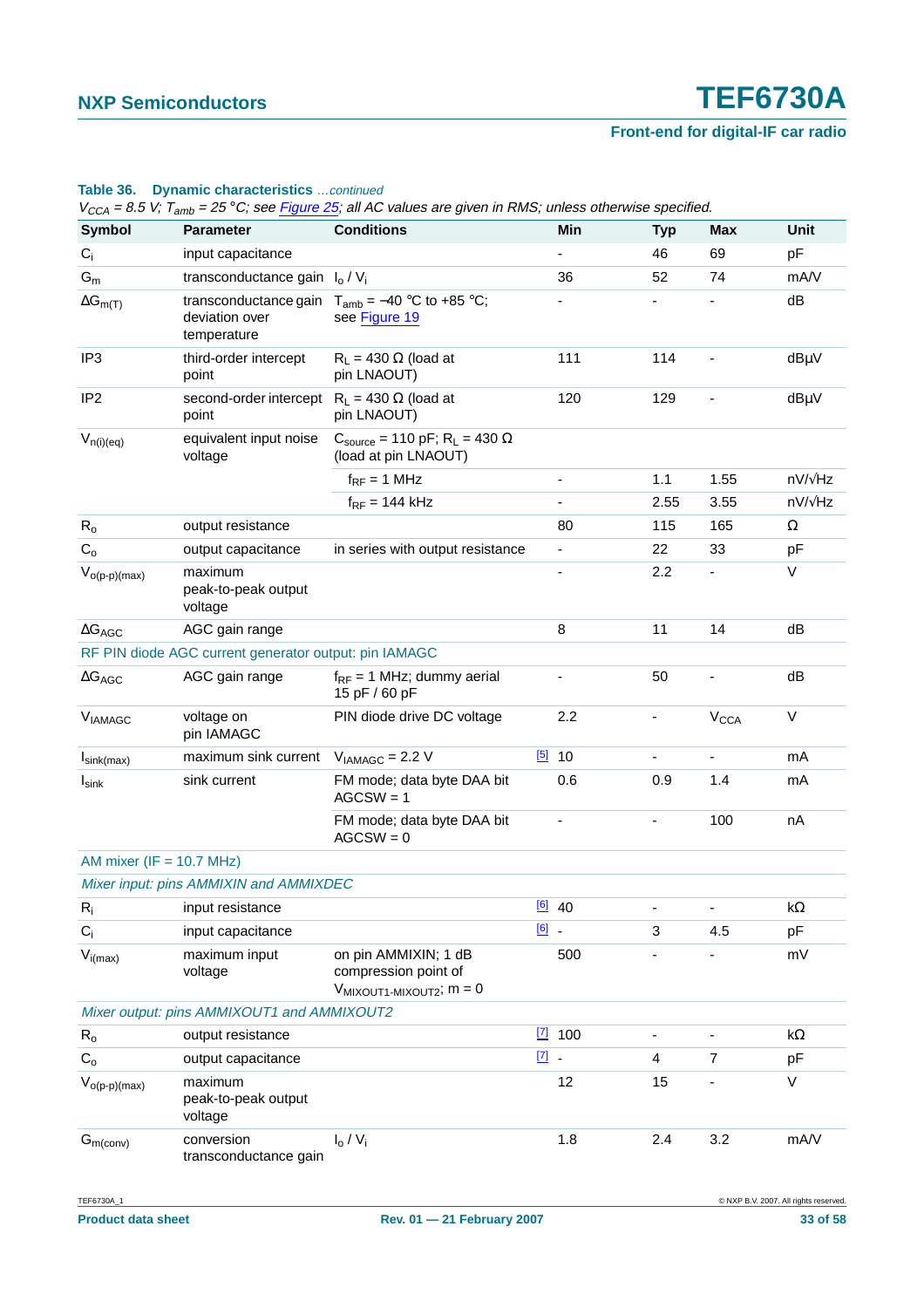**Table 36. Dynamic characteristics** *...continued*

*$V_{CCA}$ = 8.5 V; $T_{amb}$ = 25 °C; see Figure 25; all AC values are given in RMS; unless otherwise specified.*

| Symbol | Parameter | Conditions | | Min | Typ | Max | Unit |
|---|---|---|---|---|---|---|---|
| $C_i$ | input capacitance | | | - | 46 | 69 | pF |
| $G_m$ | transconductance gain | $I_o$ / $V_i$ | | 36 | 52 | 74 | mA/V |
| $\Delta G_{m(T)}$ | transconductance gain deviation over temperature | $T_{amb}$ = −40 °C to +85 °C; see Figure 19 | | - | - | - | dB |
| IP3 | third-order intercept point | $R_L$ = 430 Ω (load at pin LNAOUT) | | 111 | 114 | - | dBμV |
| IP2 | second-order intercept point | $R_L$ = 430 Ω (load at pin LNAOUT) | | 120 | 129 | - | dBμV |
| $V_{n(i)(eq)}$ | equivalent input noise voltage | $C_{source}$ = 110 pF; $R_L$ = 430 Ω (load at pin LNAOUT) | | | | | |
| | | $f_{RF}$ = 1 MHz | | - | 1.1 | 1.55 | nV/√Hz |
| | | $f_{RF}$ = 144 kHz | | - | 2.55 | 3.55 | nV/√Hz |
| $R_o$ | output resistance | | | 80 | 115 | 165 | Ω |
| $C_o$ | output capacitance | in series with output resistance | | - | 22 | 33 | pF |
| $V_{o(p-p)(max)}$ | maximum peak-to-peak output voltage | | | - | 2.2 | - | V |
| $\Delta G_{AGC}$ | AGC gain range | | | 8 | 11 | 14 | dB |
| RF PIN diode AGC current generator output: pin IAMAGC | | | | | | | |
| $\Delta G_{AGC}$ | AGC gain range | $f_{RF}$ = 1 MHz; dummy aerial 15 pF / 60 pF | | - | 50 | - | dB |
| $V_{IAMAGC}$ | voltage on pin IAMAGC | PIN diode drive DC voltage | | 2.2 | - | $V_{CCA}$ | V |
| $I_{sink(max)}$ | maximum sink current | $V_{IAMAGC}$ = 2.2 V | [5] | 10 | - | - | mA |
| $I_{sink}$ | sink current | FM mode; data byte DAA bit AGCSW = 1 | | 0.6 | 0.9 | 1.4 | mA |
| | | FM mode; data byte DAA bit AGCSW = 0 | | - | - | 100 | nA |
| AM mixer (IF = 10.7 MHz) | | | | | | | |
| *Mixer input: pins AMMIXIN and AMMIXDEC* | | | | | | | |
| $R_i$ | input resistance | | [6] | 40 | - | - | kΩ |
| $C_i$ | input capacitance | | [6] | - | 3 | 4.5 | pF |
| $V_{i(max)}$ | maximum input voltage | on pin AMMIXIN; 1 dB compression point of $V_{MIXOUT1-MIXOUT2}$; m = 0 | | 500 | - | - | mV |
| *Mixer output: pins AMMIXOUT1 and AMMIXOUT2* | | | | | | | |
| $R_o$ | output resistance | | [7] | 100 | - | - | kΩ |
| $C_o$ | output capacitance | | [7] | - | 4 | 7 | pF |
| $V_{o(p-p)(max)}$ | maximum peak-to-peak output voltage | | | 12 | 15 | - | V |
| $G_{m(conv)}$ | conversion transconductance gain | $I_o$ / $V_i$ | | 1.8 | 2.4 | 3.2 | mA/V |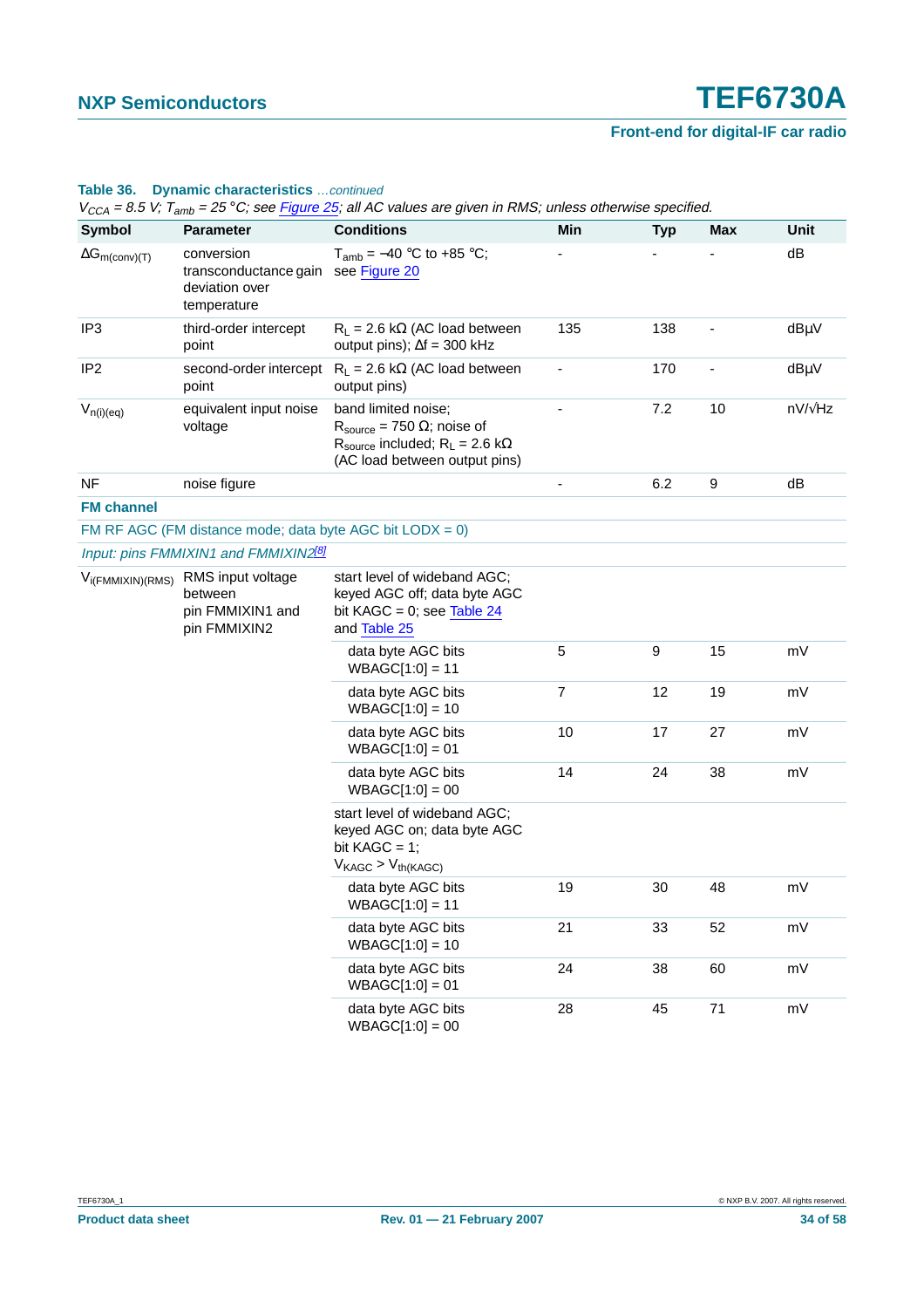**Table 36. Dynamic characteristics** *...continued*

*$V_{CCA}$ = 8.5 V; $T_{amb}$ = 25 °C; see Figure 25; all AC values are given in RMS; unless otherwise specified.*

| Symbol | Parameter | Conditions | Min | Typ | Max | Unit |
|---|---|---|---|---|---|---|
| $\Delta G_{m(conv)(T)}$ | conversion transconductance gain deviation over temperature | $T_{amb}$ = −40 °C to +85 °C; see Figure 20 | - | - | - | dB |
| IP3 | third-order intercept point | $R_L$ = 2.6 kΩ (AC load between output pins); Δf = 300 kHz | 135 | 138 | - | dBμV |
| IP2 | second-order intercept point | $R_L$ = 2.6 kΩ (AC load between output pins) | - | 170 | - | dBμV |
| $V_{n(i)(eq)}$ | equivalent input noise voltage | band limited noise; $R_{source}$ = 750 Ω; noise of $R_{source}$ included; $R_L$ = 2.6 kΩ (AC load between output pins) | - | 7.2 | 10 | nV/√Hz |
| NF | noise figure | | - | 6.2 | 9 | dB |
| **FM channel** | | | | | | |
| FM RF AGC (FM distance mode; data byte AGC bit LODX = 0) | | | | | | |
| *Input: pins FMMIXIN1 and FMMIXIN2*[8] | | | | | | |
| $V_{i(FMMIXIN)(RMS)}$ | RMS input voltage between pin FMMIXIN1 and pin FMMIXIN2 | start level of wideband AGC; keyed AGC off; data byte AGC bit KAGC = 0; see Table 24 and Table 25 | | | | |
| | | data byte AGC bits WBAGC[1:0] = 11 | 5 | 9 | 15 | mV |
| | | data byte AGC bits WBAGC[1:0] = 10 | 7 | 12 | 19 | mV |
| | | data byte AGC bits WBAGC[1:0] = 01 | 10 | 17 | 27 | mV |
| | | data byte AGC bits WBAGC[1:0] = 00 | 14 | 24 | 38 | mV |
| | | start level of wideband AGC; keyed AGC on; data byte AGC bit KAGC = 1; $V_{KAGC} > V_{th(KAGC)}$ | | | | |
| | | data byte AGC bits WBAGC[1:0] = 11 | 19 | 30 | 48 | mV |
| | | data byte AGC bits WBAGC[1:0] = 10 | 21 | 33 | 52 | mV |
| | | data byte AGC bits WBAGC[1:0] = 01 | 24 | 38 | 60 | mV |
| | | data byte AGC bits WBAGC[1:0] = 00 | 28 | 45 | 71 | mV |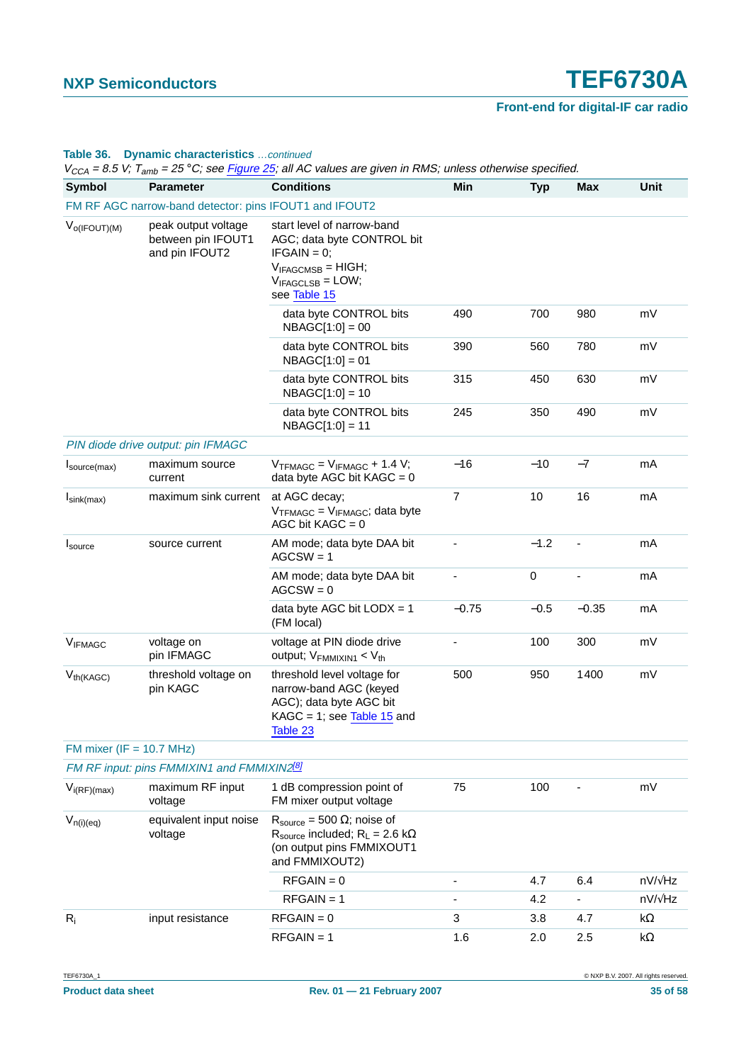**Table 36. Dynamic characteristics** *...continued*

*$V_{CCA}$ = 8.5 V; $T_{amb}$ = 25 °C; see Figure 25; all AC values are given in RMS; unless otherwise specified.*

| Symbol | Parameter | Conditions | Min | Typ | Max | Unit |
|---|---|---|---|---|---|---|
| FM RF AGC narrow-band detector: pins IFOUT1 and IFOUT2 | | | | | | |
| $V_{o(IFOUT)(M)}$ | peak output voltage between pin IFOUT1 and pin IFOUT2 | start level of narrow-band AGC; data byte CONTROL bit IFGAIN = 0; $V_{IFAGCMSB}$ = HIGH; $V_{IFAGCLSB}$ = LOW; see Table 15 | | | | |
| | | data byte CONTROL bits NBAGC[1:0] = 00 | 490 | 700 | 980 | mV |
| | | data byte CONTROL bits NBAGC[1:0] = 01 | 390 | 560 | 780 | mV |
| | | data byte CONTROL bits NBAGC[1:0] = 10 | 315 | 450 | 630 | mV |
| | | data byte CONTROL bits NBAGC[1:0] = 11 | 245 | 350 | 490 | mV |
| *PIN diode drive output: pin IFMAGC* | | | | | | |
| $I_{source(max)}$ | maximum source current | $V_{TFMAGC}$ = $V_{IFMAGC}$ + 1.4 V; data byte AGC bit KAGC = 0 | −16 | −10 | −7 | mA |
| $I_{sink(max)}$ | maximum sink current | at AGC decay; $V_{TFMAGC}$ = $V_{IFMAGC}$; data byte AGC bit KAGC = 0 | 7 | 10 | 16 | mA |
| $I_{source}$ | source current | AM mode; data byte DAA bit AGCSW = 1 | - | −1.2 | - | mA |
| | | AM mode; data byte DAA bit AGCSW = 0 | - | 0 | - | mA |
| | | data byte AGC bit LODX = 1 (FM local) | −0.75 | −0.5 | −0.35 | mA |
| $V_{IFMAGC}$ | voltage on pin IFMAGC | voltage at PIN diode drive output; $V_{FMMIXIN1}$ < $V_{th}$ | - | 100 | 300 | mV |
| $V_{th(KAGC)}$ | threshold voltage on pin KAGC | threshold level voltage for narrow-band AGC (keyed AGC); data byte AGC bit KAGC = 1; see Table 15 and Table 23 | 500 | 950 | 1400 | mV |
| FM mixer (IF = 10.7 MHz) | | | | | | |
| *FM RF input: pins FMMIXIN1 and FMMIXIN2[8]* | | | | | | |
| $V_{i(RF)(max)}$ | maximum RF input voltage | 1 dB compression point of FM mixer output voltage | 75 | 100 | - | mV |
| $V_{n(i)(eq)}$ | equivalent input noise voltage | $R_{source}$ = 500 Ω; noise of $R_{source}$ included; $R_L$ = 2.6 kΩ (on output pins FMMIXOUT1 and FMMIXOUT2) | | | | |
| | | RFGAIN = 0 | - | 4.7 | 6.4 | nV/√Hz |
| | | RFGAIN = 1 | - | 4.2 | - | nV/√Hz |
| $R_i$ | input resistance | RFGAIN = 0 | 3 | 3.8 | 4.7 | kΩ |
| | | RFGAIN = 1 | 1.6 | 2.0 | 2.5 | kΩ |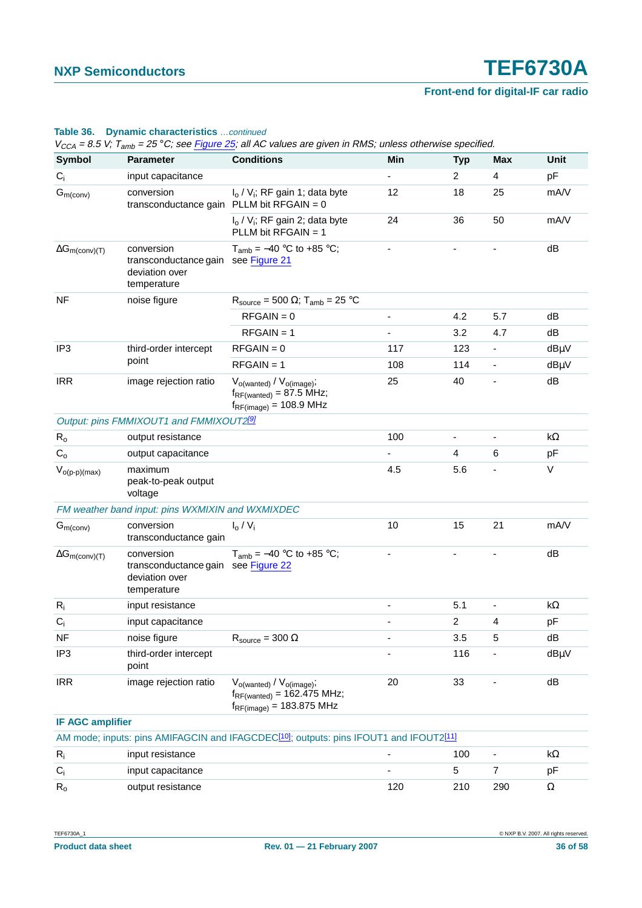**Table 36. Dynamic characteristics** *…continued*

*$V_{CCA}$ = 8.5 V; $T_{amb}$ = 25 °C; see Figure 25; all AC values are given in RMS; unless otherwise specified.*

| Symbol | Parameter | Conditions | Min | Typ | Max | Unit |
|---|---|---|---|---|---|---|
| $C_i$ | input capacitance | | - | 2 | 4 | pF |
| $G_{m(conv)}$ | conversion transconductance gain | $I_o$ / $V_i$; RF gain 1; data byte PLLM bit RFGAIN = 0 | 12 | 18 | 25 | mA/V |
| | | $I_o$ / $V_i$; RF gain 2; data byte PLLM bit RFGAIN = 1 | 24 | 36 | 50 | mA/V |
| $\Delta G_{m(conv)(T)}$ | conversion transconductance gain deviation over temperature | $T_{amb}$ = −40 °C to +85 °C; see Figure 21 | - | - | - | dB |
| NF | noise figure | $R_{source}$ = 500 Ω; $T_{amb}$ = 25 °C | | | | |
| | | RFGAIN = 0 | - | 4.2 | 5.7 | dB |
| | | RFGAIN = 1 | - | 3.2 | 4.7 | dB |
| IP3 | third-order intercept point | RFGAIN = 0 | 117 | 123 | - | dBμV |
| | | RFGAIN = 1 | 108 | 114 | - | dBμV |
| IRR | image rejection ratio | $V_{o(wanted)}$ / $V_{o(image)}$; $f_{RF(wanted)}$ = 87.5 MHz; $f_{RF(image)}$ = 108.9 MHz | 25 | 40 | - | dB |
| *Output: pins FMMIXOUT1 and FMMIXOUT2[9]* | | | | | | |
| $R_o$ | output resistance | | 100 | - | - | kΩ |
| $C_o$ | output capacitance | | - | 4 | 6 | pF |
| $V_{o(p-p)(max)}$ | maximum peak-to-peak output voltage | | 4.5 | 5.6 | - | V |
| *FM weather band input: pins WXMIXIN and WXMIXDEC* | | | | | | |
| $G_{m(conv)}$ | conversion transconductance gain | $I_o$ / $V_i$ | 10 | 15 | 21 | mA/V |
| $\Delta G_{m(conv)(T)}$ | conversion transconductance gain deviation over temperature | $T_{amb}$ = −40 °C to +85 °C; see Figure 22 | - | - | - | dB |
| $R_i$ | input resistance | | - | 5.1 | - | kΩ |
| $C_i$ | input capacitance | | - | 2 | 4 | pF |
| NF | noise figure | $R_{source}$ = 300 Ω | - | 3.5 | 5 | dB |
| IP3 | third-order intercept point | | - | 116 | - | dBμV |
| IRR | image rejection ratio | $V_{o(wanted)}$ / $V_{o(image)}$; $f_{RF(wanted)}$ = 162.475 MHz; $f_{RF(image)}$ = 183.875 MHz | 20 | 33 | - | dB |
| **IF AGC amplifier** | | | | | | |
| *AM mode; inputs: pins AMIFAGCIN and IFAGCDEC[10]; outputs: pins IFOUT1 and IFOUT2[11]* | | | | | | |
| $R_i$ | input resistance | | - | 100 | - | kΩ |
| $C_i$ | input capacitance | | - | 5 | 7 | pF |
| $R_o$ | output resistance | | 120 | 210 | 290 | Ω |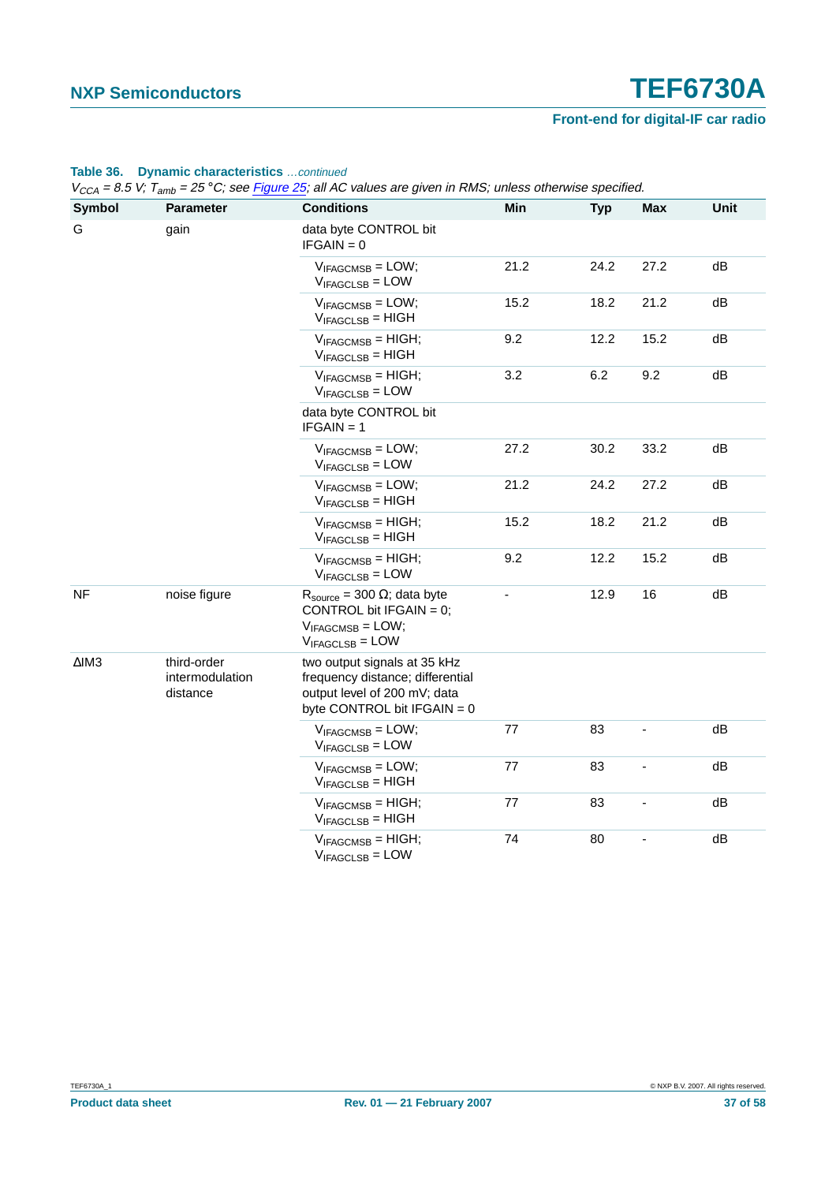**Table 36. Dynamic characteristics** *...continued*

*$V_{CCA}$ = 8.5 V; $T_{amb}$ = 25 °C; see Figure 25; all AC values are given in RMS; unless otherwise specified.*

| Symbol | Parameter | Conditions | Min | Typ | Max | Unit |
|---|---|---|---|---|---|---|
| G | gain | data byte CONTROL bit IFGAIN = 0 | | | | |
| | | $V_{IFAGCMSB}$ = LOW; $V_{IFAGCLSB}$ = LOW | 21.2 | 24.2 | 27.2 | dB |
| | | $V_{IFAGCMSB}$ = LOW; $V_{IFAGCLSB}$ = HIGH | 15.2 | 18.2 | 21.2 | dB |
| | | $V_{IFAGCMSB}$ = HIGH; $V_{IFAGCLSB}$ = HIGH | 9.2 | 12.2 | 15.2 | dB |
| | | $V_{IFAGCMSB}$ = HIGH; $V_{IFAGCLSB}$ = LOW | 3.2 | 6.2 | 9.2 | dB |
| | | data byte CONTROL bit IFGAIN = 1 | | | | |
| | | $V_{IFAGCMSB}$ = LOW; $V_{IFAGCLSB}$ = LOW | 27.2 | 30.2 | 33.2 | dB |
| | | $V_{IFAGCMSB}$ = LOW; $V_{IFAGCLSB}$ = HIGH | 21.2 | 24.2 | 27.2 | dB |
| | | $V_{IFAGCMSB}$ = HIGH; $V_{IFAGCLSB}$ = HIGH | 15.2 | 18.2 | 21.2 | dB |
| | | $V_{IFAGCMSB}$ = HIGH; $V_{IFAGCLSB}$ = LOW | 9.2 | 12.2 | 15.2 | dB |
| NF | noise figure | $R_{source}$ = 300 Ω; data byte CONTROL bit IFGAIN = 0; $V_{IFAGCMSB}$ = LOW; $V_{IFAGCLSB}$ = LOW | - | 12.9 | 16 | dB |
| ΔIM3 | third-order intermodulation distance | two output signals at 35 kHz frequency distance; differential output level of 200 mV; data byte CONTROL bit IFGAIN = 0 | | | | |
| | | $V_{IFAGCMSB}$ = LOW; $V_{IFAGCLSB}$ = LOW | 77 | 83 | - | dB |
| | | $V_{IFAGCMSB}$ = LOW; $V_{IFAGCLSB}$ = HIGH | 77 | 83 | - | dB |
| | | $V_{IFAGCMSB}$ = HIGH; $V_{IFAGCLSB}$ = HIGH | 77 | 83 | - | dB |
| | | $V_{IFAGCMSB}$ = HIGH; $V_{IFAGCLSB}$ = LOW | 74 | 80 | - | dB |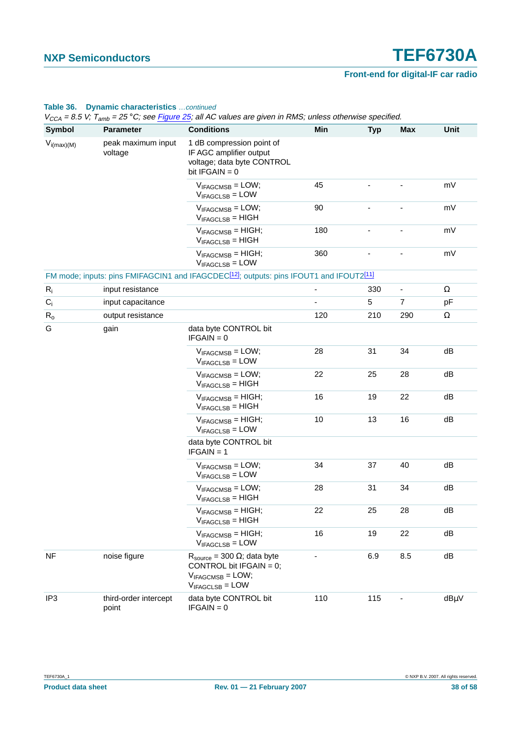**Table 36. Dynamic characteristics** *...continued*

*$V_{CCA}$ = 8.5 V; $T_{amb}$ = 25 °C; see Figure 25; all AC values are given in RMS; unless otherwise specified.*

| Symbol | Parameter | Conditions | Min | Typ | Max | Unit |
|---|---|---|---|---|---|---|
| $V_{i(max)(M)}$ | peak maximum input voltage | 1 dB compression point of IF AGC amplifier output voltage; data byte CONTROL bit IFGAIN = 0 | | | | |
| | | $V_{IFAGCMSB}$ = LOW; $V_{IFAGCLSB}$ = LOW | 45 | - | - | mV |
| | | $V_{IFAGCMSB}$ = LOW; $V_{IFAGCLSB}$ = HIGH | 90 | - | - | mV |
| | | $V_{IFAGCMSB}$ = HIGH; $V_{IFAGCLSB}$ = HIGH | 180 | - | - | mV |
| | | $V_{IFAGCMSB}$ = HIGH; $V_{IFAGCLSB}$ = LOW | 360 | - | - | mV |
| FM mode; inputs: pins FMIFAGCIN1 and IFAGCDEC[12]; outputs: pins IFOUT1 and IFOUT2[11] | | | | | | |
| $R_i$ | input resistance | | - | 330 | - | Ω |
| $C_i$ | input capacitance | | - | 5 | 7 | pF |
| $R_o$ | output resistance | | 120 | 210 | 290 | Ω |
| G | gain | data byte CONTROL bit IFGAIN = 0 | | | | |
| | | $V_{IFAGCMSB}$ = LOW; $V_{IFAGCLSB}$ = LOW | 28 | 31 | 34 | dB |
| | | $V_{IFAGCMSB}$ = LOW; $V_{IFAGCLSB}$ = HIGH | 22 | 25 | 28 | dB |
| | | $V_{IFAGCMSB}$ = HIGH; $V_{IFAGCLSB}$ = HIGH | 16 | 19 | 22 | dB |
| | | $V_{IFAGCMSB}$ = HIGH; $V_{IFAGCLSB}$ = LOW | 10 | 13 | 16 | dB |
| | | data byte CONTROL bit IFGAIN = 1 | | | | |
| | | $V_{IFAGCMSB}$ = LOW; $V_{IFAGCLSB}$ = LOW | 34 | 37 | 40 | dB |
| | | $V_{IFAGCMSB}$ = LOW; $V_{IFAGCLSB}$ = HIGH | 28 | 31 | 34 | dB |
| | | $V_{IFAGCMSB}$ = HIGH; $V_{IFAGCLSB}$ = HIGH | 22 | 25 | 28 | dB |
| | | $V_{IFAGCMSB}$ = HIGH; $V_{IFAGCLSB}$ = LOW | 16 | 19 | 22 | dB |
| NF | noise figure | $R_{source}$ = 300 Ω; data byte CONTROL bit IFGAIN = 0; $V_{IFAGCMSB}$ = LOW; $V_{IFAGCLSB}$ = LOW | - | 6.9 | 8.5 | dB |
| IP3 | third-order intercept point | data byte CONTROL bit IFGAIN = 0 | 110 | 115 | - | dBμV |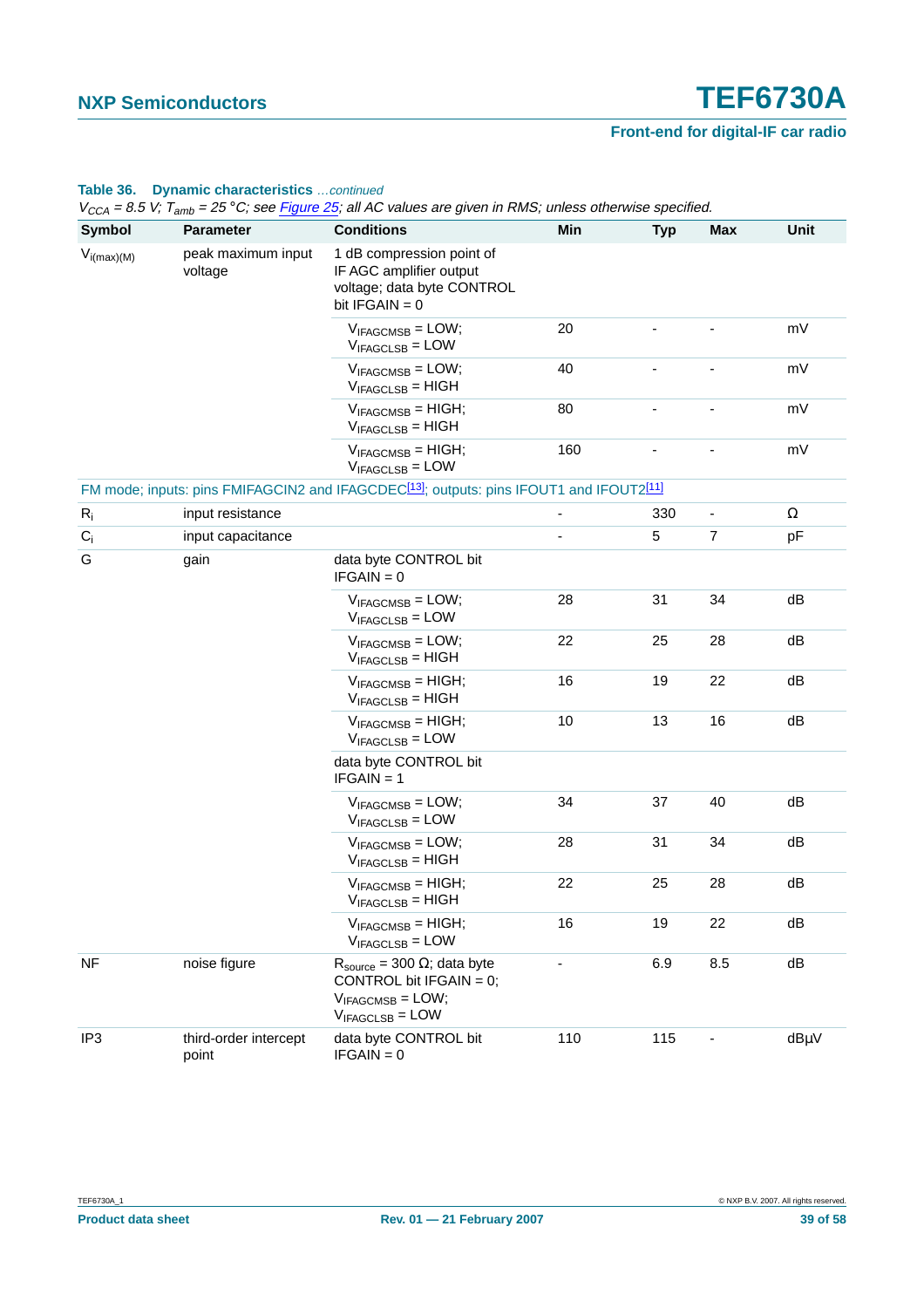**Table 36. Dynamic characteristics** *...continued*

*$V_{CCA}$ = 8.5 V; $T_{amb}$ = 25 °C; see Figure 25; all AC values are given in RMS; unless otherwise specified.*

| Symbol | Parameter | Conditions | Min | Typ | Max | Unit |
|---|---|---|---|---|---|---|
| $V_{i(max)(M)}$ | peak maximum input voltage | 1 dB compression point of IF AGC amplifier output voltage; data byte CONTROL bit IFGAIN = 0 | | | | |
| | | $V_{IFAGCMSB}$ = LOW; $V_{IFAGCLSB}$ = LOW | 20 | - | - | mV |
| | | $V_{IFAGCMSB}$ = LOW; $V_{IFAGCLSB}$ = HIGH | 40 | - | - | mV |
| | | $V_{IFAGCMSB}$ = HIGH; $V_{IFAGCLSB}$ = HIGH | 80 | - | - | mV |
| | | $V_{IFAGCMSB}$ = HIGH; $V_{IFAGCLSB}$ = LOW | 160 | - | - | mV |
| FM mode; inputs: pins FMIFAGCIN2 and IFAGCDEC[13]; outputs: pins IFOUT1 and IFOUT2[11] | | | | | | |
| $R_i$ | input resistance | | - | 330 | - | Ω |
| $C_i$ | input capacitance | | - | 5 | 7 | pF |
| G | gain | data byte CONTROL bit IFGAIN = 0 | | | | |
| | | $V_{IFAGCMSB}$ = LOW; $V_{IFAGCLSB}$ = LOW | 28 | 31 | 34 | dB |
| | | $V_{IFAGCMSB}$ = LOW; $V_{IFAGCLSB}$ = HIGH | 22 | 25 | 28 | dB |
| | | $V_{IFAGCMSB}$ = HIGH; $V_{IFAGCLSB}$ = HIGH | 16 | 19 | 22 | dB |
| | | $V_{IFAGCMSB}$ = HIGH; $V_{IFAGCLSB}$ = LOW | 10 | 13 | 16 | dB |
| | | data byte CONTROL bit IFGAIN = 1 | | | | |
| | | $V_{IFAGCMSB}$ = LOW; $V_{IFAGCLSB}$ = LOW | 34 | 37 | 40 | dB |
| | | $V_{IFAGCMSB}$ = LOW; $V_{IFAGCLSB}$ = HIGH | 28 | 31 | 34 | dB |
| | | $V_{IFAGCMSB}$ = HIGH; $V_{IFAGCLSB}$ = HIGH | 22 | 25 | 28 | dB |
| | | $V_{IFAGCMSB}$ = HIGH; $V_{IFAGCLSB}$ = LOW | 16 | 19 | 22 | dB |
| NF | noise figure | $R_{source}$ = 300 Ω; data byte CONTROL bit IFGAIN = 0; $V_{IFAGCMSB}$ = LOW; $V_{IFAGCLSB}$ = LOW | - | 6.9 | 8.5 | dB |
| IP3 | third-order intercept point | data byte CONTROL bit IFGAIN = 0 | 110 | 115 | - | dBμV |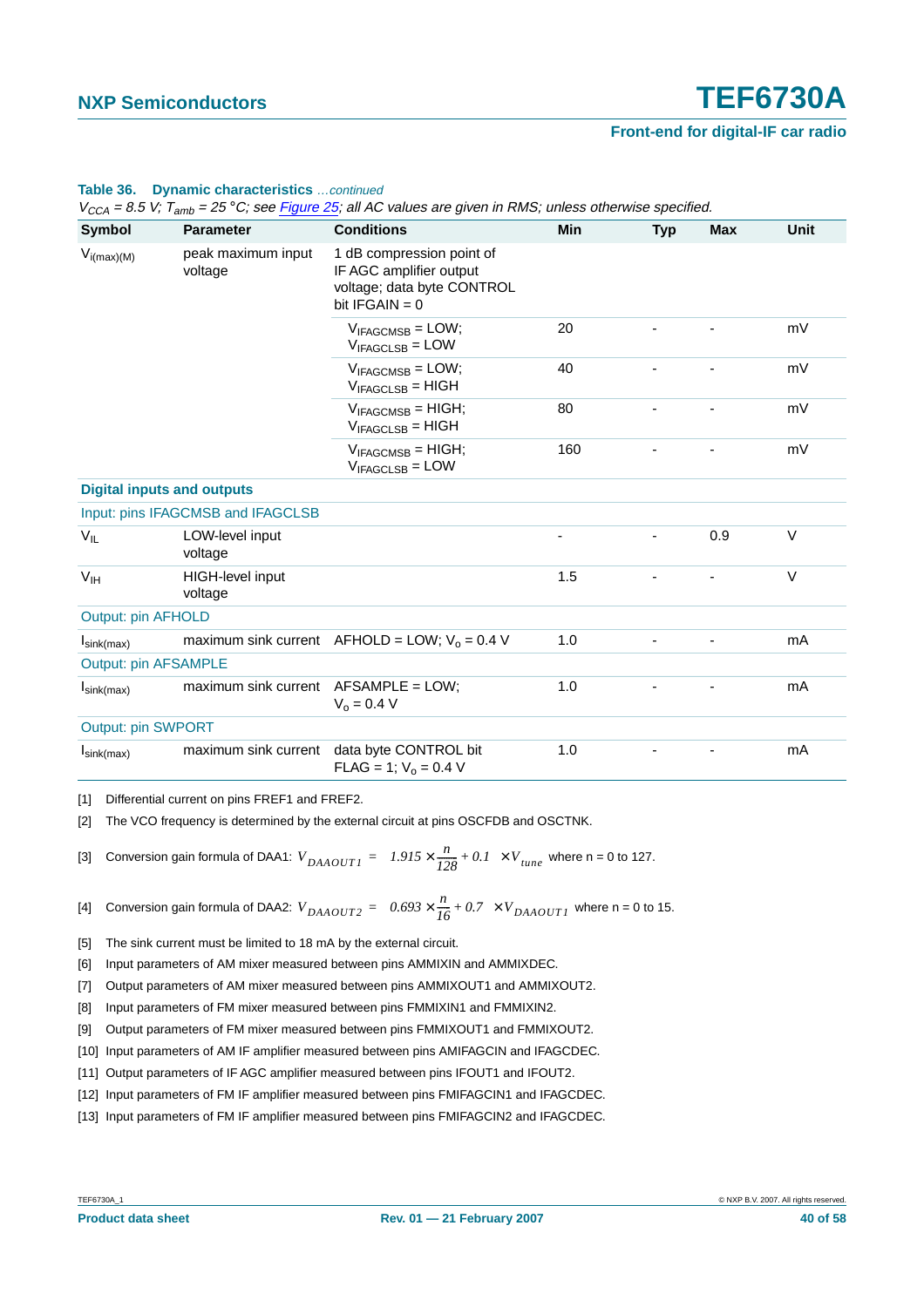**Table 36. Dynamic characteristics** *…continued*

*$V_{CCA}$ = 8.5 V; $T_{amb}$ = 25 °C; see Figure 25; all AC values are given in RMS; unless otherwise specified.*

| Symbol | Parameter | Conditions | Min | Typ | Max | Unit |
|---|---|---|---|---|---|---|
| $V_{i(max)(M)}$ | peak maximum input voltage | 1 dB compression point of IF AGC amplifier output voltage; data byte CONTROL bit IFGAIN = 0 | | | | |
| | | $V_{IFAGCMSB}$ = LOW; $V_{IFAGCLSB}$ = LOW | 20 | - | - | mV |
| | | $V_{IFAGCMSB}$ = LOW; $V_{IFAGCLSB}$ = HIGH | 40 | - | - | mV |
| | | $V_{IFAGCMSB}$ = HIGH; $V_{IFAGCLSB}$ = HIGH | 80 | - | - | mV |
| | | $V_{IFAGCMSB}$ = HIGH; $V_{IFAGCLSB}$ = LOW | 160 | - | - | mV |
| **Digital inputs and outputs** | | | | | | |
| Input: pins IFAGCMSB and IFAGCLSB | | | | | | |
| $V_{IL}$ | LOW-level input voltage | | - | - | 0.9 | V |
| $V_{IH}$ | HIGH-level input voltage | | 1.5 | - | - | V |
| Output: pin AFHOLD | | | | | | |
| $I_{sink(max)}$ | maximum sink current | AFHOLD = LOW; $V_o$ = 0.4 V | 1.0 | - | - | mA |
| Output: pin AFSAMPLE | | | | | | |
| $I_{sink(max)}$ | maximum sink current | AFSAMPLE = LOW; $V_o$ = 0.4 V | 1.0 | - | - | mA |
| Output: pin SWPORT | | | | | | |
| $I_{sink(max)}$ | maximum sink current | data byte CONTROL bit FLAG = 1; $V_o$ = 0.4 V | 1.0 | - | - | mA |

[1] Differential current on pins FREF1 and FREF2.

[2] The VCO frequency is determined by the external circuit at pins OSCFDB and OSCTNK.

[3] Conversion gain formula of DAA1: $V_{DAAOUT1} = \left(1.915 \times \frac{n}{128} + 0.1\right) \times V_{tune}$ where n = 0 to 127.

[4] Conversion gain formula of DAA2: $V_{DAAOUT2} = \left(0.693 \times \frac{n}{16} + 0.7\right) \times V_{DAAOUT1}$ where n = 0 to 15.

[5] The sink current must be limited to 18 mA by the external circuit.

[6] Input parameters of AM mixer measured between pins AMMIXIN and AMMIXDEC.

[7] Output parameters of AM mixer measured between pins AMMIXOUT1 and AMMIXOUT2.

[8] Input parameters of FM mixer measured between pins FMMIXIN1 and FMMIXIN2.

[9] Output parameters of FM mixer measured between pins FMMIXOUT1 and FMMIXOUT2.

[10] Input parameters of AM IF amplifier measured between pins AMIFAGCIN and IFAGCDEC.

[11] Output parameters of IF AGC amplifier measured between pins IFOUT1 and IFOUT2.

[12] Input parameters of FM IF amplifier measured between pins FMIFAGCIN1 and IFAGCDEC.

[13] Input parameters of FM IF amplifier measured between pins FMIFAGCIN2 and IFAGCDEC.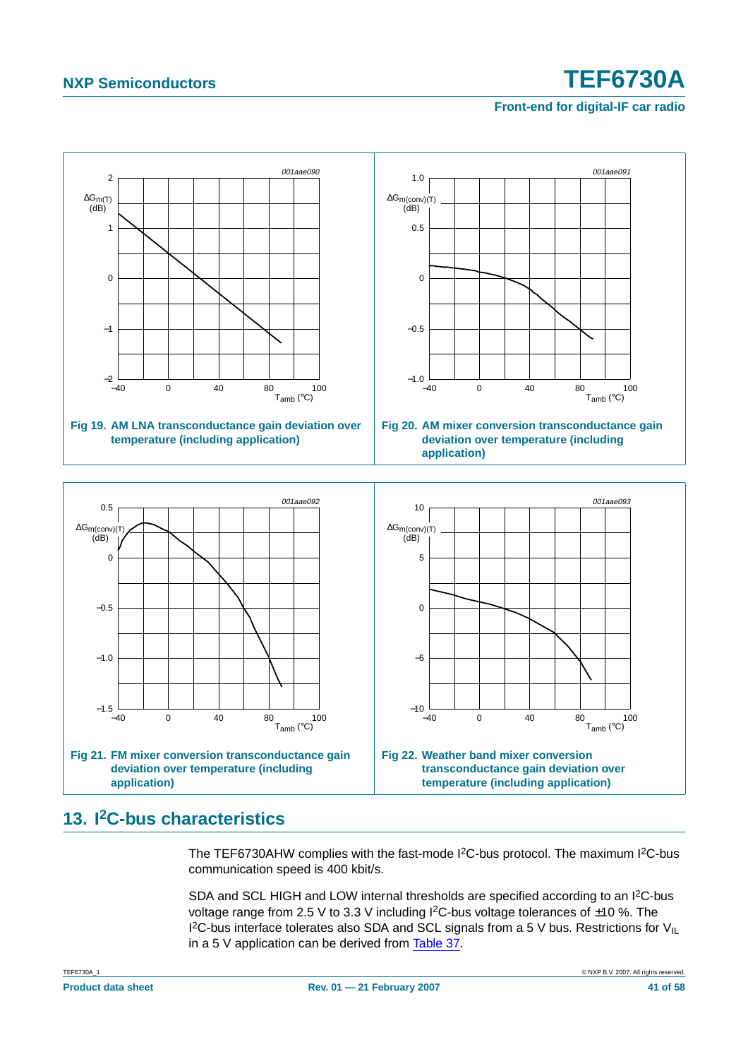Fig 19. AM LNA transconductance gain deviation over temperature (including application)

Fig 20. AM mixer conversion transconductance gain deviation over temperature (including application)

Fig 21. FM mixer conversion transconductance gain deviation over temperature (including application)

Fig 22. Weather band mixer conversion transconductance gain deviation over temperature (including application)

## 13. I²C-bus characteristics

The TEF6730AHW complies with the fast-mode I²C-bus protocol. The maximum I²C-bus communication speed is 400 kbit/s.

SDA and SCL HIGH and LOW internal thresholds are specified according to an I²C-bus voltage range from 2.5 V to 3.3 V including I²C-bus voltage tolerances of ±10 %. The I²C-bus interface tolerates also SDA and SCL signals from a 5 V bus. Restrictions for $V_{IL}$ in a 5 V application can be derived from Table 37.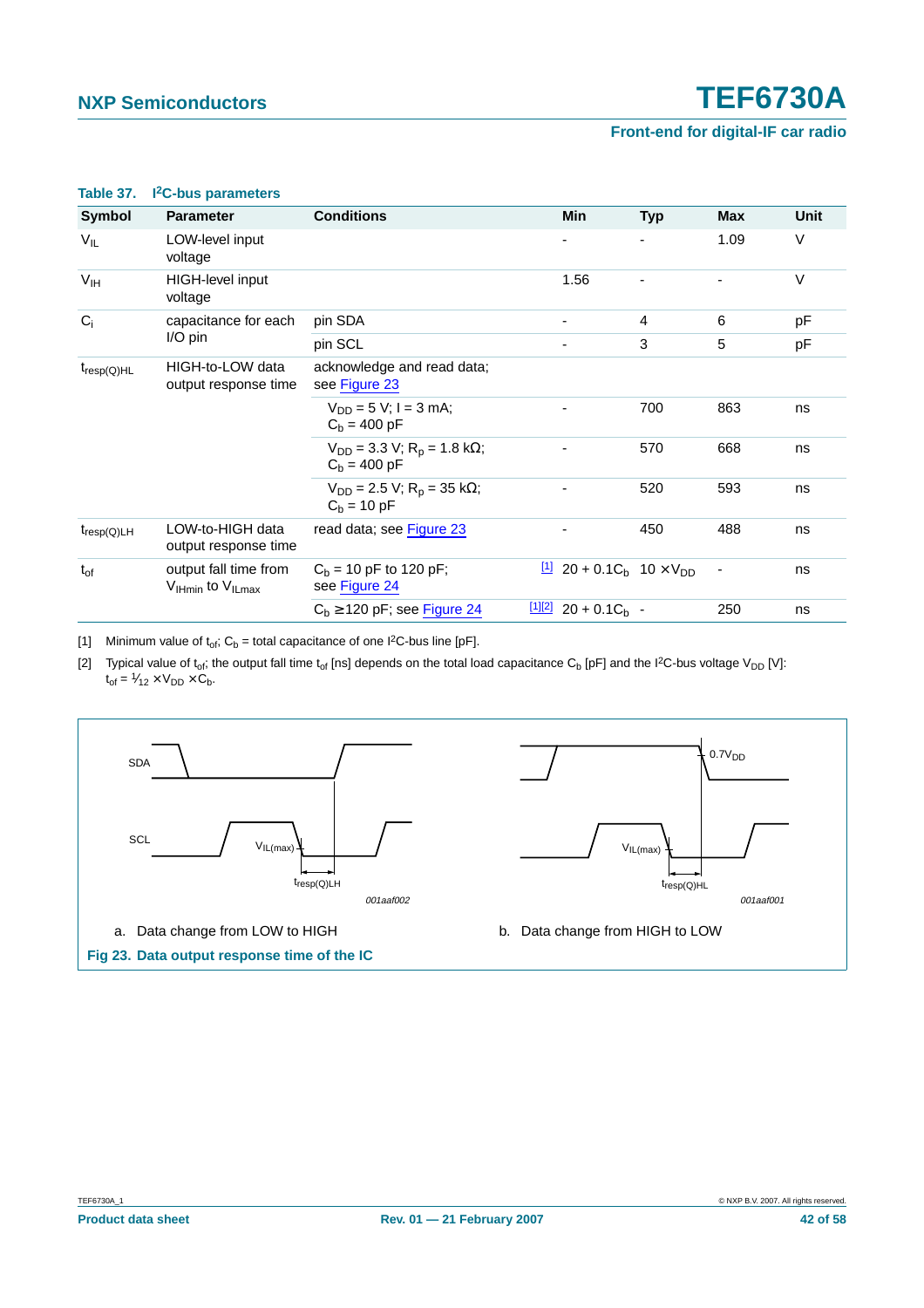**Table 37. I²C-bus parameters**

| Symbol | Parameter | Conditions | Min | Typ | Max | Unit |
|---|---|---|---|---|---|---|
| $V_{IL}$ | LOW-level input voltage | | - | - | 1.09 | V |
| $V_{IH}$ | HIGH-level input voltage | | 1.56 | - | - | V |
| $C_i$ | capacitance for each I/O pin | pin SDA | - | 4 | 6 | pF |
| | | pin SCL | - | 3 | 5 | pF |
| $t_{resp(Q)HL}$ | HIGH-to-LOW data output response time | acknowledge and read data; see Figure 23 | | | | |
| | | $V_{DD}$ = 5 V; I = 3 mA; $C_b$ = 400 pF | - | 700 | 863 | ns |
| | | $V_{DD}$ = 3.3 V; $R_p$ = 1.8 kΩ; $C_b$ = 400 pF | - | 570 | 668 | ns |
| | | $V_{DD}$ = 2.5 V; $R_p$ = 35 kΩ; $C_b$ = 10 pF | - | 520 | 593 | ns |
| $t_{resp(Q)LH}$ | LOW-to-HIGH data output response time | read data; see Figure 23 | - | 450 | 488 | ns |
| $t_{of}$ | output fall time from $V_{IHmin}$ to $V_{ILmax}$ | $C_b$ = 10 pF to 120 pF; see Figure 24 | [1] $20 + 0.1C_b$ | $10 \times V_{DD}$ | - | ns |
| | | $C_b$ ≥ 120 pF; see Figure 24 | [1][2] $20 + 0.1C_b$ | - | 250 | ns |

[1] Minimum value of $t_{of}$; $C_b$ = total capacitance of one I²C-bus line [pF].

[2] Typical value of $t_{of}$; the output fall time $t_{of}$ [ns] depends on the total load capacitance $C_b$ [pF] and the I²C-bus voltage $V_{DD}$ [V]: $t_{of} = \frac{1}{12} \times V_{DD} \times C_b$.

a. Data change from LOW to HIGH

b. Data change from HIGH to LOW

**Fig 23. Data output response time of the IC**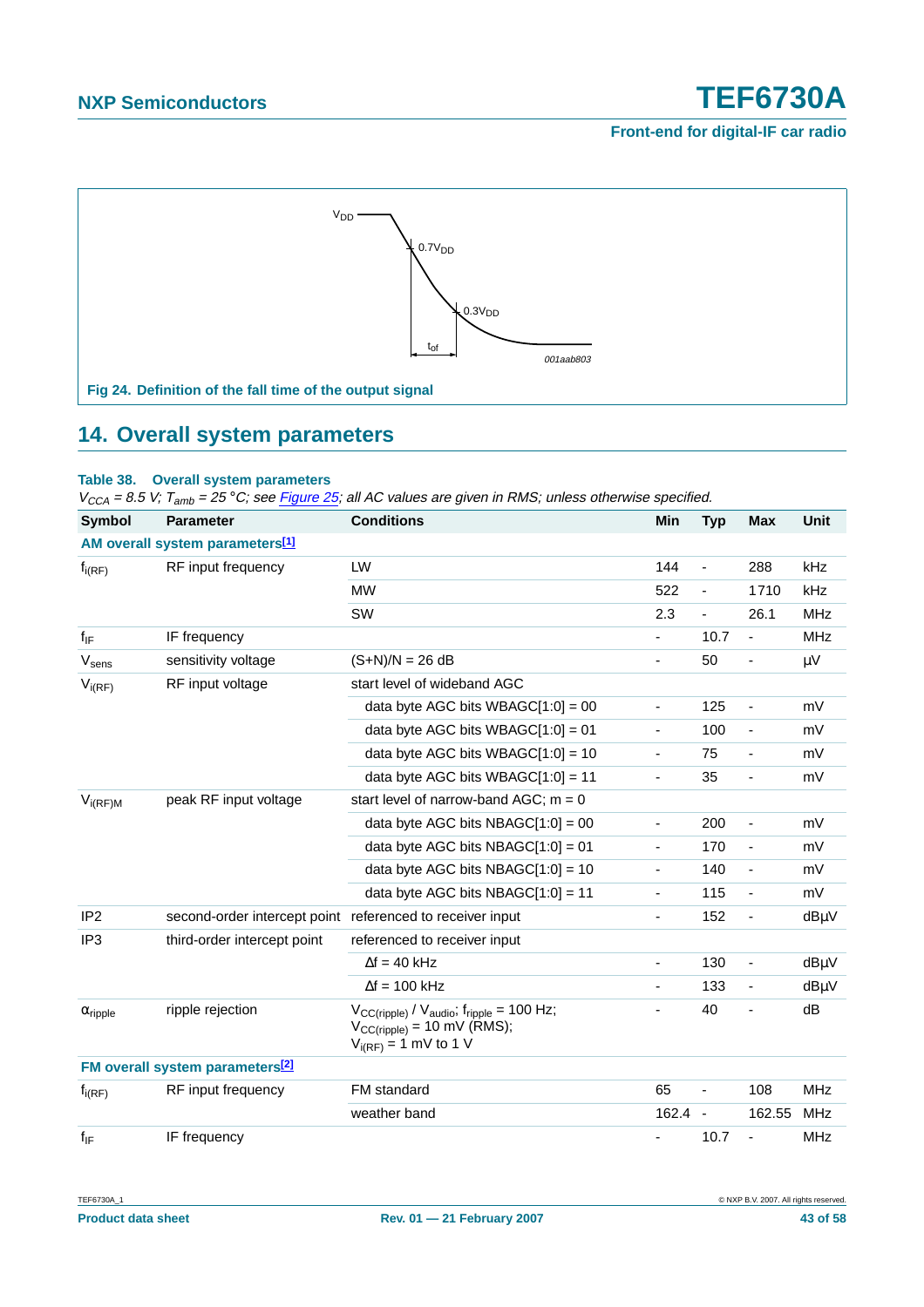Fig 24. Definition of the fall time of the output signal

## 14. Overall system parameters

**Table 38. Overall system parameters**

*$V_{CCA}$ = 8.5 V; $T_{amb}$ = 25 °C; see Figure 25; all AC values are given in RMS; unless otherwise specified.*

| Symbol | Parameter | Conditions | Min | Typ | Max | Unit |
|---|---|---|---|---|---|---|
| **AM overall system parameters[1]** | | | | | | |
| $f_{i(RF)}$ | RF input frequency | LW | 144 | - | 288 | kHz |
| | | MW | 522 | - | 1710 | kHz |
| | | SW | 2.3 | - | 26.1 | MHz |
| $f_{IF}$ | IF frequency | | - | 10.7 | - | MHz |
| $V_{sens}$ | sensitivity voltage | (S+N)/N = 26 dB | - | 50 | - | μV |
| $V_{i(RF)}$ | RF input voltage | start level of wideband AGC | | | | |
| | | data byte AGC bits WBAGC[1:0] = 00 | - | 125 | - | mV |
| | | data byte AGC bits WBAGC[1:0] = 01 | - | 100 | - | mV |
| | | data byte AGC bits WBAGC[1:0] = 10 | - | 75 | - | mV |
| | | data byte AGC bits WBAGC[1:0] = 11 | - | 35 | - | mV |
| $V_{i(RF)M}$ | peak RF input voltage | start level of narrow-band AGC; m = 0 | | | | |
| | | data byte AGC bits NBAGC[1:0] = 00 | - | 200 | - | mV |
| | | data byte AGC bits NBAGC[1:0] = 01 | - | 170 | - | mV |
| | | data byte AGC bits NBAGC[1:0] = 10 | - | 140 | - | mV |
| | | data byte AGC bits NBAGC[1:0] = 11 | - | 115 | - | mV |
| IP2 | second-order intercept point | referenced to receiver input | - | 152 | - | dBμV |
| IP3 | third-order intercept point | referenced to receiver input | | | | |
| | | Δf = 40 kHz | - | 130 | - | dBμV |
| | | Δf = 100 kHz | - | 133 | - | dBμV |
| $\alpha_{ripple}$ | ripple rejection | $V_{CC(ripple)}$ / $V_{audio}$; $f_{ripple}$ = 100 Hz; $V_{CC(ripple)}$ = 10 mV (RMS); $V_{i(RF)}$ = 1 mV to 1 V | - | 40 | - | dB |
| **FM overall system parameters[2]** | | | | | | |
| $f_{i(RF)}$ | RF input frequency | FM standard | 65 | - | 108 | MHz |
| | | weather band | 162.4 | - | 162.55 | MHz |
| $f_{IF}$ | IF frequency | | - | 10.7 | - | MHz |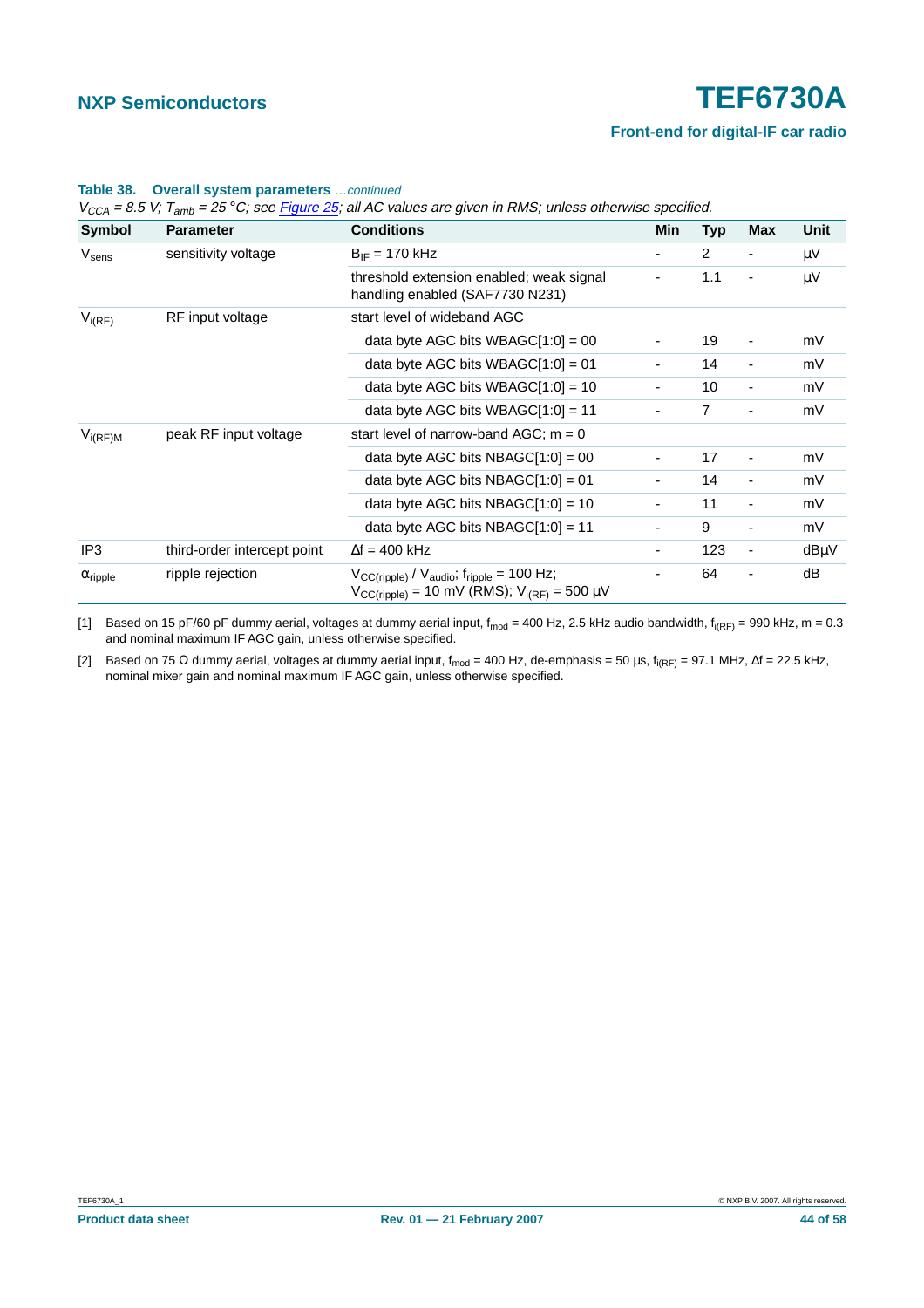**Table 38. Overall system parameters** *…continued*

*$V_{CCA}$ = 8.5 V; $T_{amb}$ = 25 °C; see Figure 25; all AC values are given in RMS; unless otherwise specified.*

| Symbol | Parameter | Conditions | Min | Typ | Max | Unit |
|---|---|---|---|---|---|---|
| $V_{sens}$ | sensitivity voltage | $B_{IF}$ = 170 kHz | - | 2 | - | µV |
| | | threshold extension enabled; weak signal handling enabled (SAF7730 N231) | - | 1.1 | - | µV |
| $V_{i(RF)}$ | RF input voltage | start level of wideband AGC | | | | |
| | | data byte AGC bits WBAGC[1:0] = 00 | - | 19 | - | mV |
| | | data byte AGC bits WBAGC[1:0] = 01 | - | 14 | - | mV |
| | | data byte AGC bits WBAGC[1:0] = 10 | - | 10 | - | mV |
| | | data byte AGC bits WBAGC[1:0] = 11 | - | 7 | - | mV |
| $V_{i(RF)M}$ | peak RF input voltage | start level of narrow-band AGC; m = 0 | | | | |
| | | data byte AGC bits NBAGC[1:0] = 00 | - | 17 | - | mV |
| | | data byte AGC bits NBAGC[1:0] = 01 | - | 14 | - | mV |
| | | data byte AGC bits NBAGC[1:0] = 10 | - | 11 | - | mV |
| | | data byte AGC bits NBAGC[1:0] = 11 | - | 9 | - | mV |
| IP3 | third-order intercept point | Δf = 400 kHz | - | 123 | - | dBµV |
| $\alpha_{ripple}$ | ripple rejection | $V_{CC(ripple)}$ / $V_{audio}$; $f_{ripple}$ = 100 Hz; $V_{CC(ripple)}$ = 10 mV (RMS); $V_{i(RF)}$ = 500 µV | - | 64 | - | dB |

[1] Based on 15 pF/60 pF dummy aerial, voltages at dummy aerial input, $f_{mod}$ = 400 Hz, 2.5 kHz audio bandwidth, $f_{i(RF)}$ = 990 kHz, m = 0.3 and nominal maximum IF AGC gain, unless otherwise specified.

[2] Based on 75 Ω dummy aerial, voltages at dummy aerial input, $f_{mod}$ = 400 Hz, de-emphasis = 50 µs, $f_{i(RF)}$ = 97.1 MHz, Δf = 22.5 kHz, nominal mixer gain and nominal maximum IF AGC gain, unless otherwise specified.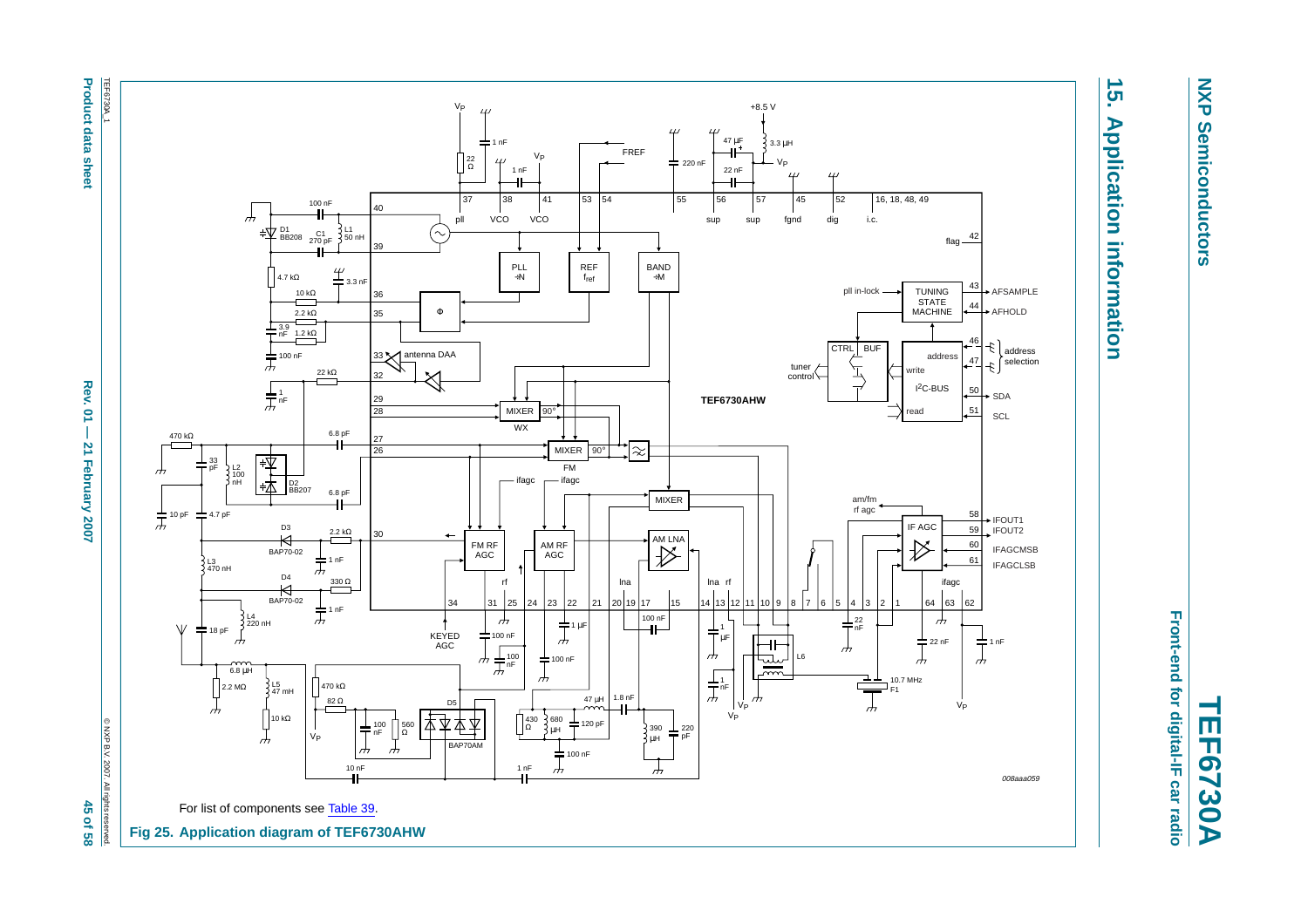## 15. Application information

For list of components see Table 39.

**Fig 25. Application diagram of TEF6730AHW**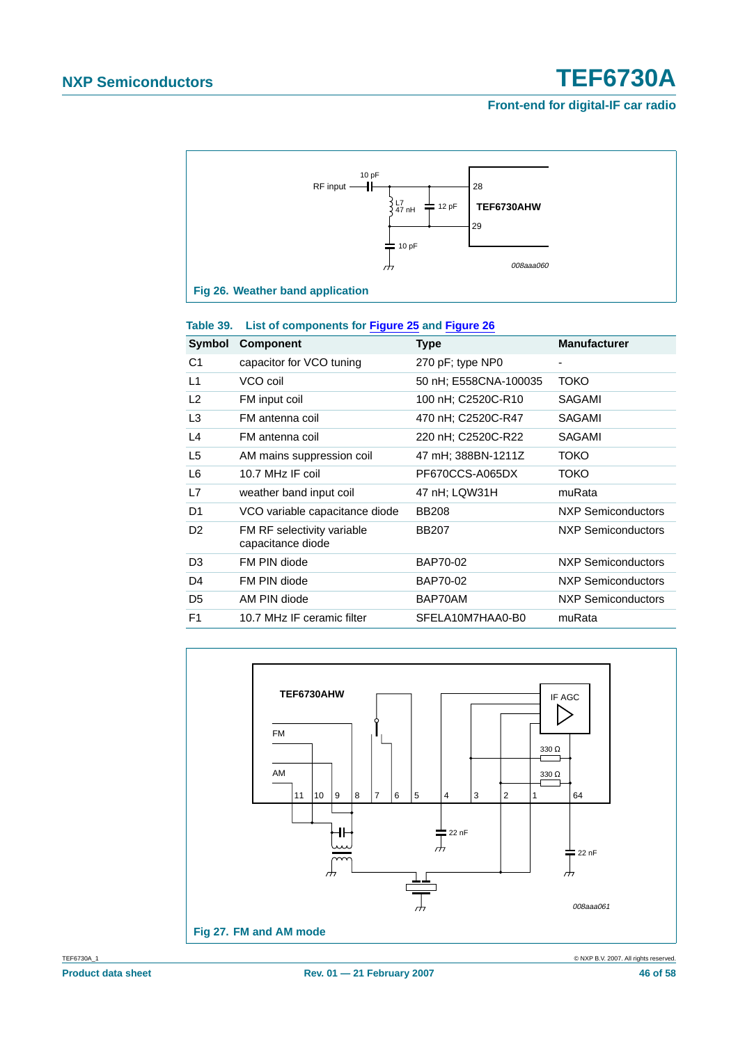RF input

10 pF

L7
47 nH

12 pF

10 pF

28

29

TEF6730AHW

008aaa060

**Fig 26. Weather band application**

**Table 39. List of components for Figure 25 and Figure 26**

| Symbol | Component | Type | Manufacturer |
|---|---|---|---|
| C1 | capacitor for VCO tuning | 270 pF; type NP0 | - |
| L1 | VCO coil | 50 nH; E558CNA-100035 | TOKO |
| L2 | FM input coil | 100 nH; C2520C-R10 | SAGAMI |
| L3 | FM antenna coil | 470 nH; C2520C-R47 | SAGAMI |
| L4 | FM antenna coil | 220 nH; C2520C-R22 | SAGAMI |
| L5 | AM mains suppression coil | 47 mH; 388BN-1211Z | TOKO |
| L6 | 10.7 MHz IF coil | PF670CCS-A065DX | TOKO |
| L7 | weather band input coil | 47 nH; LQW31H | muRata |
| D1 | VCO variable capacitance diode | BB208 | NXP Semiconductors |
| D2 | FM RF selectivity variable capacitance diode | BB207 | NXP Semiconductors |
| D3 | FM PIN diode | BAP70-02 | NXP Semiconductors |
| D4 | FM PIN diode | BAP70-02 | NXP Semiconductors |
| D5 | AM PIN diode | BAP70AM | NXP Semiconductors |
| F1 | 10.7 MHz IF ceramic filter | SFELA10M7HAA0-B0 | muRata |

TEF6730AHW

FM

AM

IF AGC

330 Ω

330 Ω

11 10 9 8 7 6 5 4 3 2 1 64

22 nF

22 nF

008aaa061

**Fig 27. FM and AM mode**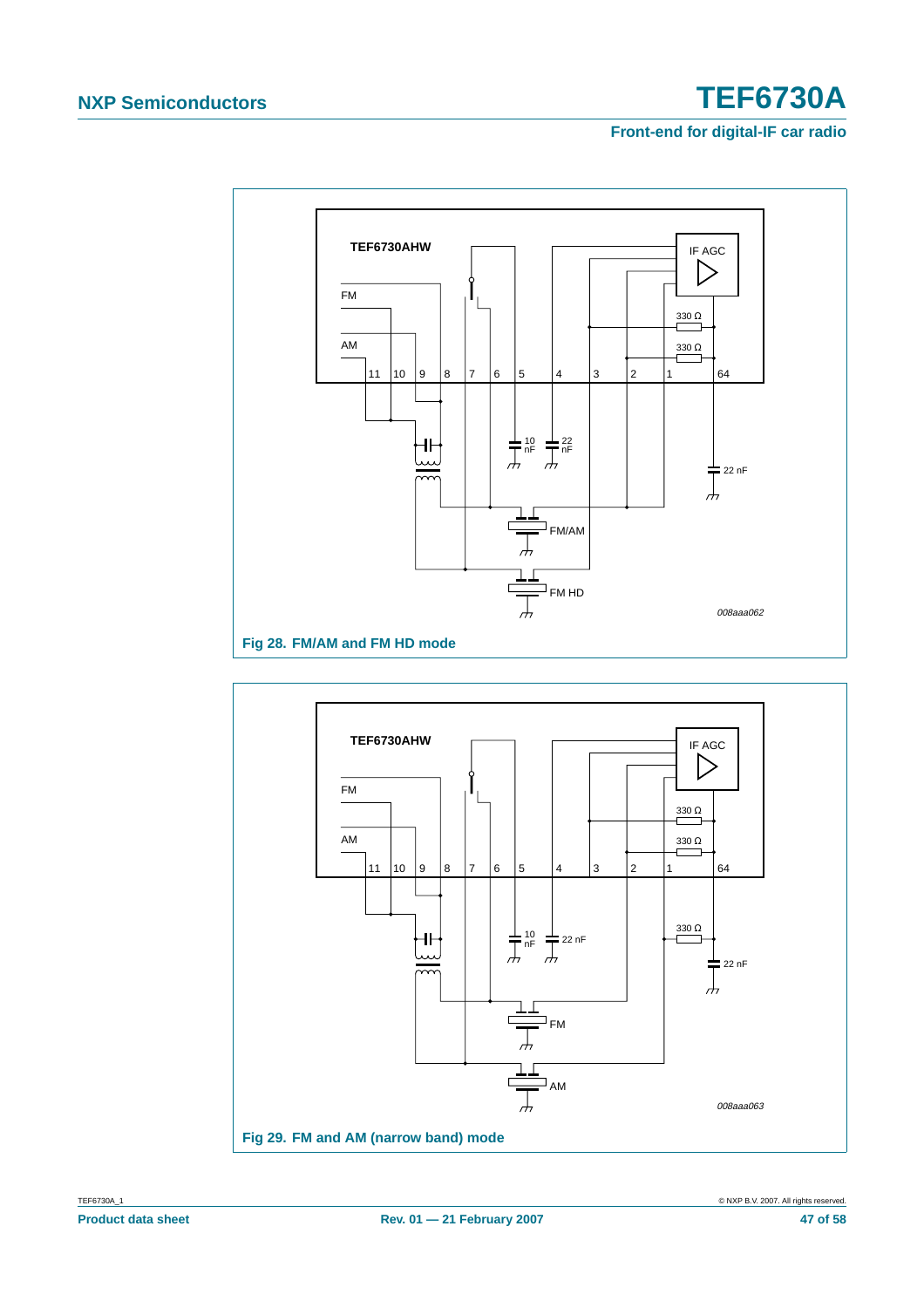TEF6730AHW

FM

AM

11 10 9 8 7 6 5 4 3 2 1 64

IF AGC

330 Ω

330 Ω

10 nF

22 nF

22 nF

FM/AM

FM HD

008aaa062

**Fig 28. FM/AM and FM HD mode**

TEF6730AHW

FM

AM

11 10 9 8 7 6 5 4 3 2 1 64

IF AGC

330 Ω

330 Ω

10 nF

22 nF

330 Ω

22 nF

FM

AM

008aaa063

**Fig 29. FM and AM (narrow band) mode**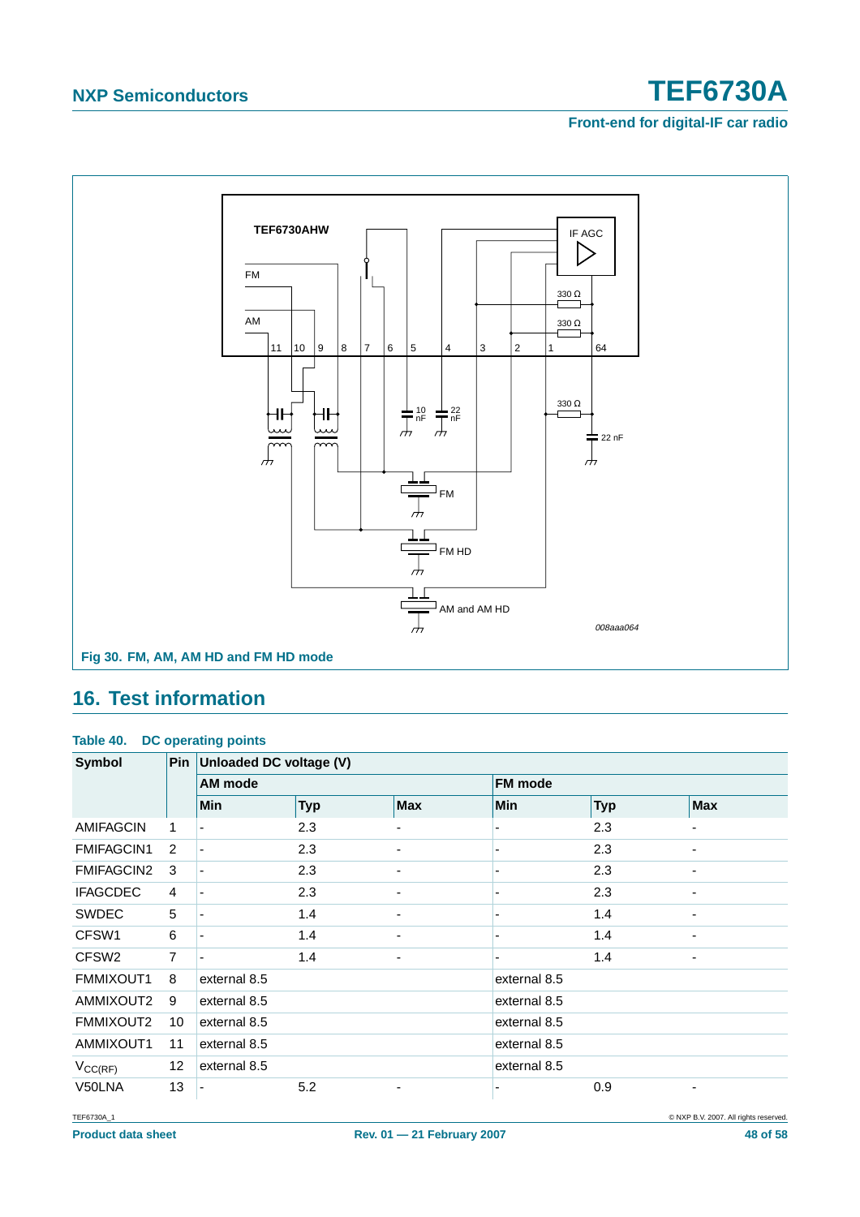Fig 30. FM, AM, AM HD and FM HD mode

## 16. Test information

**Table 40. DC operating points**

| Symbol | Pin | Unloaded DC voltage (V) | | | | | |
|---|---|---|---|---|---|---|---|
| | | AM mode | | | FM mode | | |
| | | Min | Typ | Max | Min | Typ | Max |
| AMIFAGCIN | 1 | - | 2.3 | - | - | 2.3 | - |
| FMIFAGCIN1 | 2 | - | 2.3 | - | - | 2.3 | - |
| FMIFAGCIN2 | 3 | - | 2.3 | - | - | 2.3 | - |
| IFAGCDEC | 4 | - | 2.3 | - | - | 2.3 | - |
| SWDEC | 5 | - | 1.4 | - | - | 1.4 | - |
| CFSW1 | 6 | - | 1.4 | - | - | 1.4 | - |
| CFSW2 | 7 | - | 1.4 | - | - | 1.4 | - |
| FMMIXOUT1 | 8 | external 8.5 | | | external 8.5 | | |
| AMMIXOUT2 | 9 | external 8.5 | | | external 8.5 | | |
| FMMIXOUT2 | 10 | external 8.5 | | | external 8.5 | | |
| AMMIXOUT1 | 11 | external 8.5 | | | external 8.5 | | |
| $V_{CC(RF)}$ | 12 | external 8.5 | | | external 8.5 | | |
| V50LNA | 13 | - | 5.2 | - | - | 0.9 | - |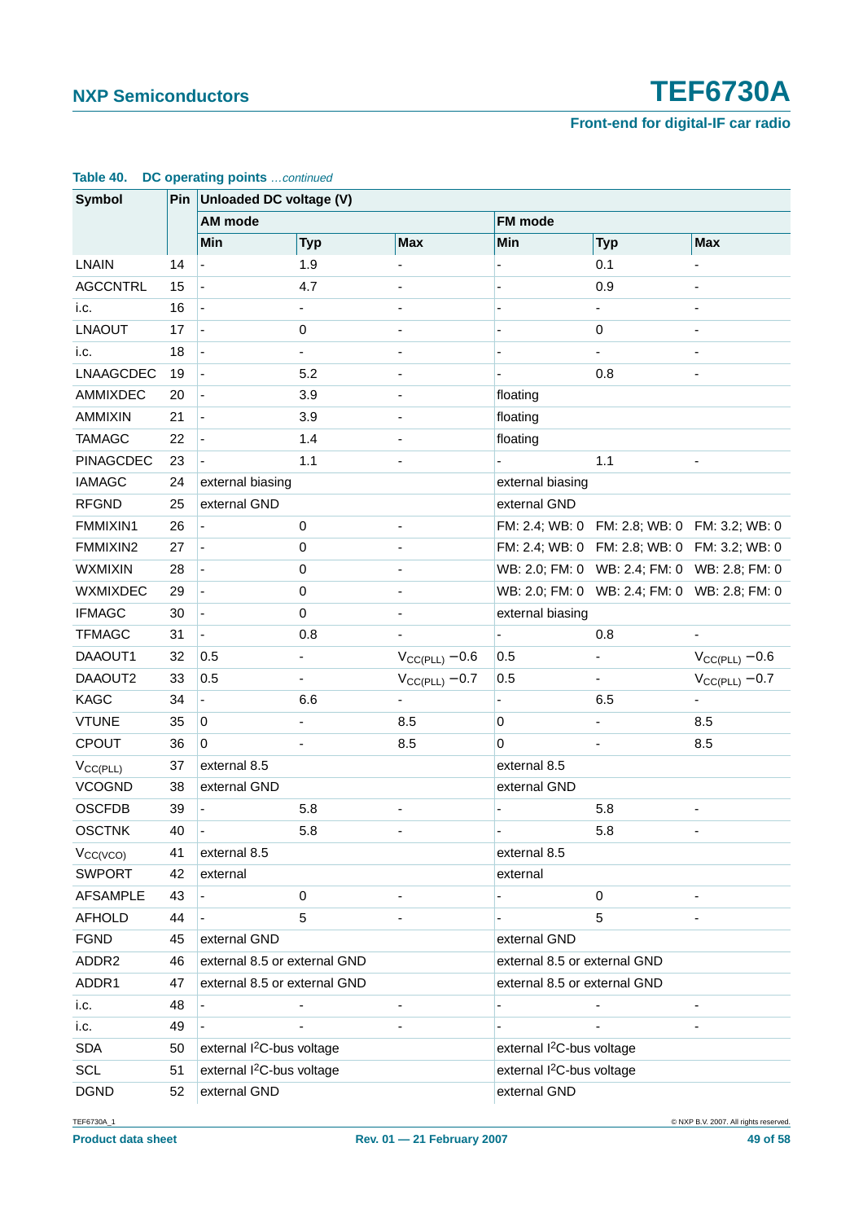**Table 40. DC operating points** *...continued*

| Symbol | Pin | Unloaded DC voltage (V) | | | | | |
|---|---|---|---|---|---|---|---|
| | | AM mode | | | FM mode | | |
| | | Min | Typ | Max | Min | Typ | Max |
| LNAIN | 14 | - | 1.9 | - | - | 0.1 | - |
| AGCCNTRL | 15 | - | 4.7 | - | - | 0.9 | - |
| i.c. | 16 | - | - | - | - | - | - |
| LNAOUT | 17 | - | 0 | - | - | 0 | - |
| i.c. | 18 | - | - | - | - | - | - |
| LNAAGCDEC | 19 | - | 5.2 | - | - | 0.8 | - |
| AMMIXDEC | 20 | - | 3.9 | - | floating | | |
| AMMIXIN | 21 | - | 3.9 | - | floating | | |
| TAMAGC | 22 | - | 1.4 | - | floating | | |
| PINAGCDEC | 23 | - | 1.1 | - | - | 1.1 | - |
| IAMAGC | 24 | external biasing | | | external biasing | | |
| RFGND | 25 | external GND | | | external GND | | |
| FMMIXIN1 | 26 | - | 0 | - | FM: 2.4; WB: 0 | FM: 2.8; WB: 0 | FM: 3.2; WB: 0 |
| FMMIXIN2 | 27 | - | 0 | - | FM: 2.4; WB: 0 | FM: 2.8; WB: 0 | FM: 3.2; WB: 0 |
| WXMIXIN | 28 | - | 0 | - | WB: 2.0; FM: 0 | WB: 2.4; FM: 0 | WB: 2.8; FM: 0 |
| WXMIXDEC | 29 | - | 0 | - | WB: 2.0; FM: 0 | WB: 2.4; FM: 0 | WB: 2.8; FM: 0 |
| IFMAGC | 30 | - | 0 | - | external biasing | | |
| TFMAGC | 31 | - | 0.8 | - | - | 0.8 | - |
| DAAOUT1 | 32 | 0.5 | - | $V_{CC(PLL)} - 0.6$ | 0.5 | - | $V_{CC(PLL)} - 0.6$ |
| DAAOUT2 | 33 | 0.5 | - | $V_{CC(PLL)} - 0.7$ | 0.5 | - | $V_{CC(PLL)} - 0.7$ |
| KAGC | 34 | - | 6.6 | - | - | 6.5 | - |
| VTUNE | 35 | 0 | - | 8.5 | 0 | - | 8.5 |
| CPOUT | 36 | 0 | - | 8.5 | 0 | - | 8.5 |
| $V_{CC(PLL)}$ | 37 | external 8.5 | | | external 8.5 | | |
| VCOGND | 38 | external GND | | | external GND | | |
| OSCFDB | 39 | - | 5.8 | - | - | 5.8 | - |
| OSCTNK | 40 | - | 5.8 | - | - | 5.8 | - |
| $V_{CC(VCO)}$ | 41 | external 8.5 | | | external 8.5 | | |
| SWPORT | 42 | external | | | external | | |
| AFSAMPLE | 43 | - | 0 | - | - | 0 | - |
| AFHOLD | 44 | - | 5 | - | - | 5 | - |
| FGND | 45 | external GND | | | external GND | | |
| ADDR2 | 46 | external 8.5 or external GND | | | external 8.5 or external GND | | |
| ADDR1 | 47 | external 8.5 or external GND | | | external 8.5 or external GND | | |
| i.c. | 48 | - | - | - | - | - | - |
| i.c. | 49 | - | - | - | - | - | - |
| SDA | 50 | external $I^2C$-bus voltage | | | external $I^2C$-bus voltage | | |
| SCL | 51 | external $I^2C$-bus voltage | | | external $I^2C$-bus voltage | | |
| DGND | 52 | external GND | | | external GND | | |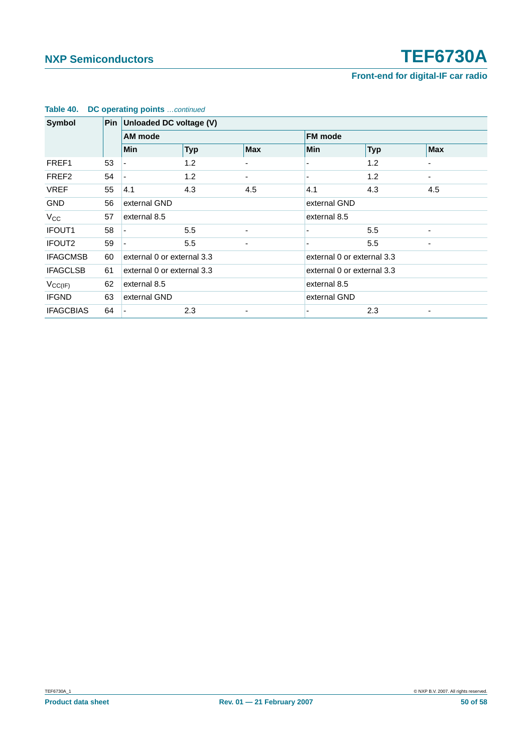**Table 40. DC operating points** *…continued*

| Symbol | Pin | Unloaded DC voltage (V) | | | | | |
|---|---|---|---|---|---|---|---|
| | | AM mode | | | FM mode | | |
| | | Min | Typ | Max | Min | Typ | Max |
| FREF1 | 53 | - | 1.2 | - | - | 1.2 | - |
| FREF2 | 54 | - | 1.2 | - | - | 1.2 | - |
| VREF | 55 | 4.1 | 4.3 | 4.5 | 4.1 | 4.3 | 4.5 |
| GND | 56 | external GND | | | external GND | | |
| $V_{CC}$ | 57 | external 8.5 | | | external 8.5 | | |
| IFOUT1 | 58 | - | 5.5 | - | - | 5.5 | - |
| IFOUT2 | 59 | - | 5.5 | - | - | 5.5 | - |
| IFAGCMSB | 60 | external 0 or external 3.3 | | | external 0 or external 3.3 | | |
| IFAGCLSB | 61 | external 0 or external 3.3 | | | external 0 or external 3.3 | | |
| $V_{CC(IF)}$ | 62 | external 8.5 | | | external 8.5 | | |
| IFGND | 63 | external GND | | | external GND | | |
| IFAGCBIAS | 64 | - | 2.3 | - | - | 2.3 | - |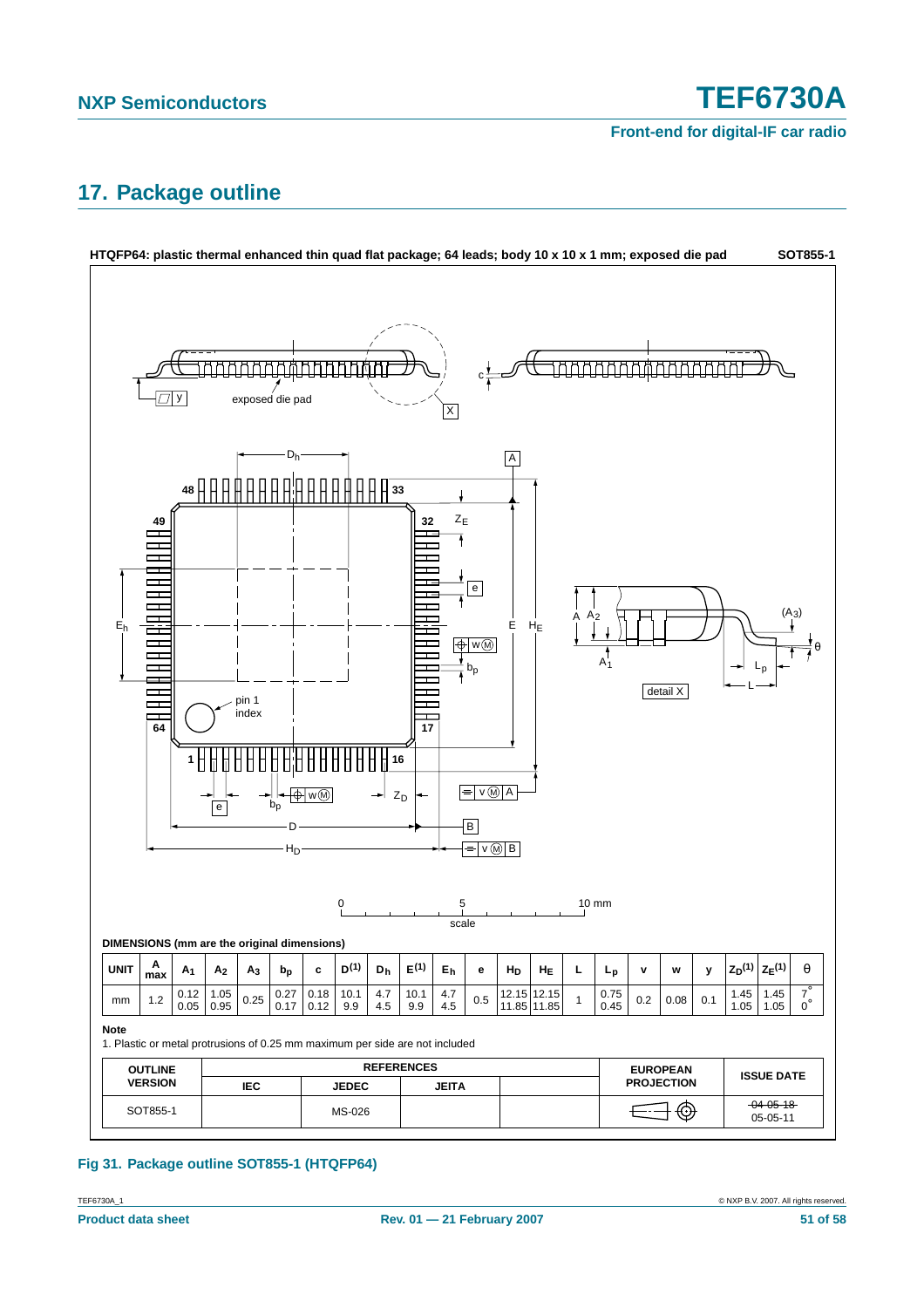## 17. Package outline

**HTQFP64: plastic thermal enhanced thin quad flat package; 64 leads; body 10 x 10 x 1 mm; exposed die pad** **SOT855-1**

**DIMENSIONS (mm are the original dimensions)**

| UNIT | A max | $A_1$ | $A_2$ | $A_3$ | $b_p$ | c | $D^{(1)}$ | $D_h$ | $E^{(1)}$ | $E_h$ | e | $H_D$ | $H_E$ | L | $L_p$ | v | w | y | $Z_D^{(1)}$ | $Z_E^{(1)}$ | θ |
|---|---|---|---|---|---|---|---|---|---|---|---|---|---|---|---|---|---|---|---|---|---|
| mm | 1.2 | 0.12<br>0.05 | 1.05<br>0.95 | 0.25 | 0.27<br>0.17 | 0.18<br>0.12 | 10.1<br>9.9 | 4.7<br>4.5 | 10.1<br>9.9 | 4.7<br>4.5 | 0.5 | 12.15<br>11.85 | 12.15<br>11.85 | 1 | 0.75<br>0.45 | 0.2 | 0.08 | 0.1 | 1.45<br>1.05 | 1.45<br>1.05 | 7°<br>0° |

**Note**

1. Plastic or metal protrusions of 0.25 mm maximum per side are not included

| OUTLINE VERSION | REFERENCES | | | | EUROPEAN PROJECTION | ISSUE DATE |
|---|---|---|---|---|---|---|
| | IEC | JEDEC | JEITA | | | |
| SOT855-1 | | MS-026 | | | | ~~04-05-18~~<br>05-05-11 |

**Fig 31. Package outline SOT855-1 (HTQFP64)**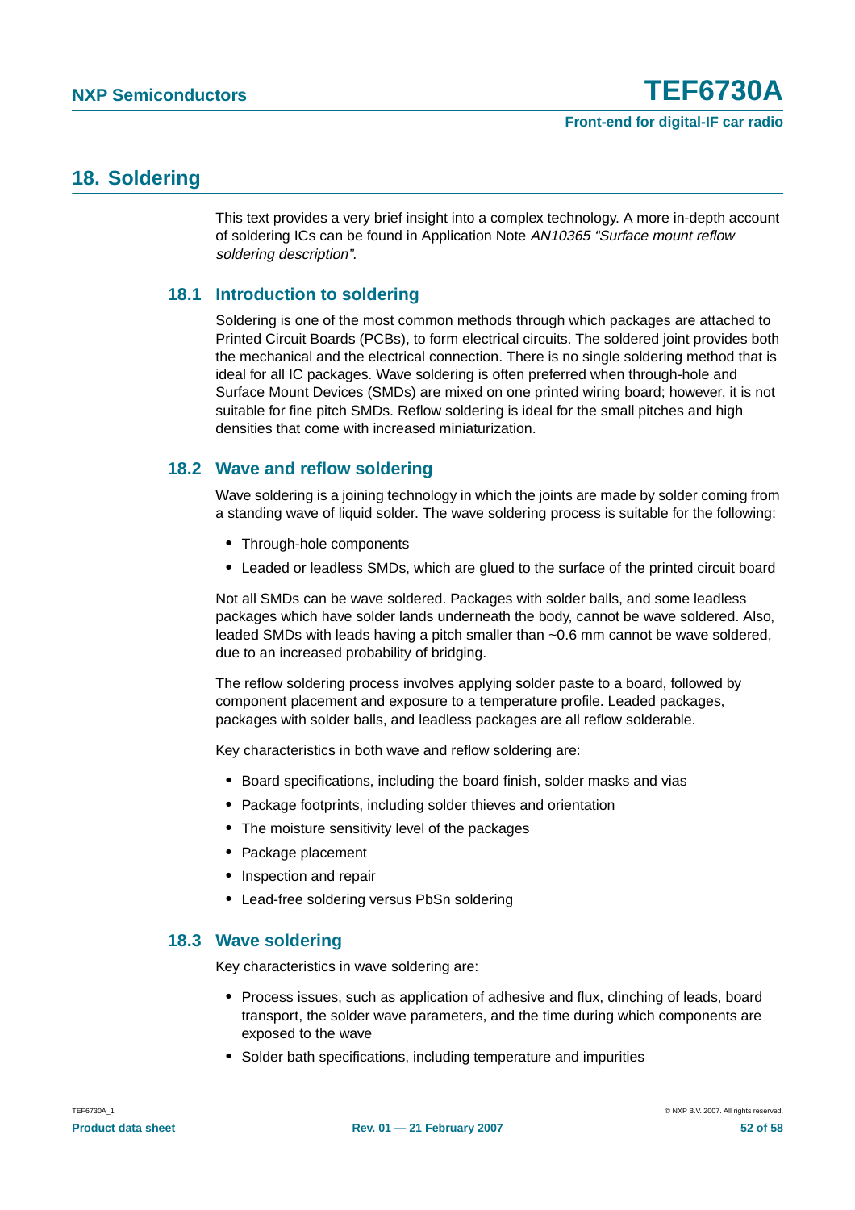## 18. Soldering

This text provides a very brief insight into a complex technology. A more in-depth account of soldering ICs can be found in Application Note *AN10365 “Surface mount reflow soldering description”*.

### 18.1 Introduction to soldering

Soldering is one of the most common methods through which packages are attached to Printed Circuit Boards (PCBs), to form electrical circuits. The soldered joint provides both the mechanical and the electrical connection. There is no single soldering method that is ideal for all IC packages. Wave soldering is often preferred when through-hole and Surface Mount Devices (SMDs) are mixed on one printed wiring board; however, it is not suitable for fine pitch SMDs. Reflow soldering is ideal for the small pitches and high densities that come with increased miniaturization.

### 18.2 Wave and reflow soldering

Wave soldering is a joining technology in which the joints are made by solder coming from a standing wave of liquid solder. The wave soldering process is suitable for the following:

- Through-hole components
- Leaded or leadless SMDs, which are glued to the surface of the printed circuit board

Not all SMDs can be wave soldered. Packages with solder balls, and some leadless packages which have solder lands underneath the body, cannot be wave soldered. Also, leaded SMDs with leads having a pitch smaller than ~0.6 mm cannot be wave soldered, due to an increased probability of bridging.

The reflow soldering process involves applying solder paste to a board, followed by component placement and exposure to a temperature profile. Leaded packages, packages with solder balls, and leadless packages are all reflow solderable.

Key characteristics in both wave and reflow soldering are:

- Board specifications, including the board finish, solder masks and vias
- Package footprints, including solder thieves and orientation
- The moisture sensitivity level of the packages
- Package placement
- Inspection and repair
- Lead-free soldering versus PbSn soldering

### 18.3 Wave soldering

Key characteristics in wave soldering are:

- Process issues, such as application of adhesive and flux, clinching of leads, board transport, the solder wave parameters, and the time during which components are exposed to the wave
- Solder bath specifications, including temperature and impurities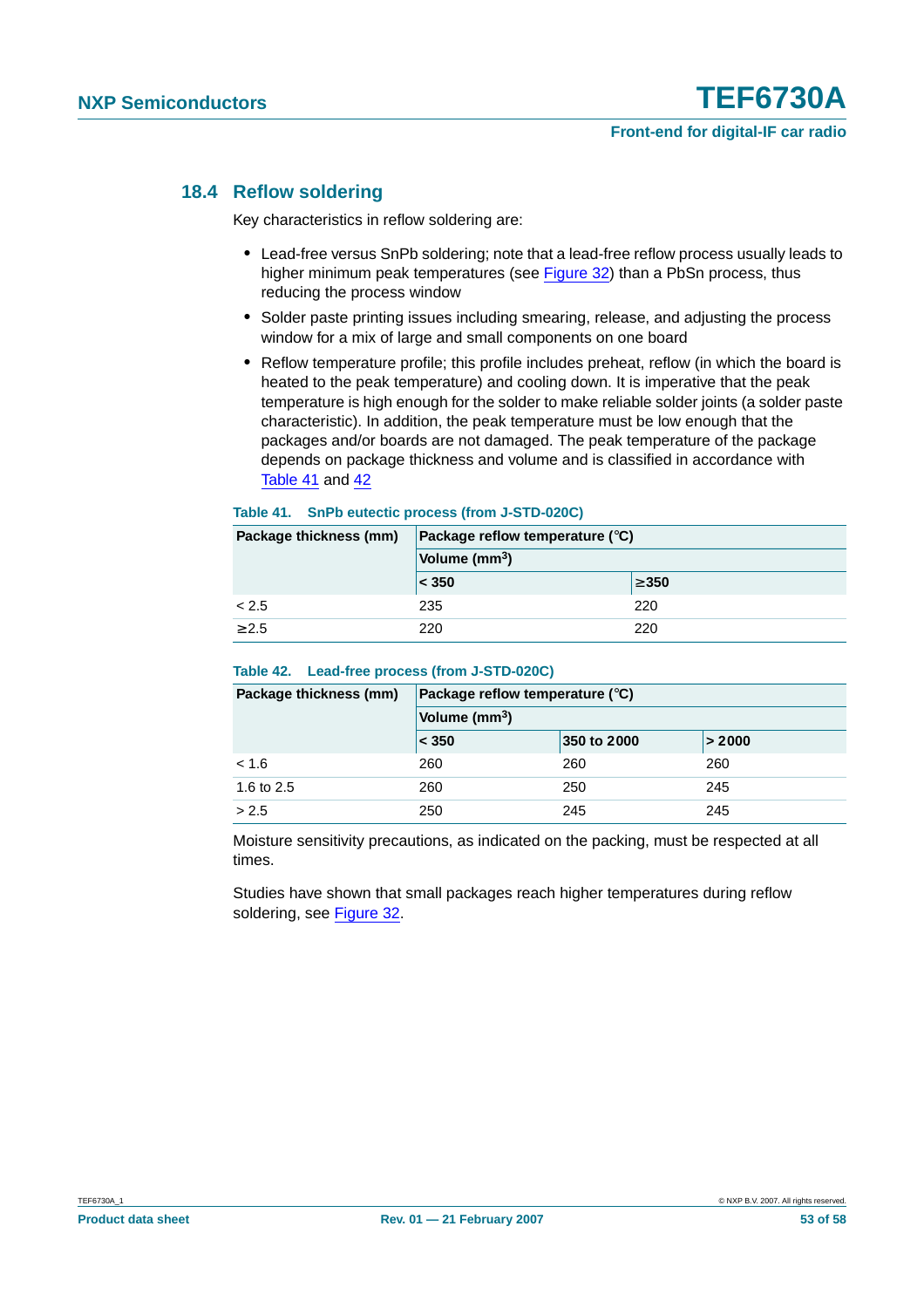### 18.4 Reflow soldering

Key characteristics in reflow soldering are:

- Lead-free versus SnPb soldering; note that a lead-free reflow process usually leads to higher minimum peak temperatures (see Figure 32) than a PbSn process, thus reducing the process window
- Solder paste printing issues including smearing, release, and adjusting the process window for a mix of large and small components on one board
- Reflow temperature profile; this profile includes preheat, reflow (in which the board is heated to the peak temperature) and cooling down. It is imperative that the peak temperature is high enough for the solder to make reliable solder joints (a solder paste characteristic). In addition, the peak temperature must be low enough that the packages and/or boards are not damaged. The peak temperature of the package depends on package thickness and volume and is classified in accordance with Table 41 and 42

**Table 41. SnPb eutectic process (from J-STD-020C)**

| Package thickness (mm) | Package reflow temperature (°C) | |
|---|---|---|
| | Volume ($mm^3$) | |
| | < 350 | ≥350 |
| < 2.5 | 235 | 220 |
| ≥2.5 | 220 | 220 |

**Table 42. Lead-free process (from J-STD-020C)**

| Package thickness (mm) | Package reflow temperature (°C) | | |
|---|---|---|---|
| | Volume ($mm^3$) | | |
| | < 350 | 350 to 2000 | > 2000 |
| < 1.6 | 260 | 260 | 260 |
| 1.6 to 2.5 | 260 | 250 | 245 |
| > 2.5 | 250 | 245 | 245 |

Moisture sensitivity precautions, as indicated on the packing, must be respected at all times.

Studies have shown that small packages reach higher temperatures during reflow soldering, see Figure 32.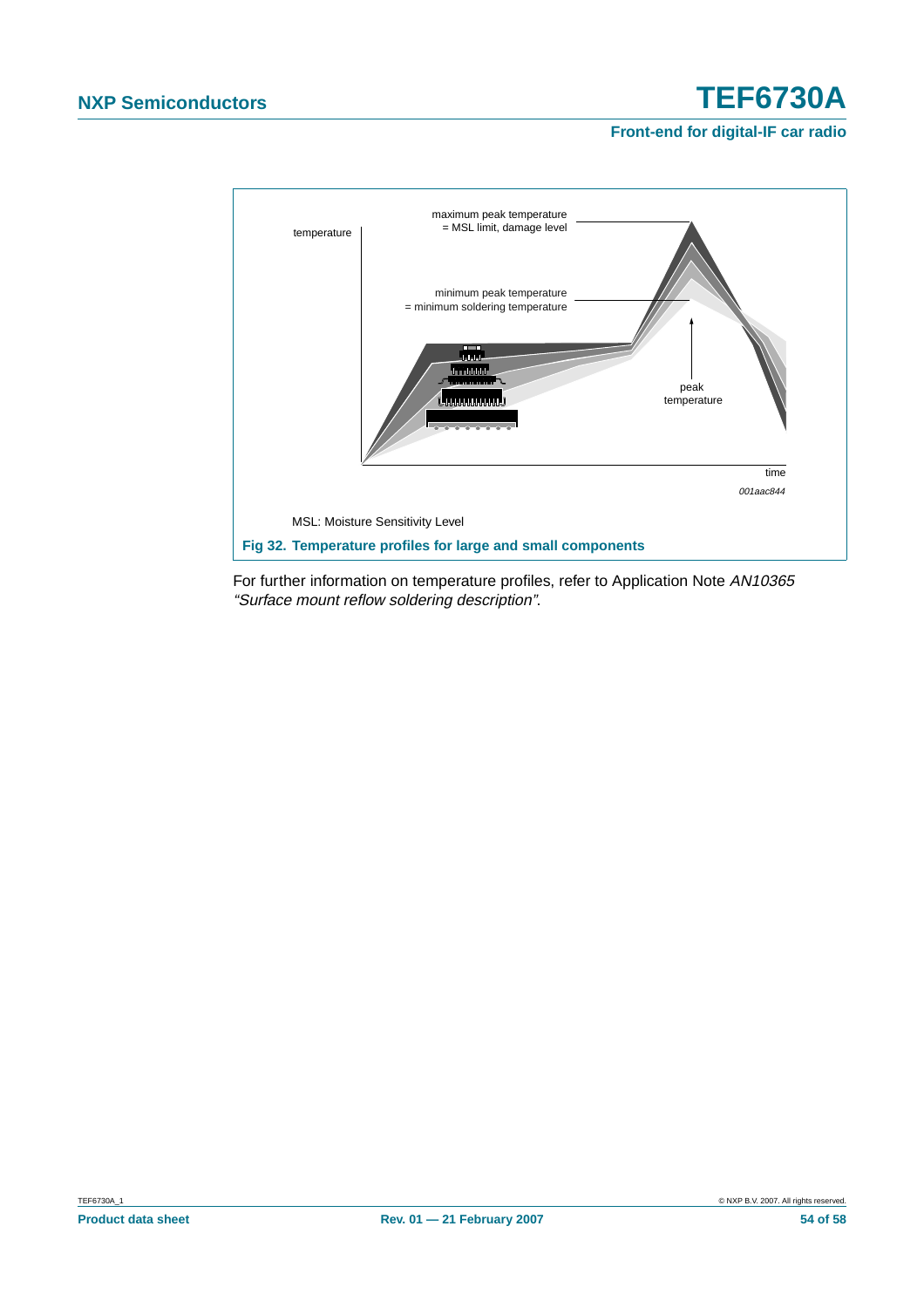MSL: Moisture Sensitivity Level

**Fig 32. Temperature profiles for large and small components**

For further information on temperature profiles, refer to Application Note *AN10365 "Surface mount reflow soldering description"*.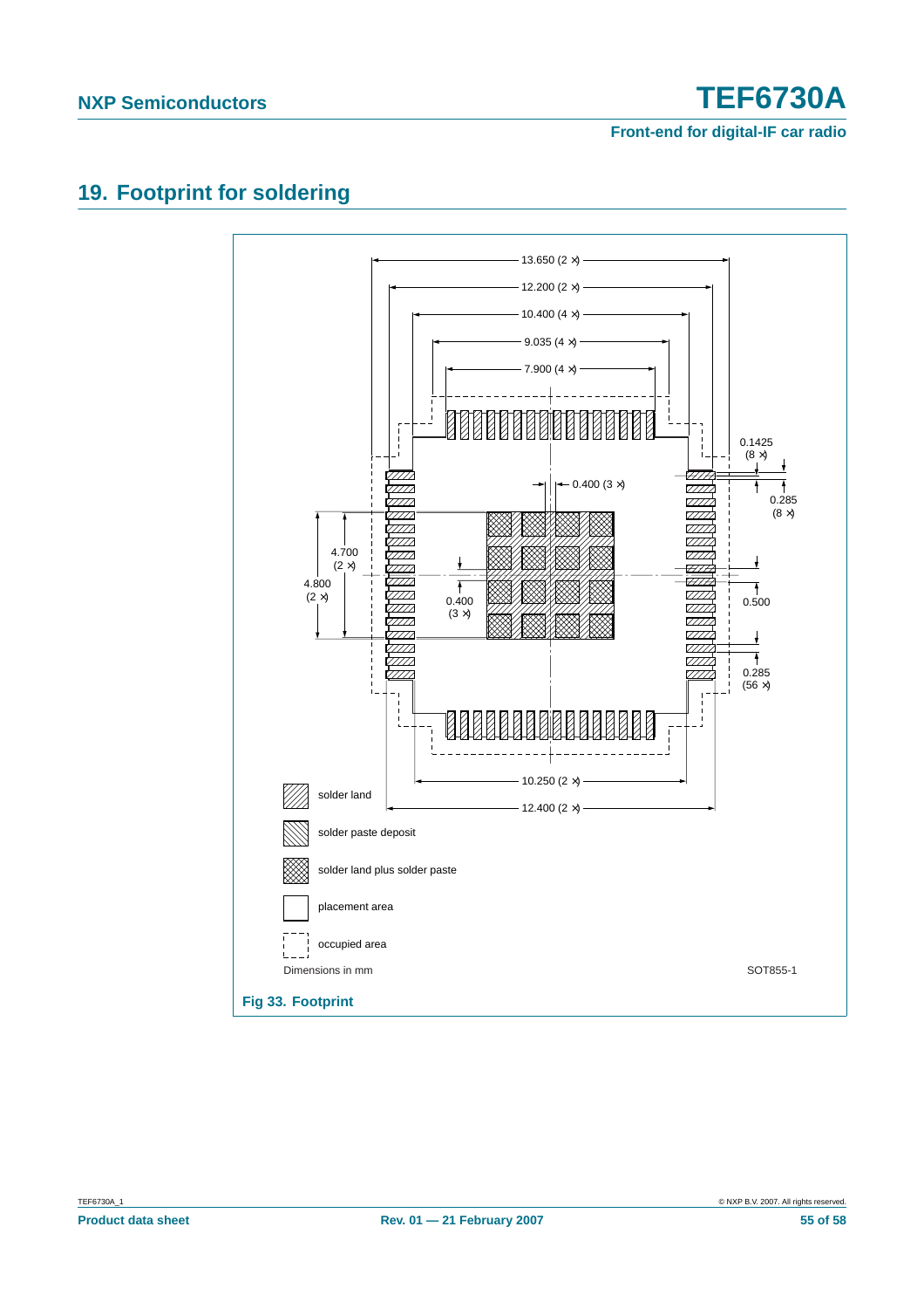## 19. Footprint for soldering

13.650 (2 ×)

12.200 (2 ×)

10.400 (4 ×)

9.035 (4 ×)

7.900 (4 ×)

0.1425 (8 ×)

0.285 (8 ×)

0.400 (3 ×)

4.700 (2 ×)

4.800 (2 ×)

0.400 (3 ×)

0.500

0.285 (56 ×)

10.250 (2 ×)

12.400 (2 ×)

solder land

solder paste deposit

solder land plus solder paste

placement area

occupied area

Dimensions in mm

SOT855-1

**Fig 33. Footprint**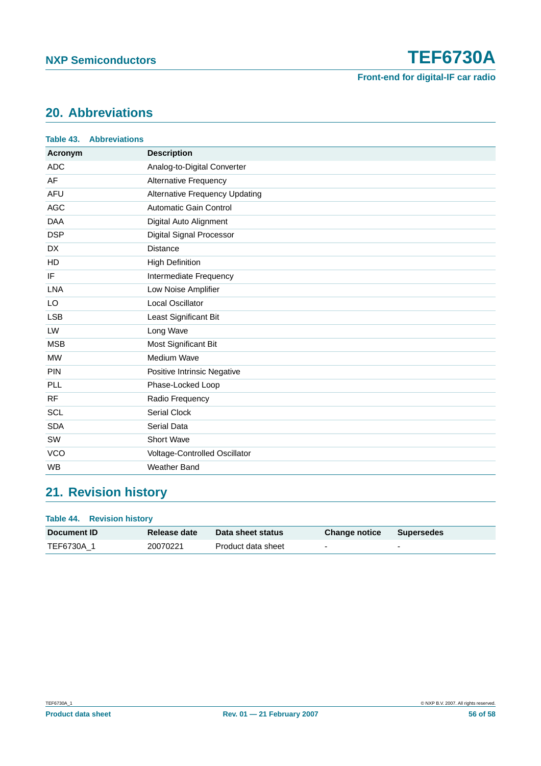## 20. Abbreviations

**Table 43. Abbreviations**

| Acronym | Description |
|---|---|
| ADC | Analog-to-Digital Converter |
| AF | Alternative Frequency |
| AFU | Alternative Frequency Updating |
| AGC | Automatic Gain Control |
| DAA | Digital Auto Alignment |
| DSP | Digital Signal Processor |
| DX | Distance |
| HD | High Definition |
| IF | Intermediate Frequency |
| LNA | Low Noise Amplifier |
| LO | Local Oscillator |
| LSB | Least Significant Bit |
| LW | Long Wave |
| MSB | Most Significant Bit |
| MW | Medium Wave |
| PIN | Positive Intrinsic Negative |
| PLL | Phase-Locked Loop |
| RF | Radio Frequency |
| SCL | Serial Clock |
| SDA | Serial Data |
| SW | Short Wave |
| VCO | Voltage-Controlled Oscillator |
| WB | Weather Band |

## 21. Revision history

**Table 44. Revision history**

| Document ID | Release date | Data sheet status | Change notice | Supersedes |
|---|---|---|---|---|
| TEF6730A_1 | 20070221 | Product data sheet | - | - |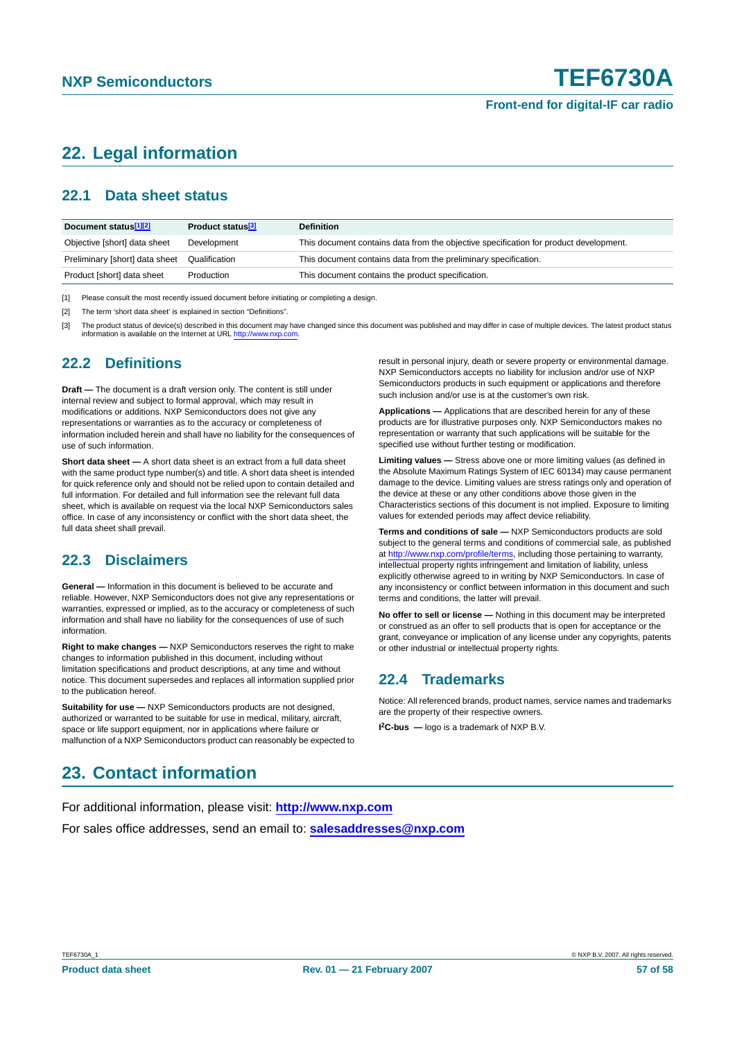# 22. Legal information

## 22.1 Data sheet status

| Document status[1][2] | Product status[3] | Definition |
|---|---|---|
| Objective [short] data sheet | Development | This document contains data from the objective specification for product development. |
| Preliminary [short] data sheet | Qualification | This document contains data from the preliminary specification. |
| Product [short] data sheet | Production | This document contains the product specification. |

[1] Please consult the most recently issued document before initiating or completing a design.

[2] The term 'short data sheet' is explained in section "Definitions".

[3] The product status of device(s) described in this document may have changed since this document was published and may differ in case of multiple devices. The latest product status information is available on the Internet at URL http://www.nxp.com.

## 22.2 Definitions

**Draft —** The document is a draft version only. The content is still under internal review and subject to formal approval, which may result in modifications or additions. NXP Semiconductors does not give any representations or warranties as to the accuracy or completeness of information included herein and shall have no liability for the consequences of use of such information.

**Short data sheet —** A short data sheet is an extract from a full data sheet with the same product type number(s) and title. A short data sheet is intended for quick reference only and should not be relied upon to contain detailed and full information. For detailed and full information see the relevant full data sheet, which is available on request via the local NXP Semiconductors sales office. In case of any inconsistency or conflict with the short data sheet, the full data sheet shall prevail.

## 22.3 Disclaimers

**General —** Information in this document is believed to be accurate and reliable. However, NXP Semiconductors does not give any representations or warranties, expressed or implied, as to the accuracy or completeness of such information and shall have no liability for the consequences of use of such information.

**Right to make changes —** NXP Semiconductors reserves the right to make changes to information published in this document, including without limitation specifications and product descriptions, at any time and without notice. This document supersedes and replaces all information supplied prior to the publication hereof.

**Suitability for use —** NXP Semiconductors products are not designed, authorized or warranted to be suitable for use in medical, military, aircraft, space or life support equipment, nor in applications where failure or malfunction of a NXP Semiconductors product can reasonably be expected to result in personal injury, death or severe property or environmental damage. NXP Semiconductors accepts no liability for inclusion and/or use of NXP Semiconductors products in such equipment or applications and therefore such inclusion and/or use is at the customer's own risk.

**Applications —** Applications that are described herein for any of these products are for illustrative purposes only. NXP Semiconductors makes no representation or warranty that such applications will be suitable for the specified use without further testing or modification.

**Limiting values —** Stress above one or more limiting values (as defined in the Absolute Maximum Ratings System of IEC 60134) may cause permanent damage to the device. Limiting values are stress ratings only and operation of the device at these or any other conditions above those given in the Characteristics sections of this document is not implied. Exposure to limiting values for extended periods may affect device reliability.

**Terms and conditions of sale —** NXP Semiconductors products are sold subject to the general terms and conditions of commercial sale, as published at http://www.nxp.com/profile/terms, including those pertaining to warranty, intellectual property rights infringement and limitation of liability, unless explicitly otherwise agreed to in writing by NXP Semiconductors. In case of any inconsistency or conflict between information in this document and such terms and conditions, the latter will prevail.

**No offer to sell or license —** Nothing in this document may be interpreted or construed as an offer to sell products that is open for acceptance or the grant, conveyance or implication of any license under any copyrights, patents or other industrial or intellectual property rights.

## 22.4 Trademarks

Notice: All referenced brands, product names, service names and trademarks are the property of their respective owners.

**I$^2$C-bus —** logo is a trademark of NXP B.V.

# 23. Contact information

For additional information, please visit: **http://www.nxp.com**

For sales office addresses, send an email to: **salesaddresses@nxp.com**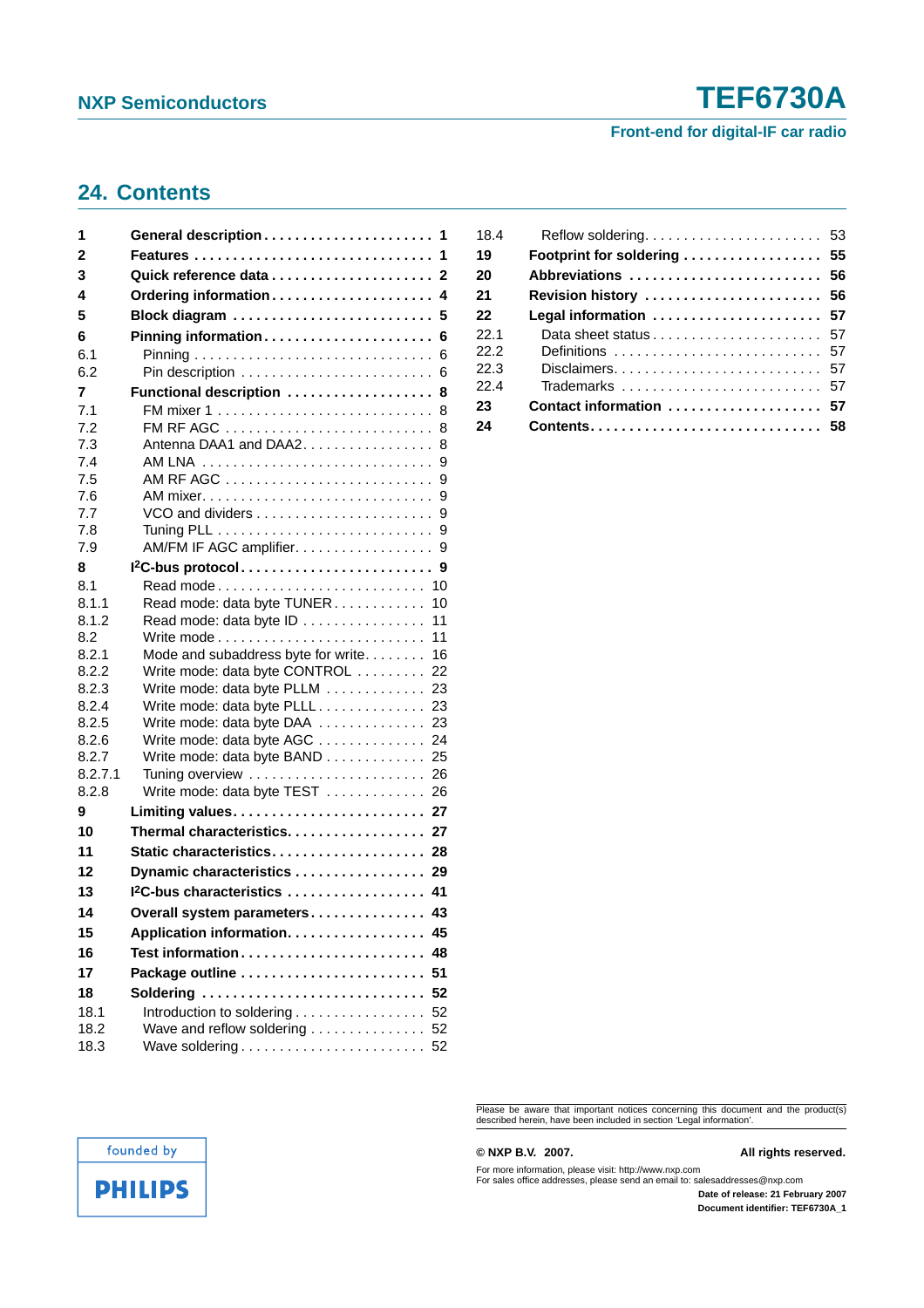## 24. Contents

| | | |
|---|---|---|
| **1** | **General description** | **1** |
| **2** | **Features** | **1** |
| **3** | **Quick reference data** | **2** |
| **4** | **Ordering information** | **4** |
| **5** | **Block diagram** | **5** |
| **6** | **Pinning information** | **6** |
| 6.1 | Pinning | 6 |
| 6.2 | Pin description | 6 |
| **7** | **Functional description** | **8** |
| 7.1 | FM mixer 1 | 8 |
| 7.2 | FM RF AGC | 8 |
| 7.3 | Antenna DAA1 and DAA2 | 8 |
| 7.4 | AM LNA | 9 |
| 7.5 | AM RF AGC | 9 |
| 7.6 | AM mixer | 9 |
| 7.7 | VCO and dividers | 9 |
| 7.8 | Tuning PLL | 9 |
| 7.9 | AM/FM IF AGC amplifier | 9 |
| **8** | **I²C-bus protocol** | **9** |
| 8.1 | Read mode | 10 |
| 8.1.1 | Read mode: data byte TUNER | 10 |
| 8.1.2 | Read mode: data byte ID | 11 |
| 8.2 | Write mode | 11 |
| 8.2.1 | Mode and subaddress byte for write | 16 |
| 8.2.2 | Write mode: data byte CONTROL | 22 |
| 8.2.3 | Write mode: data byte PLLM | 23 |
| 8.2.4 | Write mode: data byte PLLL | 23 |
| 8.2.5 | Write mode: data byte DAA | 23 |
| 8.2.6 | Write mode: data byte AGC | 24 |
| 8.2.7 | Write mode: data byte BAND | 25 |
| 8.2.7.1 | Tuning overview | 26 |
| 8.2.8 | Write mode: data byte TEST | 26 |
| **9** | **Limiting values** | **27** |
| **10** | **Thermal characteristics** | **27** |
| **11** | **Static characteristics** | **28** |
| **12** | **Dynamic characteristics** | **29** |
| **13** | **I²C-bus characteristics** | **41** |
| **14** | **Overall system parameters** | **43** |
| **15** | **Application information** | **45** |
| **16** | **Test information** | **48** |
| **17** | **Package outline** | **51** |
| **18** | **Soldering** | **52** |
| 18.1 | Introduction to soldering | 52 |
| 18.2 | Wave and reflow soldering | 52 |
| 18.3 | Wave soldering | 52 |
| 18.4 | Reflow soldering | 53 |
| **19** | **Footprint for soldering** | **55** |
| **20** | **Abbreviations** | **56** |
| **21** | **Revision history** | **56** |
| **22** | **Legal information** | **57** |
| 22.1 | Data sheet status | 57 |
| 22.2 | Definitions | 57 |
| 22.3 | Disclaimers | 57 |
| 22.4 | Trademarks | 57 |
| **23** | **Contact information** | **57** |
| **24** | **Contents** | **58** |

Please be aware that important notices concerning this document and the product(s) described herein, have been included in section 'Legal information'.

**© NXP B.V. 2007.** **All rights reserved.**

For more information, please visit: http://www.nxp.com
For sales office addresses, please send an email to: salesaddresses@nxp.com

**Date of release: 21 February 2007**

**Document identifier: TEF6730A_1**

founded by PHILIPS